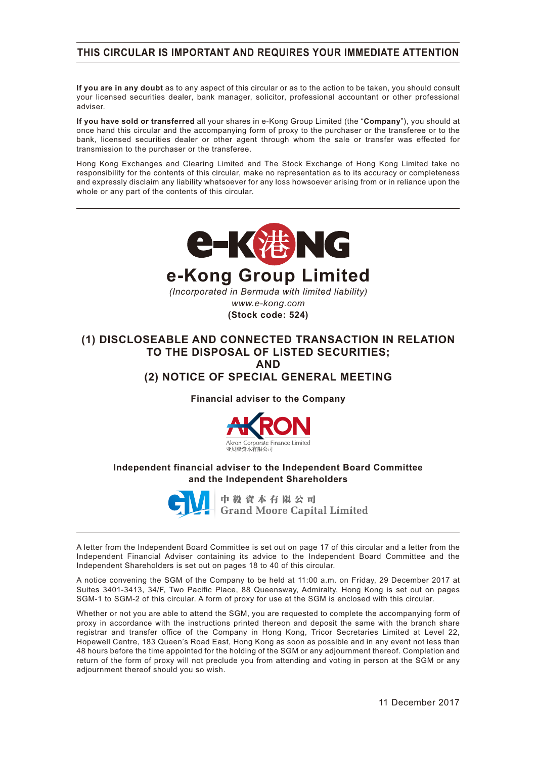**THIS CIRCULAR IS IMPORTANT AND REQUIRES YOUR IMMEDIATE ATTENTION**

**If you are in any doubt** as to any aspect of this circular or as to the action to be taken, you should consult your licensed securities dealer, bank manager, solicitor, professional accountant or other professional adviser.

**If you have sold or transferred** all your shares in e-Kong Group Limited (the "**Company**"), you should at once hand this circular and the accompanying form of proxy to the purchaser or the transferee or to the bank, licensed securities dealer or other agent through whom the sale or transfer was effected for transmission to the purchaser or the transferee.

Hong Kong Exchanges and Clearing Limited and The Stock Exchange of Hong Kong Limited take no responsibility for the contents of this circular, make no representation as to its accuracy or completeness and expressly disclaim any liability whatsoever for any loss howsoever arising from or in reliance upon the whole or any part of the contents of this circular.

# e-Kong Group Limited

*(Incorporated in Bermuda with limited liability)*

*www.e-kong.com*

**(Stock code: 524)**

## (1) DISCLOSEABLE AND CONNECTED TRANSACTION IN RELATION TO THE DISPOSAL OF LISTED SECURITIES; AND (2) NOTICE OF SPECIAL GENERAL MEETING

**Financial adviser to the Company**

Akron Corporate Finance Limited

亚贝隆资本有限公司

**Independent financial adviser to the Independent Board Committee and the Independent Shareholders**

中毅資本有限公司

Grand Moore Capital Limited

A letter from the Independent Board Committee is set out on page 17 of this circular and a letter from the Independent Financial Adviser containing its advice to the Independent Board Committee and the Independent Shareholders is set out on pages 18 to 40 of this circular.

A notice convening the SGM of the Company to be held at 11:00 a.m. on Friday, 29 December 2017 at Suites 3401-3413, 34/F, Two Pacific Place, 88 Queensway, Admiralty, Hong Kong is set out on pages SGM-1 to SGM-2 of this circular. A form of proxy for use at the SGM is enclosed with this circular.

Whether or not you are able to attend the SGM, you are requested to complete the accompanying form of proxy in accordance with the instructions printed thereon and deposit the same with the branch share registrar and transfer office of the Company in Hong Kong, Tricor Secretaries Limited at Level 22, Hopewell Centre, 183 Queen's Road East, Hong Kong as soon as possible and in any event not less than 48 hours before the time appointed for the holding of the SGM or any adjournment thereof. Completion and return of the form of proxy will not preclude you from attending and voting in person at the SGM or any adjournment thereof should you so wish.

11 December 2017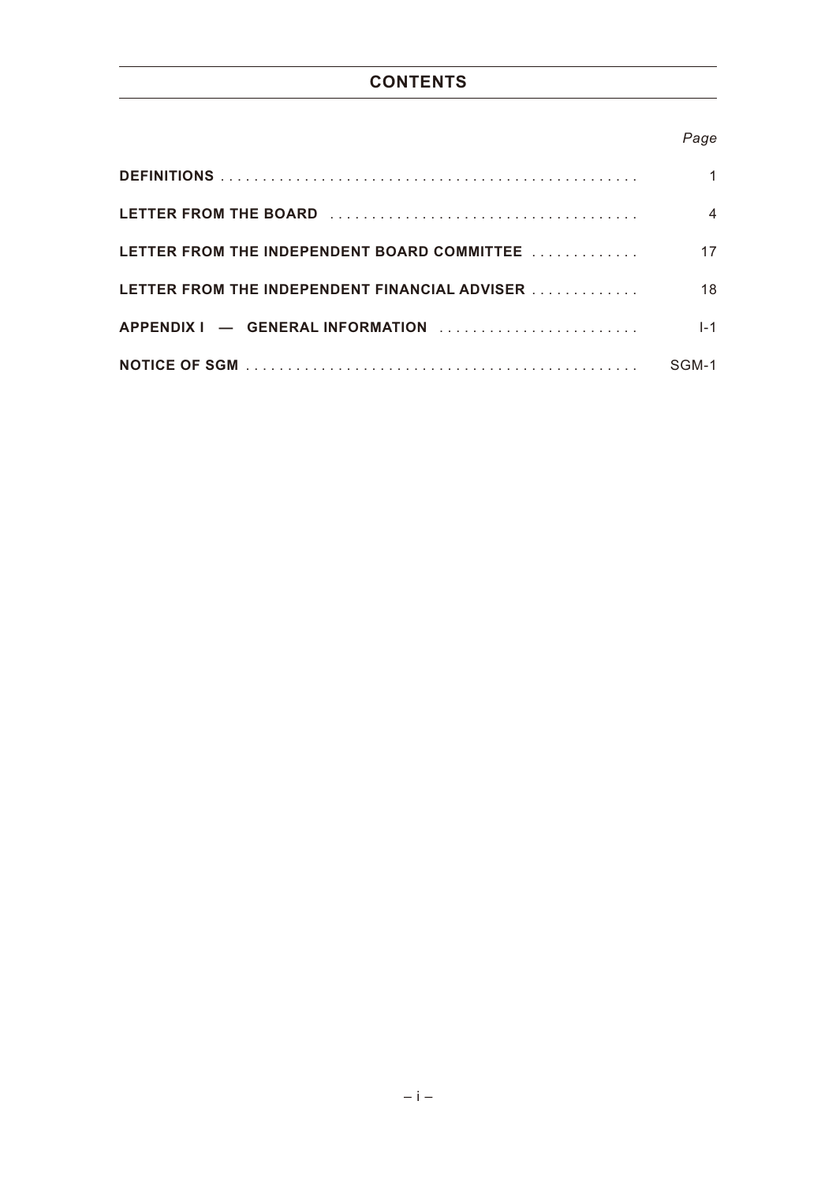# CONTENTS

| | Page |
|---|---|
| **DEFINITIONS** | 1 |
| **LETTER FROM THE BOARD** | 4 |
| **LETTER FROM THE INDEPENDENT BOARD COMMITTEE** | 17 |
| **LETTER FROM THE INDEPENDENT FINANCIAL ADVISER** | 18 |
| **APPENDIX I — GENERAL INFORMATION** | I-1 |
| **NOTICE OF SGM** | SGM-1 |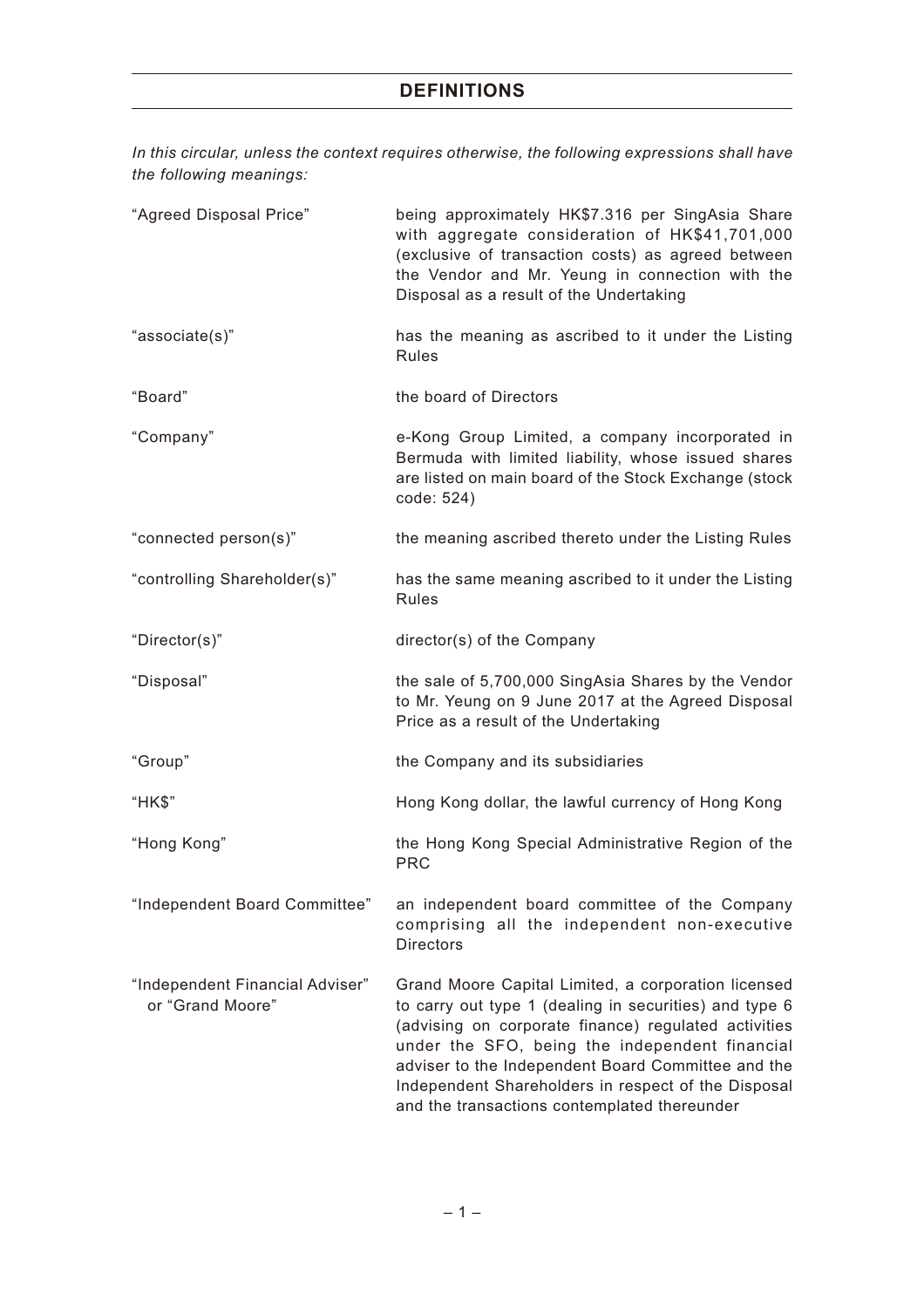## DEFINITIONS

*In this circular, unless the context requires otherwise, the following expressions shall have the following meanings:*

| | |
|---|---|
| "Agreed Disposal Price" | being approximately HK$7.316 per SingAsia Share with aggregate consideration of HK$41,701,000 (exclusive of transaction costs) as agreed between the Vendor and Mr. Yeung in connection with the Disposal as a result of the Undertaking |
| "associate(s)" | has the meaning as ascribed to it under the Listing Rules |
| "Board" | the board of Directors |
| "Company" | e-Kong Group Limited, a company incorporated in Bermuda with limited liability, whose issued shares are listed on main board of the Stock Exchange (stock code: 524) |
| "connected person(s)" | the meaning ascribed thereto under the Listing Rules |
| "controlling Shareholder(s)" | has the same meaning ascribed to it under the Listing Rules |
| "Director(s)" | director(s) of the Company |
| "Disposal" | the sale of 5,700,000 SingAsia Shares by the Vendor to Mr. Yeung on 9 June 2017 at the Agreed Disposal Price as a result of the Undertaking |
| "Group" | the Company and its subsidiaries |
| "HK$" | Hong Kong dollar, the lawful currency of Hong Kong |
| "Hong Kong" | the Hong Kong Special Administrative Region of the PRC |
| "Independent Board Committee" | an independent board committee of the Company comprising all the independent non-executive Directors |
| "Independent Financial Adviser" or "Grand Moore" | Grand Moore Capital Limited, a corporation licensed to carry out type 1 (dealing in securities) and type 6 (advising on corporate finance) regulated activities under the SFO, being the independent financial adviser to the Independent Board Committee and the Independent Shareholders in respect of the Disposal and the transactions contemplated thereunder |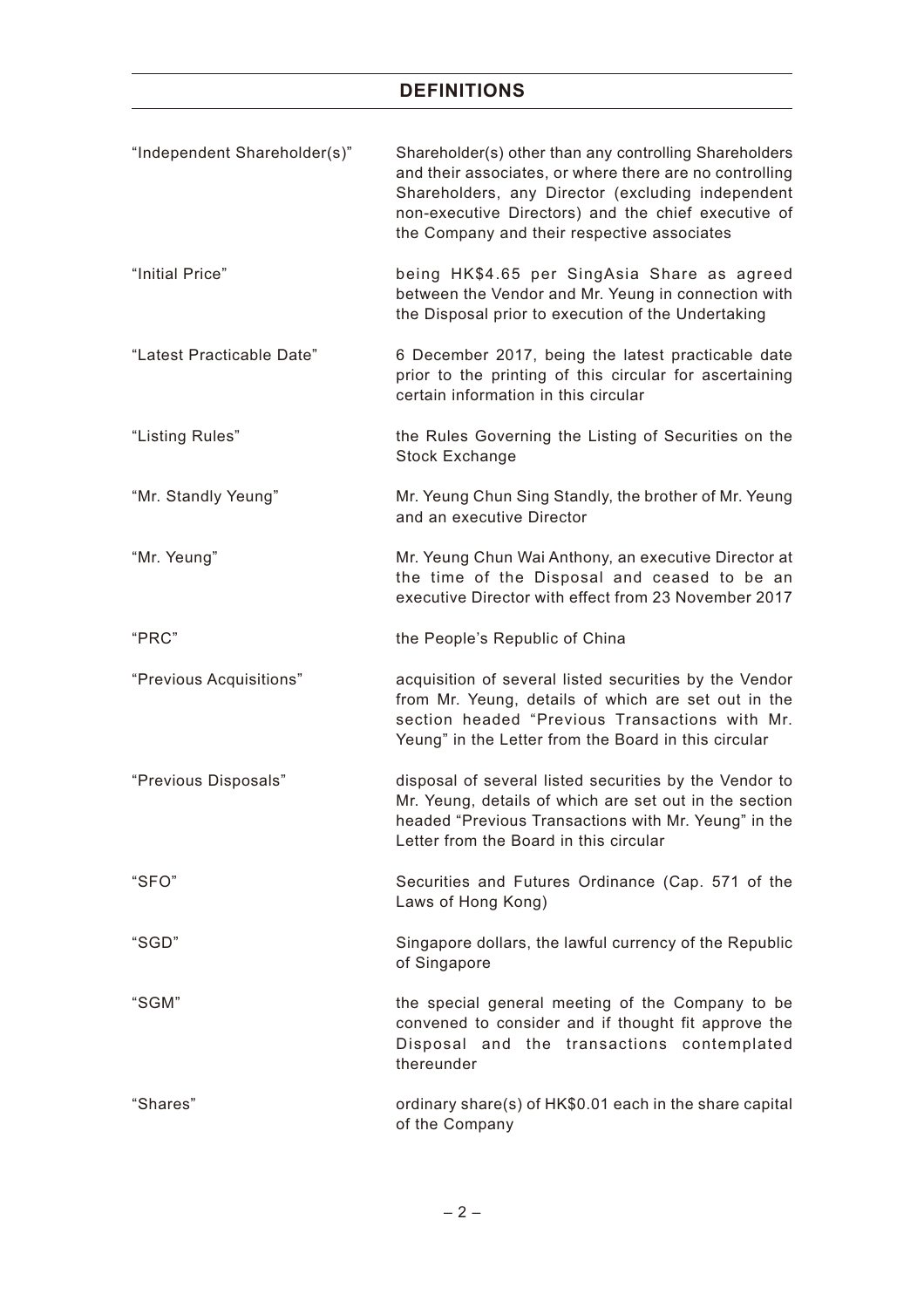## DEFINITIONS

| | |
|---|---|
| "Independent Shareholder(s)" | Shareholder(s) other than any controlling Shareholders and their associates, or where there are no controlling Shareholders, any Director (excluding independent non-executive Directors) and the chief executive of the Company and their respective associates |
| "Initial Price" | being HK$4.65 per SingAsia Share as agreed between the Vendor and Mr. Yeung in connection with the Disposal prior to execution of the Undertaking |
| "Latest Practicable Date" | 6 December 2017, being the latest practicable date prior to the printing of this circular for ascertaining certain information in this circular |
| "Listing Rules" | the Rules Governing the Listing of Securities on the Stock Exchange |
| "Mr. Standly Yeung" | Mr. Yeung Chun Sing Standly, the brother of Mr. Yeung and an executive Director |
| "Mr. Yeung" | Mr. Yeung Chun Wai Anthony, an executive Director at the time of the Disposal and ceased to be an executive Director with effect from 23 November 2017 |
| "PRC" | the People's Republic of China |
| "Previous Acquisitions" | acquisition of several listed securities by the Vendor from Mr. Yeung, details of which are set out in the section headed "Previous Transactions with Mr. Yeung" in the Letter from the Board in this circular |
| "Previous Disposals" | disposal of several listed securities by the Vendor to Mr. Yeung, details of which are set out in the section headed "Previous Transactions with Mr. Yeung" in the Letter from the Board in this circular |
| "SFO" | Securities and Futures Ordinance (Cap. 571 of the Laws of Hong Kong) |
| "SGD" | Singapore dollars, the lawful currency of the Republic of Singapore |
| "SGM" | the special general meeting of the Company to be convened to consider and if thought fit approve the Disposal and the transactions contemplated thereunder |
| "Shares" | ordinary share(s) of HK$0.01 each in the share capital of the Company |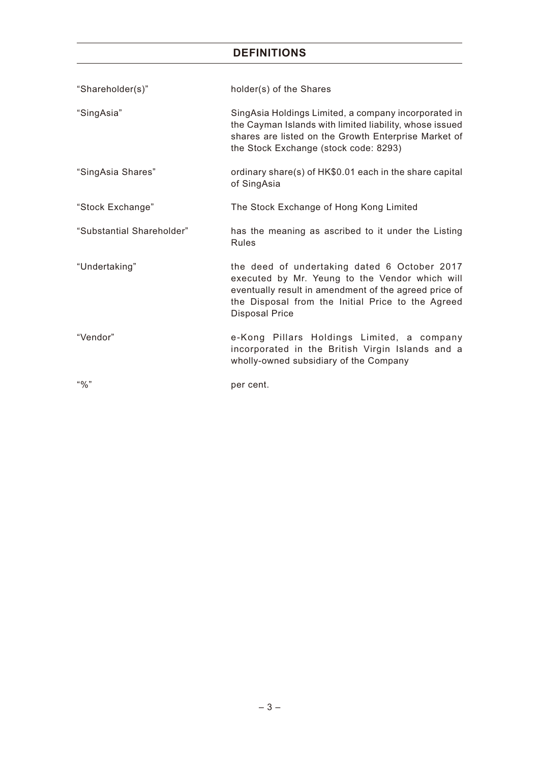## DEFINITIONS

| | |
|---|---|
| "Shareholder(s)" | holder(s) of the Shares |
| "SingAsia" | SingAsia Holdings Limited, a company incorporated in the Cayman Islands with limited liability, whose issued shares are listed on the Growth Enterprise Market of the Stock Exchange (stock code: 8293) |
| "SingAsia Shares" | ordinary share(s) of HK$0.01 each in the share capital of SingAsia |
| "Stock Exchange" | The Stock Exchange of Hong Kong Limited |
| "Substantial Shareholder" | has the meaning as ascribed to it under the Listing Rules |
| "Undertaking" | the deed of undertaking dated 6 October 2017 executed by Mr. Yeung to the Vendor which will eventually result in amendment of the agreed price of the Disposal from the Initial Price to the Agreed Disposal Price |
| "Vendor" | e-Kong Pillars Holdings Limited, a company incorporated in the British Virgin Islands and a wholly-owned subsidiary of the Company |
| "%" | per cent. |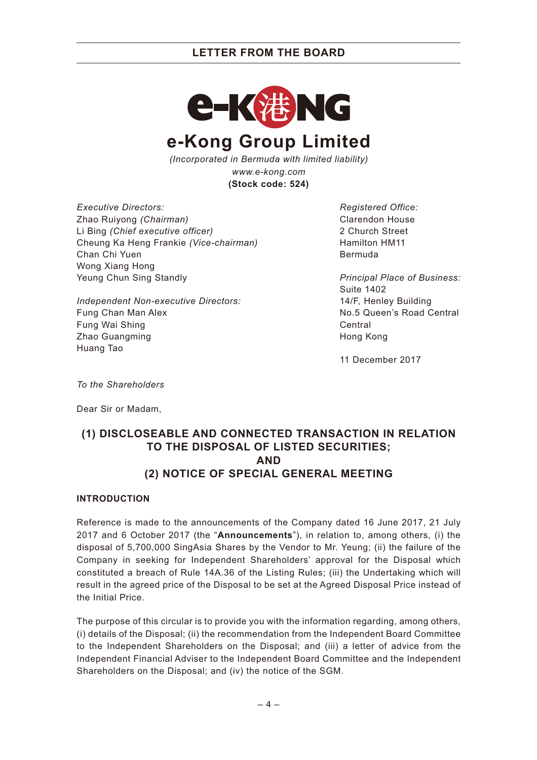# e-Kong Group Limited

*(Incorporated in Bermuda with limited liability)*
*www.e-kong.com*
**(Stock code: 524)**

*Executive Directors:*
Zhao Ruiyong *(Chairman)*
Li Bing *(Chief executive officer)*
Cheung Ka Heng Frankie *(Vice-chairman)*
Chan Chi Yuen
Wong Xiang Hong
Yeung Chun Sing Standly

*Independent Non-executive Directors:*
Fung Chan Man Alex
Fung Wai Shing
Zhao Guangming
Huang Tao

*Registered Office:*
Clarendon House
2 Church Street
Hamilton HM11
Bermuda

*Principal Place of Business:*
Suite 1402
14/F, Henley Building
No.5 Queen's Road Central
Central
Hong Kong

11 December 2017

*To the Shareholders*

Dear Sir or Madam,

## (1) DISCLOSEABLE AND CONNECTED TRANSACTION IN RELATION TO THE DISPOSAL OF LISTED SECURITIES; AND (2) NOTICE OF SPECIAL GENERAL MEETING

### INTRODUCTION

Reference is made to the announcements of the Company dated 16 June 2017, 21 July 2017 and 6 October 2017 (the "**Announcements**"), in relation to, among others, (i) the disposal of 5,700,000 SingAsia Shares by the Vendor to Mr. Yeung; (ii) the failure of the Company in seeking for Independent Shareholders' approval for the Disposal which constituted a breach of Rule 14A.36 of the Listing Rules; (iii) the Undertaking which will result in the agreed price of the Disposal to be set at the Agreed Disposal Price instead of the Initial Price.

The purpose of this circular is to provide you with the information regarding, among others, (i) details of the Disposal; (ii) the recommendation from the Independent Board Committee to the Independent Shareholders on the Disposal; and (iii) a letter of advice from the Independent Financial Adviser to the Independent Board Committee and the Independent Shareholders on the Disposal; and (iv) the notice of the SGM.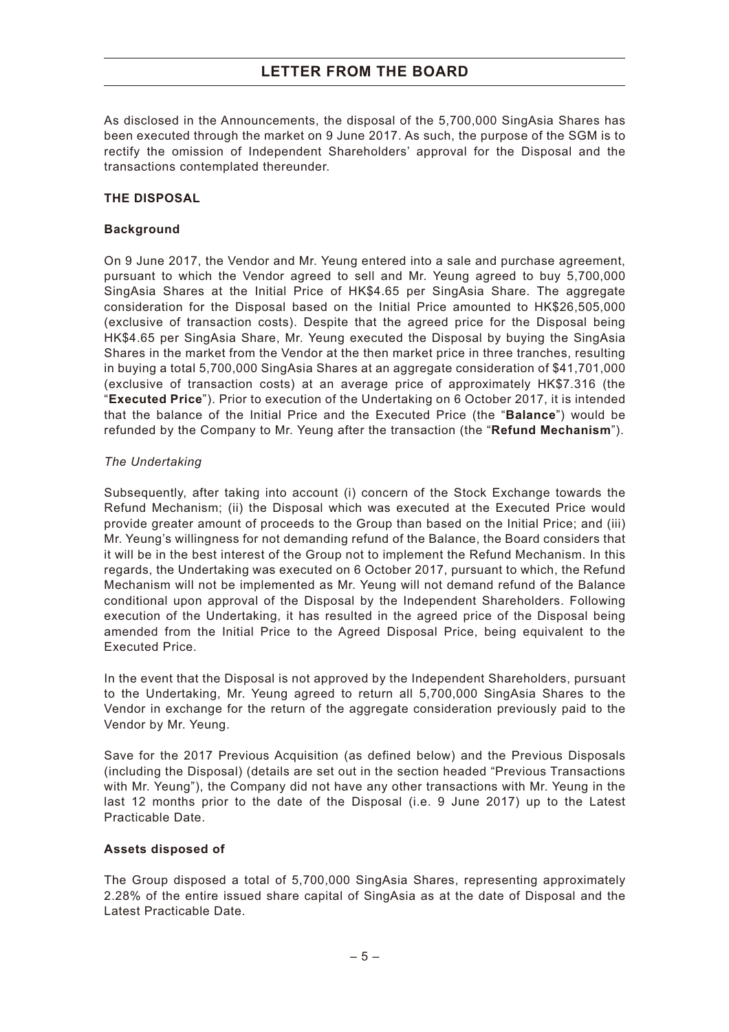As disclosed in the Announcements, the disposal of the 5,700,000 SingAsia Shares has been executed through the market on 9 June 2017. As such, the purpose of the SGM is to rectify the omission of Independent Shareholders' approval for the Disposal and the transactions contemplated thereunder.

## THE DISPOSAL

### Background

On 9 June 2017, the Vendor and Mr. Yeung entered into a sale and purchase agreement, pursuant to which the Vendor agreed to sell and Mr. Yeung agreed to buy 5,700,000 SingAsia Shares at the Initial Price of HK$4.65 per SingAsia Share. The aggregate consideration for the Disposal based on the Initial Price amounted to HK$26,505,000 (exclusive of transaction costs). Despite that the agreed price for the Disposal being HK$4.65 per SingAsia Share, Mr. Yeung executed the Disposal by buying the SingAsia Shares in the market from the Vendor at the then market price in three tranches, resulting in buying a total 5,700,000 SingAsia Shares at an aggregate consideration of $41,701,000 (exclusive of transaction costs) at an average price of approximately HK$7.316 (the "**Executed Price**"). Prior to execution of the Undertaking on 6 October 2017, it is intended that the balance of the Initial Price and the Executed Price (the "**Balance**") would be refunded by the Company to Mr. Yeung after the transaction (the "**Refund Mechanism**").

*The Undertaking*

Subsequently, after taking into account (i) concern of the Stock Exchange towards the Refund Mechanism; (ii) the Disposal which was executed at the Executed Price would provide greater amount of proceeds to the Group than based on the Initial Price; and (iii) Mr. Yeung's willingness for not demanding refund of the Balance, the Board considers that it will be in the best interest of the Group not to implement the Refund Mechanism. In this regards, the Undertaking was executed on 6 October 2017, pursuant to which, the Refund Mechanism will not be implemented as Mr. Yeung will not demand refund of the Balance conditional upon approval of the Disposal by the Independent Shareholders. Following execution of the Undertaking, it has resulted in the agreed price of the Disposal being amended from the Initial Price to the Agreed Disposal Price, being equivalent to the Executed Price.

In the event that the Disposal is not approved by the Independent Shareholders, pursuant to the Undertaking, Mr. Yeung agreed to return all 5,700,000 SingAsia Shares to the Vendor in exchange for the return of the aggregate consideration previously paid to the Vendor by Mr. Yeung.

Save for the 2017 Previous Acquisition (as defined below) and the Previous Disposals (including the Disposal) (details are set out in the section headed "Previous Transactions with Mr. Yeung"), the Company did not have any other transactions with Mr. Yeung in the last 12 months prior to the date of the Disposal (i.e. 9 June 2017) up to the Latest Practicable Date.

### Assets disposed of

The Group disposed a total of 5,700,000 SingAsia Shares, representing approximately 2.28% of the entire issued share capital of SingAsia as at the date of Disposal and the Latest Practicable Date.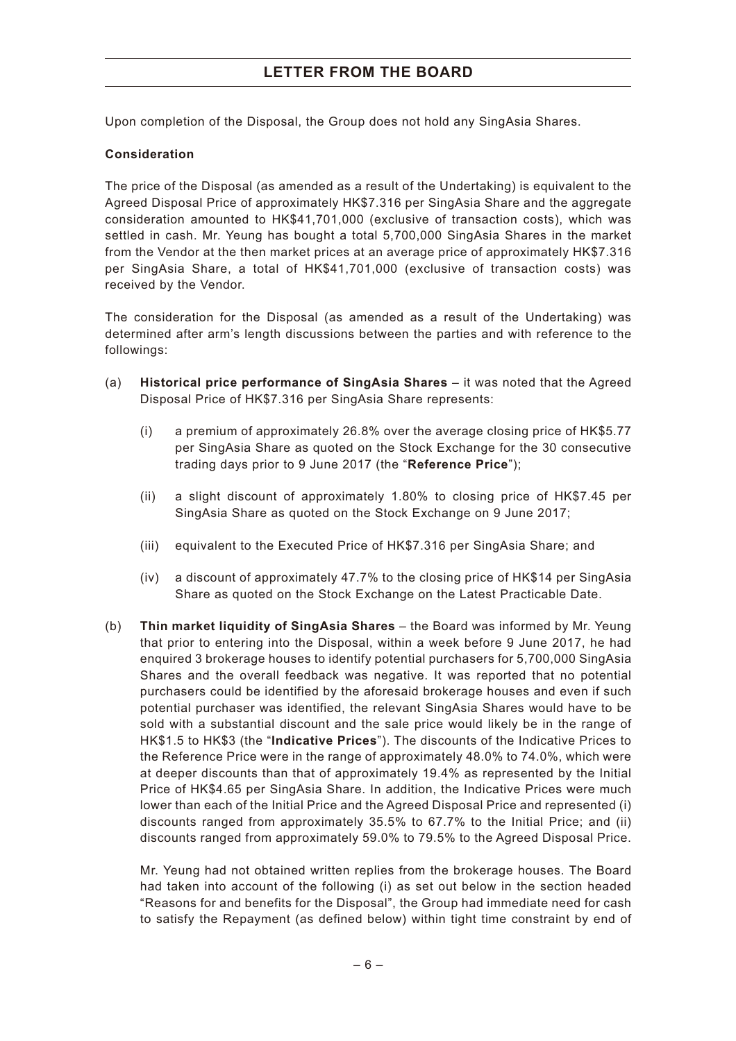Upon completion of the Disposal, the Group does not hold any SingAsia Shares.

**Consideration**

The price of the Disposal (as amended as a result of the Undertaking) is equivalent to the Agreed Disposal Price of approximately HK$7.316 per SingAsia Share and the aggregate consideration amounted to HK$41,701,000 (exclusive of transaction costs), which was settled in cash. Mr. Yeung has bought a total 5,700,000 SingAsia Shares in the market from the Vendor at the then market prices at an average price of approximately HK$7.316 per SingAsia Share, a total of HK$41,701,000 (exclusive of transaction costs) was received by the Vendor.

The consideration for the Disposal (as amended as a result of the Undertaking) was determined after arm's length discussions between the parties and with reference to the followings:

(a) **Historical price performance of SingAsia Shares** – it was noted that the Agreed Disposal Price of HK$7.316 per SingAsia Share represents:

   (i) a premium of approximately 26.8% over the average closing price of HK$5.77 per SingAsia Share as quoted on the Stock Exchange for the 30 consecutive trading days prior to 9 June 2017 (the "**Reference Price**");

   (ii) a slight discount of approximately 1.80% to closing price of HK$7.45 per SingAsia Share as quoted on the Stock Exchange on 9 June 2017;

   (iii) equivalent to the Executed Price of HK$7.316 per SingAsia Share; and

   (iv) a discount of approximately 47.7% to the closing price of HK$14 per SingAsia Share as quoted on the Stock Exchange on the Latest Practicable Date.

(b) **Thin market liquidity of SingAsia Shares** – the Board was informed by Mr. Yeung that prior to entering into the Disposal, within a week before 9 June 2017, he had enquired 3 brokerage houses to identify potential purchasers for 5,700,000 SingAsia Shares and the overall feedback was negative. It was reported that no potential purchasers could be identified by the aforesaid brokerage houses and even if such potential purchaser was identified, the relevant SingAsia Shares would have to be sold with a substantial discount and the sale price would likely be in the range of HK$1.5 to HK$3 (the "**Indicative Prices**"). The discounts of the Indicative Prices to the Reference Price were in the range of approximately 48.0% to 74.0%, which were at deeper discounts than that of approximately 19.4% as represented by the Initial Price of HK$4.65 per SingAsia Share. In addition, the Indicative Prices were much lower than each of the Initial Price and the Agreed Disposal Price and represented (i) discounts ranged from approximately 35.5% to 67.7% to the Initial Price; and (ii) discounts ranged from approximately 59.0% to 79.5% to the Agreed Disposal Price.

   Mr. Yeung had not obtained written replies from the brokerage houses. The Board had taken into account of the following (i) as set out below in the section headed "Reasons for and benefits for the Disposal", the Group had immediate need for cash to satisfy the Repayment (as defined below) within tight time constraint by end of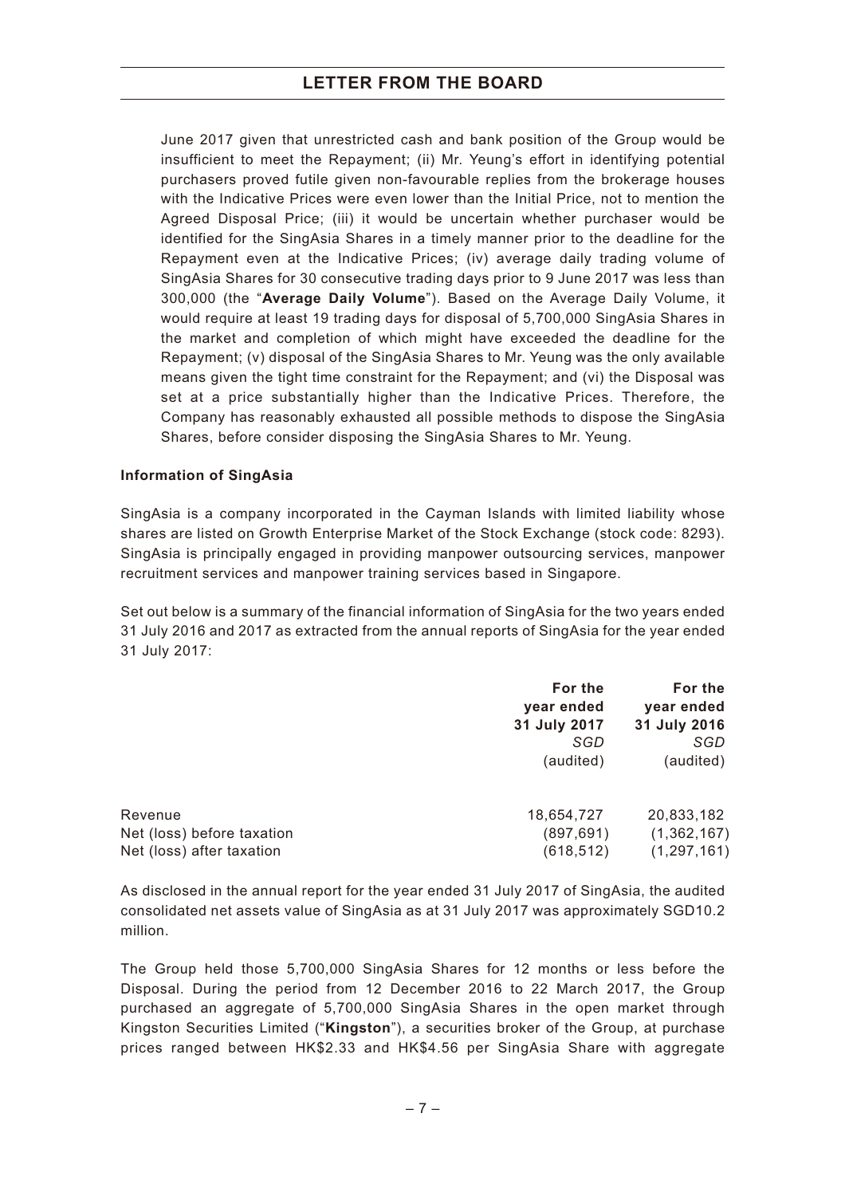June 2017 given that unrestricted cash and bank position of the Group would be insufficient to meet the Repayment; (ii) Mr. Yeung's effort in identifying potential purchasers proved futile given non-favourable replies from the brokerage houses with the Indicative Prices were even lower than the Initial Price, not to mention the Agreed Disposal Price; (iii) it would be uncertain whether purchaser would be identified for the SingAsia Shares in a timely manner prior to the deadline for the Repayment even at the Indicative Prices; (iv) average daily trading volume of SingAsia Shares for 30 consecutive trading days prior to 9 June 2017 was less than 300,000 (the "**Average Daily Volume**"). Based on the Average Daily Volume, it would require at least 19 trading days for disposal of 5,700,000 SingAsia Shares in the market and completion of which might have exceeded the deadline for the Repayment; (v) disposal of the SingAsia Shares to Mr. Yeung was the only available means given the tight time constraint for the Repayment; and (vi) the Disposal was set at a price substantially higher than the Indicative Prices. Therefore, the Company has reasonably exhausted all possible methods to dispose the SingAsia Shares, before consider disposing the SingAsia Shares to Mr. Yeung.

**Information of SingAsia**

SingAsia is a company incorporated in the Cayman Islands with limited liability whose shares are listed on Growth Enterprise Market of the Stock Exchange (stock code: 8293). SingAsia is principally engaged in providing manpower outsourcing services, manpower recruitment services and manpower training services based in Singapore.

Set out below is a summary of the financial information of SingAsia for the two years ended 31 July 2016 and 2017 as extracted from the annual reports of SingAsia for the year ended 31 July 2017:

| | For the year ended 31 July 2017 *SGD* (audited) | For the year ended 31 July 2016 *SGD* (audited) |
|---|---|---|
| Revenue | 18,654,727 | 20,833,182 |
| Net (loss) before taxation | (897,691) | (1,362,167) |
| Net (loss) after taxation | (618,512) | (1,297,161) |

As disclosed in the annual report for the year ended 31 July 2017 of SingAsia, the audited consolidated net assets value of SingAsia as at 31 July 2017 was approximately SGD10.2 million.

The Group held those 5,700,000 SingAsia Shares for 12 months or less before the Disposal. During the period from 12 December 2016 to 22 March 2017, the Group purchased an aggregate of 5,700,000 SingAsia Shares in the open market through Kingston Securities Limited ("**Kingston**"), a securities broker of the Group, at purchase prices ranged between HK$2.33 and HK$4.56 per SingAsia Share with aggregate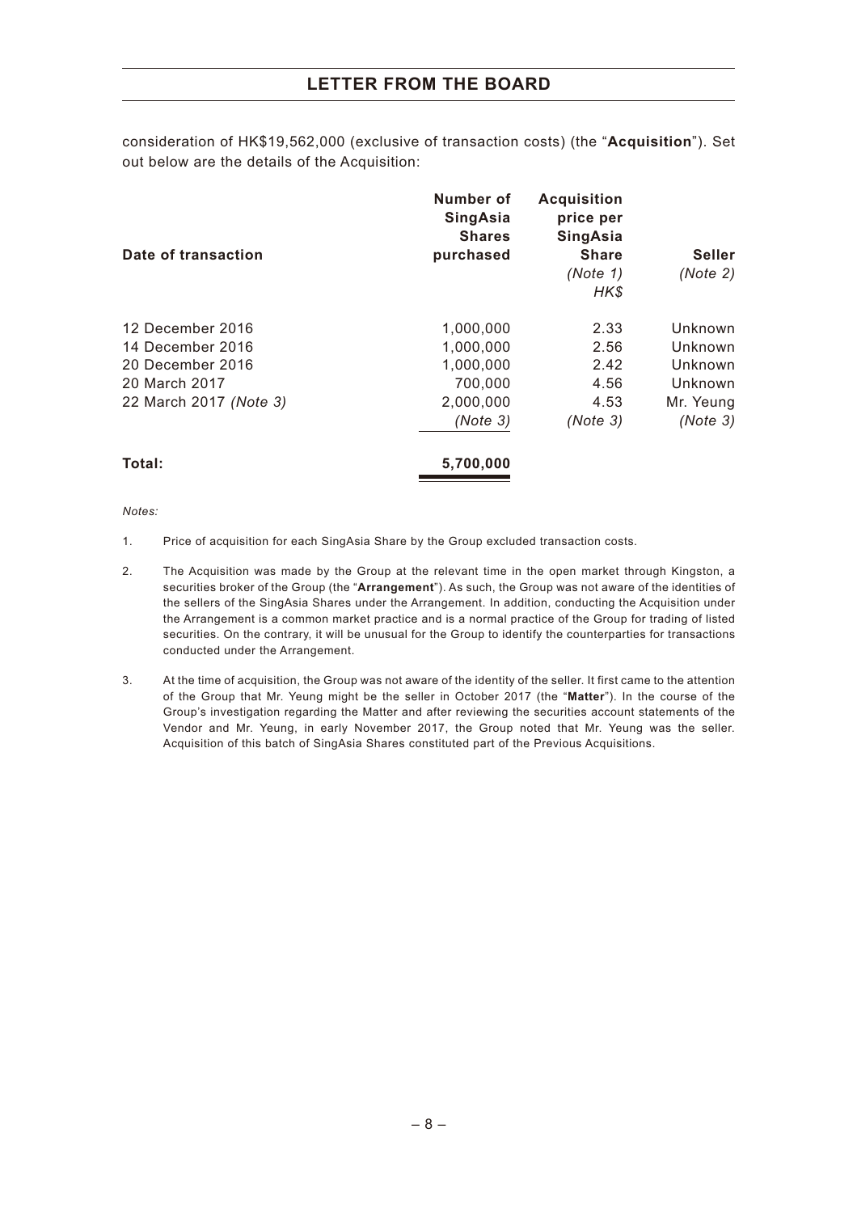consideration of HK$19,562,000 (exclusive of transaction costs) (the "**Acquisition**"). Set out below are the details of the Acquisition:

| Date of transaction | Number of SingAsia Shares purchased | Acquisition price per SingAsia Share *(Note 1)* HK$ | Seller *(Note 2)* |
|---|---|---|---|
| 12 December 2016 | 1,000,000 | 2.33 | Unknown |
| 14 December 2016 | 1,000,000 | 2.56 | Unknown |
| 20 December 2016 | 1,000,000 | 2.42 | Unknown |
| 20 March 2017 | 700,000 | 4.56 | Unknown |
| 22 March 2017 *(Note 3)* | 2,000,000 *(Note 3)* | 4.53 *(Note 3)* | Mr. Yeung *(Note 3)* |
| **Total:** | **5,700,000** | | |

*Notes:*

1. Price of acquisition for each SingAsia Share by the Group excluded transaction costs.

2. The Acquisition was made by the Group at the relevant time in the open market through Kingston, a securities broker of the Group (the "**Arrangement**"). As such, the Group was not aware of the identities of the sellers of the SingAsia Shares under the Arrangement. In addition, conducting the Acquisition under the Arrangement is a common market practice and is a normal practice of the Group for trading of listed securities. On the contrary, it will be unusual for the Group to identify the counterparties for transactions conducted under the Arrangement.

3. At the time of acquisition, the Group was not aware of the identity of the seller. It first came to the attention of the Group that Mr. Yeung might be the seller in October 2017 (the "**Matter**"). In the course of the Group's investigation regarding the Matter and after reviewing the securities account statements of the Vendor and Mr. Yeung, in early November 2017, the Group noted that Mr. Yeung was the seller. Acquisition of this batch of SingAsia Shares constituted part of the Previous Acquisitions.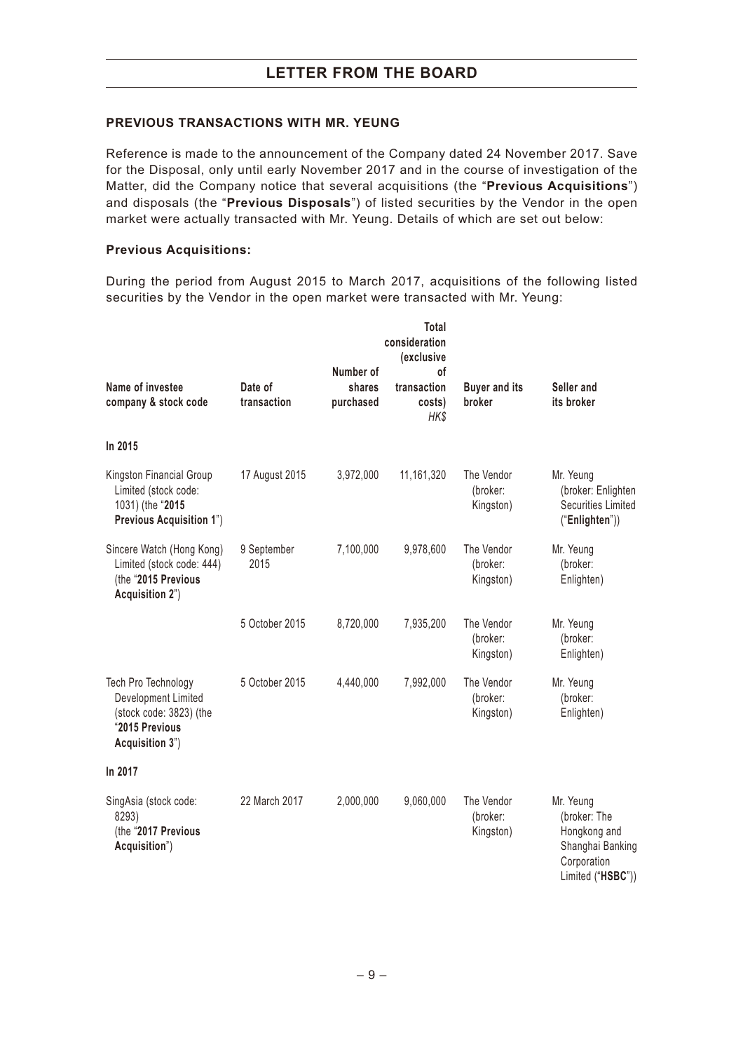## LETTER FROM THE BOARD

### PREVIOUS TRANSACTIONS WITH MR. YEUNG

Reference is made to the announcement of the Company dated 24 November 2017. Save for the Disposal, only until early November 2017 and in the course of investigation of the Matter, did the Company notice that several acquisitions (the "**Previous Acquisitions**") and disposals (the "**Previous Disposals**") of listed securities by the Vendor in the open market were actually transacted with Mr. Yeung. Details of which are set out below:

### Previous Acquisitions:

During the period from August 2015 to March 2017, acquisitions of the following listed securities by the Vendor in the open market were transacted with Mr. Yeung:

| Name of investee company & stock code | Date of transaction | Number of shares purchased | Total consideration (exclusive of transaction costs) *HK$* | Buyer and its broker | Seller and its broker |
|---|---|---|---|---|---|
| **In 2015** | | | | | |
| Kingston Financial Group Limited (stock code: 1031) (the "**2015 Previous Acquisition 1**") | 17 August 2015 | 3,972,000 | 11,161,320 | The Vendor (broker: Kingston) | Mr. Yeung (broker: Enlighten Securities Limited ("**Enlighten**")) |
| Sincere Watch (Hong Kong) Limited (stock code: 444) (the "**2015 Previous Acquisition 2**") | 9 September 2015 | 7,100,000 | 9,978,600 | The Vendor (broker: Kingston) | Mr. Yeung (broker: Enlighten) |
| | 5 October 2015 | 8,720,000 | 7,935,200 | The Vendor (broker: Kingston) | Mr. Yeung (broker: Enlighten) |
| Tech Pro Technology Development Limited (stock code: 3823) (the "**2015 Previous Acquisition 3**") | 5 October 2015 | 4,440,000 | 7,992,000 | The Vendor (broker: Kingston) | Mr. Yeung (broker: Enlighten) |
| **In 2017** | | | | | |
| SingAsia (stock code: 8293) (the "**2017 Previous Acquisition**") | 22 March 2017 | 2,000,000 | 9,060,000 | The Vendor (broker: Kingston) | Mr. Yeung (broker: The Hongkong and Shanghai Banking Corporation Limited ("**HSBC**")) |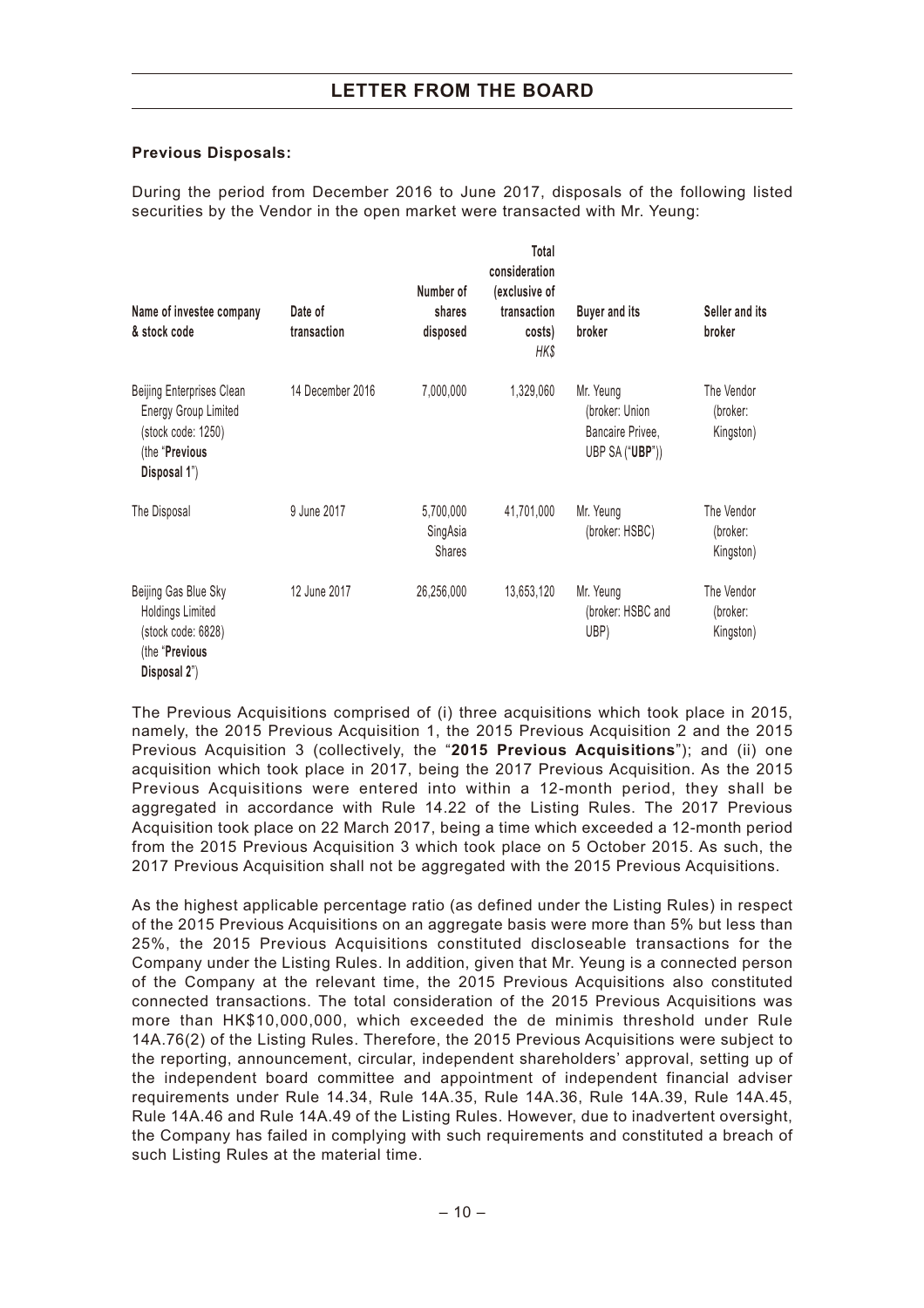## LETTER FROM THE BOARD

**Previous Disposals:**

During the period from December 2016 to June 2017, disposals of the following listed securities by the Vendor in the open market were transacted with Mr. Yeung:

| Name of investee company & stock code | Date of transaction | Number of shares disposed | Total consideration (exclusive of transaction costs) *HK$* | Buyer and its broker | Seller and its broker |
|---|---|---|---|---|---|
| Beijing Enterprises Clean Energy Group Limited (stock code: 1250) (the "**Previous Disposal 1**") | 14 December 2016 | 7,000,000 | 1,329,060 | Mr. Yeung (broker: Union Bancaire Privee, UBP SA ("**UBP**")) | The Vendor (broker: Kingston) |
| The Disposal | 9 June 2017 | 5,700,000 SingAsia Shares | 41,701,000 | Mr. Yeung (broker: HSBC) | The Vendor (broker: Kingston) |
| Beijing Gas Blue Sky Holdings Limited (stock code: 6828) (the "**Previous Disposal 2**") | 12 June 2017 | 26,256,000 | 13,653,120 | Mr. Yeung (broker: HSBC and UBP) | The Vendor (broker: Kingston) |

The Previous Acquisitions comprised of (i) three acquisitions which took place in 2015, namely, the 2015 Previous Acquisition 1, the 2015 Previous Acquisition 2 and the 2015 Previous Acquisition 3 (collectively, the "**2015 Previous Acquisitions**"); and (ii) one acquisition which took place in 2017, being the 2017 Previous Acquisition. As the 2015 Previous Acquisitions were entered into within a 12-month period, they shall be aggregated in accordance with Rule 14.22 of the Listing Rules. The 2017 Previous Acquisition took place on 22 March 2017, being a time which exceeded a 12-month period from the 2015 Previous Acquisition 3 which took place on 5 October 2015. As such, the 2017 Previous Acquisition shall not be aggregated with the 2015 Previous Acquisitions.

As the highest applicable percentage ratio (as defined under the Listing Rules) in respect of the 2015 Previous Acquisitions on an aggregate basis were more than 5% but less than 25%, the 2015 Previous Acquisitions constituted discloseable transactions for the Company under the Listing Rules. In addition, given that Mr. Yeung is a connected person of the Company at the relevant time, the 2015 Previous Acquisitions also constituted connected transactions. The total consideration of the 2015 Previous Acquisitions was more than HK$10,000,000, which exceeded the de minimis threshold under Rule 14A.76(2) of the Listing Rules. Therefore, the 2015 Previous Acquisitions were subject to the reporting, announcement, circular, independent shareholders' approval, setting up of the independent board committee and appointment of independent financial adviser requirements under Rule 14.34, Rule 14A.35, Rule 14A.36, Rule 14A.39, Rule 14A.45, Rule 14A.46 and Rule 14A.49 of the Listing Rules. However, due to inadvertent oversight, the Company has failed in complying with such requirements and constituted a breach of such Listing Rules at the material time.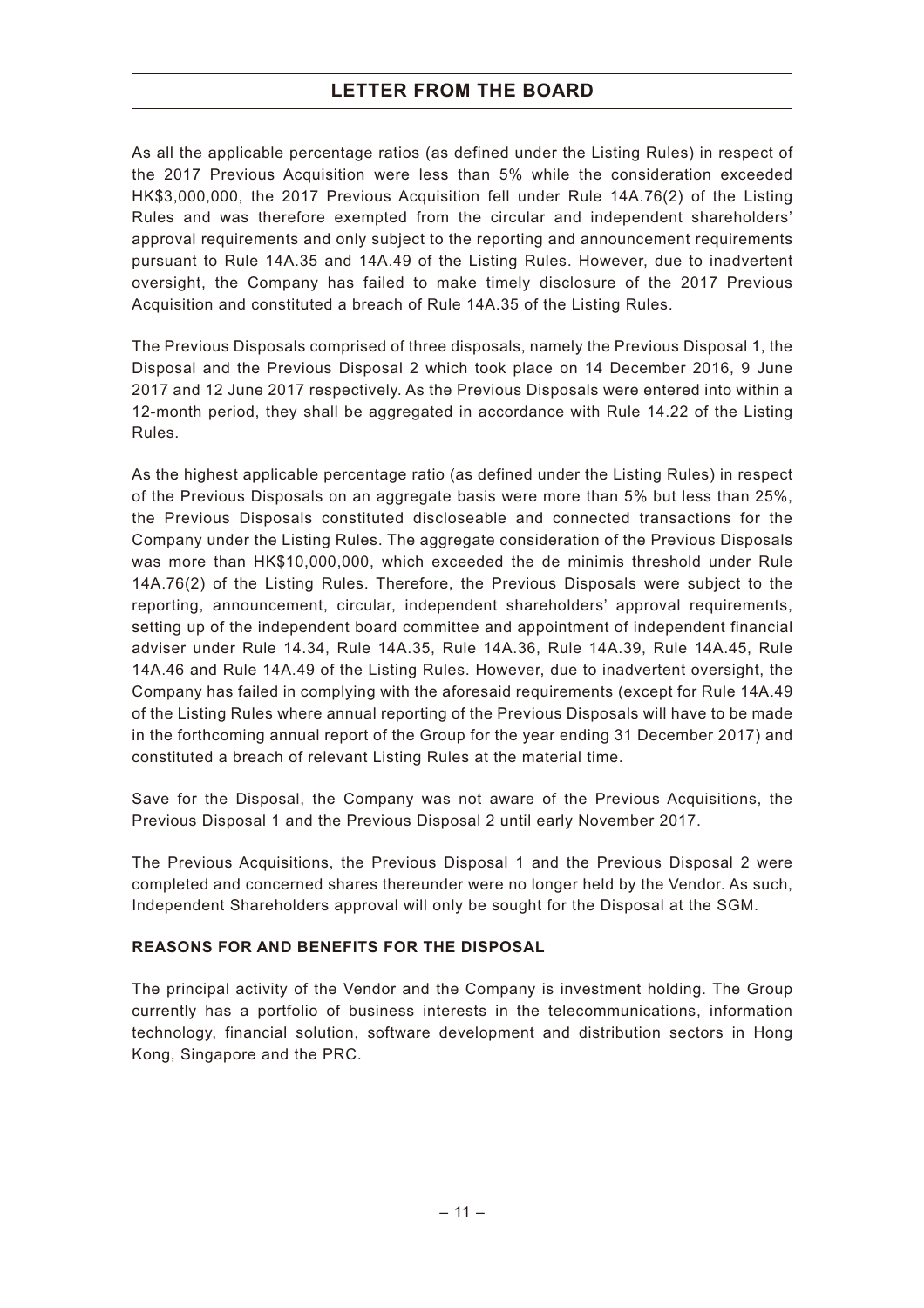As all the applicable percentage ratios (as defined under the Listing Rules) in respect of the 2017 Previous Acquisition were less than 5% while the consideration exceeded HK$3,000,000, the 2017 Previous Acquisition fell under Rule 14A.76(2) of the Listing Rules and was therefore exempted from the circular and independent shareholders' approval requirements and only subject to the reporting and announcement requirements pursuant to Rule 14A.35 and 14A.49 of the Listing Rules. However, due to inadvertent oversight, the Company has failed to make timely disclosure of the 2017 Previous Acquisition and constituted a breach of Rule 14A.35 of the Listing Rules.

The Previous Disposals comprised of three disposals, namely the Previous Disposal 1, the Disposal and the Previous Disposal 2 which took place on 14 December 2016, 9 June 2017 and 12 June 2017 respectively. As the Previous Disposals were entered into within a 12-month period, they shall be aggregated in accordance with Rule 14.22 of the Listing Rules.

As the highest applicable percentage ratio (as defined under the Listing Rules) in respect of the Previous Disposals on an aggregate basis were more than 5% but less than 25%, the Previous Disposals constituted discloseable and connected transactions for the Company under the Listing Rules. The aggregate consideration of the Previous Disposals was more than HK$10,000,000, which exceeded the de minimis threshold under Rule 14A.76(2) of the Listing Rules. Therefore, the Previous Disposals were subject to the reporting, announcement, circular, independent shareholders' approval requirements, setting up of the independent board committee and appointment of independent financial adviser under Rule 14.34, Rule 14A.35, Rule 14A.36, Rule 14A.39, Rule 14A.45, Rule 14A.46 and Rule 14A.49 of the Listing Rules. However, due to inadvertent oversight, the Company has failed in complying with the aforesaid requirements (except for Rule 14A.49 of the Listing Rules where annual reporting of the Previous Disposals will have to be made in the forthcoming annual report of the Group for the year ending 31 December 2017) and constituted a breach of relevant Listing Rules at the material time.

Save for the Disposal, the Company was not aware of the Previous Acquisitions, the Previous Disposal 1 and the Previous Disposal 2 until early November 2017.

The Previous Acquisitions, the Previous Disposal 1 and the Previous Disposal 2 were completed and concerned shares thereunder were no longer held by the Vendor. As such, Independent Shareholders approval will only be sought for the Disposal at the SGM.

**REASONS FOR AND BENEFITS FOR THE DISPOSAL**

The principal activity of the Vendor and the Company is investment holding. The Group currently has a portfolio of business interests in the telecommunications, information technology, financial solution, software development and distribution sectors in Hong Kong, Singapore and the PRC.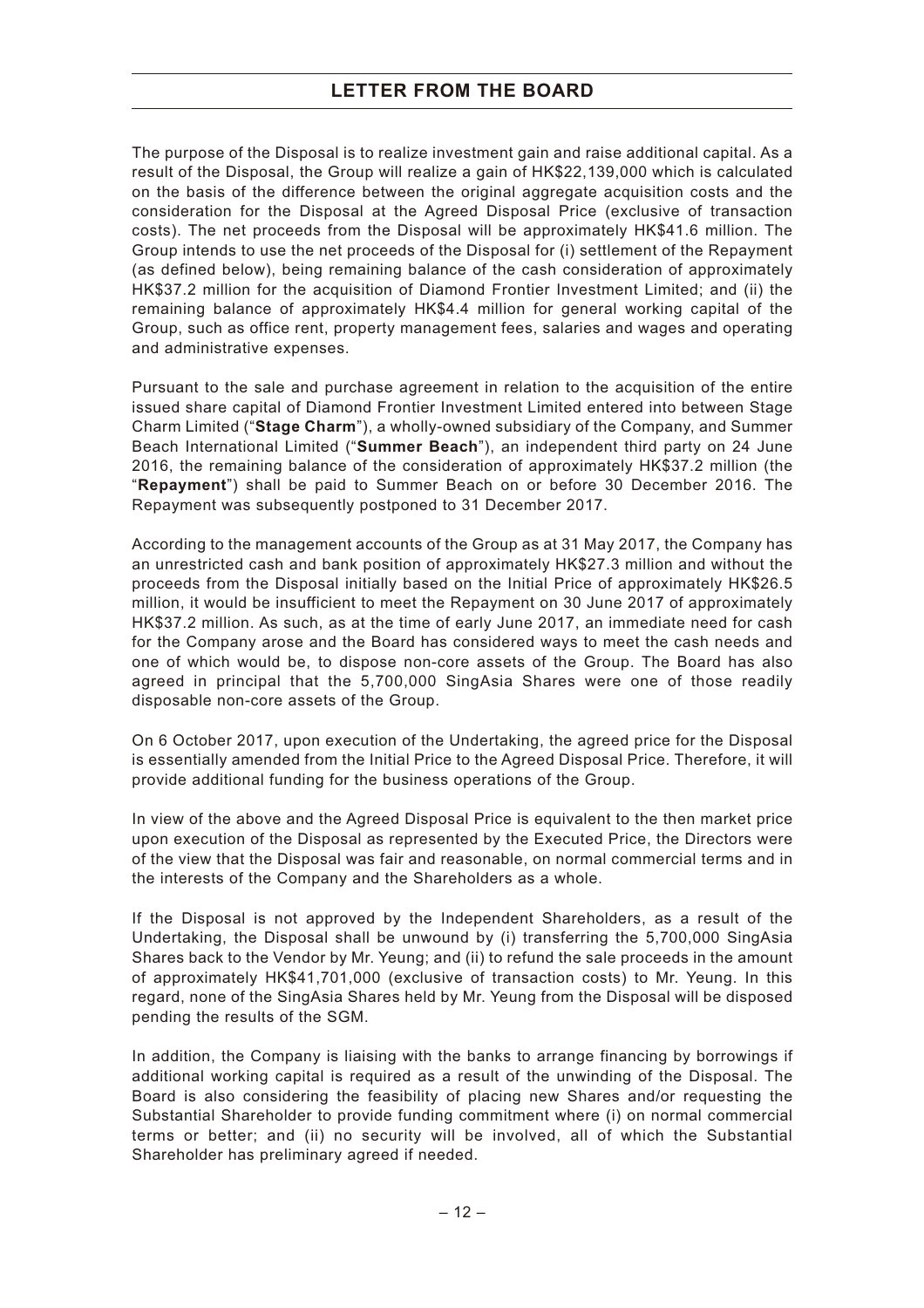The purpose of the Disposal is to realize investment gain and raise additional capital. As a result of the Disposal, the Group will realize a gain of HK$22,139,000 which is calculated on the basis of the difference between the original aggregate acquisition costs and the consideration for the Disposal at the Agreed Disposal Price (exclusive of transaction costs). The net proceeds from the Disposal will be approximately HK$41.6 million. The Group intends to use the net proceeds of the Disposal for (i) settlement of the Repayment (as defined below), being remaining balance of the cash consideration of approximately HK$37.2 million for the acquisition of Diamond Frontier Investment Limited; and (ii) the remaining balance of approximately HK$4.4 million for general working capital of the Group, such as office rent, property management fees, salaries and wages and operating and administrative expenses.

Pursuant to the sale and purchase agreement in relation to the acquisition of the entire issued share capital of Diamond Frontier Investment Limited entered into between Stage Charm Limited ("**Stage Charm**"), a wholly-owned subsidiary of the Company, and Summer Beach International Limited ("**Summer Beach**"), an independent third party on 24 June 2016, the remaining balance of the consideration of approximately HK$37.2 million (the "**Repayment**") shall be paid to Summer Beach on or before 30 December 2016. The Repayment was subsequently postponed to 31 December 2017.

According to the management accounts of the Group as at 31 May 2017, the Company has an unrestricted cash and bank position of approximately HK$27.3 million and without the proceeds from the Disposal initially based on the Initial Price of approximately HK$26.5 million, it would be insufficient to meet the Repayment on 30 June 2017 of approximately HK$37.2 million. As such, as at the time of early June 2017, an immediate need for cash for the Company arose and the Board has considered ways to meet the cash needs and one of which would be, to dispose non-core assets of the Group. The Board has also agreed in principal that the 5,700,000 SingAsia Shares were one of those readily disposable non-core assets of the Group.

On 6 October 2017, upon execution of the Undertaking, the agreed price for the Disposal is essentially amended from the Initial Price to the Agreed Disposal Price. Therefore, it will provide additional funding for the business operations of the Group.

In view of the above and the Agreed Disposal Price is equivalent to the then market price upon execution of the Disposal as represented by the Executed Price, the Directors were of the view that the Disposal was fair and reasonable, on normal commercial terms and in the interests of the Company and the Shareholders as a whole.

If the Disposal is not approved by the Independent Shareholders, as a result of the Undertaking, the Disposal shall be unwound by (i) transferring the 5,700,000 SingAsia Shares back to the Vendor by Mr. Yeung; and (ii) to refund the sale proceeds in the amount of approximately HK$41,701,000 (exclusive of transaction costs) to Mr. Yeung. In this regard, none of the SingAsia Shares held by Mr. Yeung from the Disposal will be disposed pending the results of the SGM.

In addition, the Company is liaising with the banks to arrange financing by borrowings if additional working capital is required as a result of the unwinding of the Disposal. The Board is also considering the feasibility of placing new Shares and/or requesting the Substantial Shareholder to provide funding commitment where (i) on normal commercial terms or better; and (ii) no security will be involved, all of which the Substantial Shareholder has preliminary agreed if needed.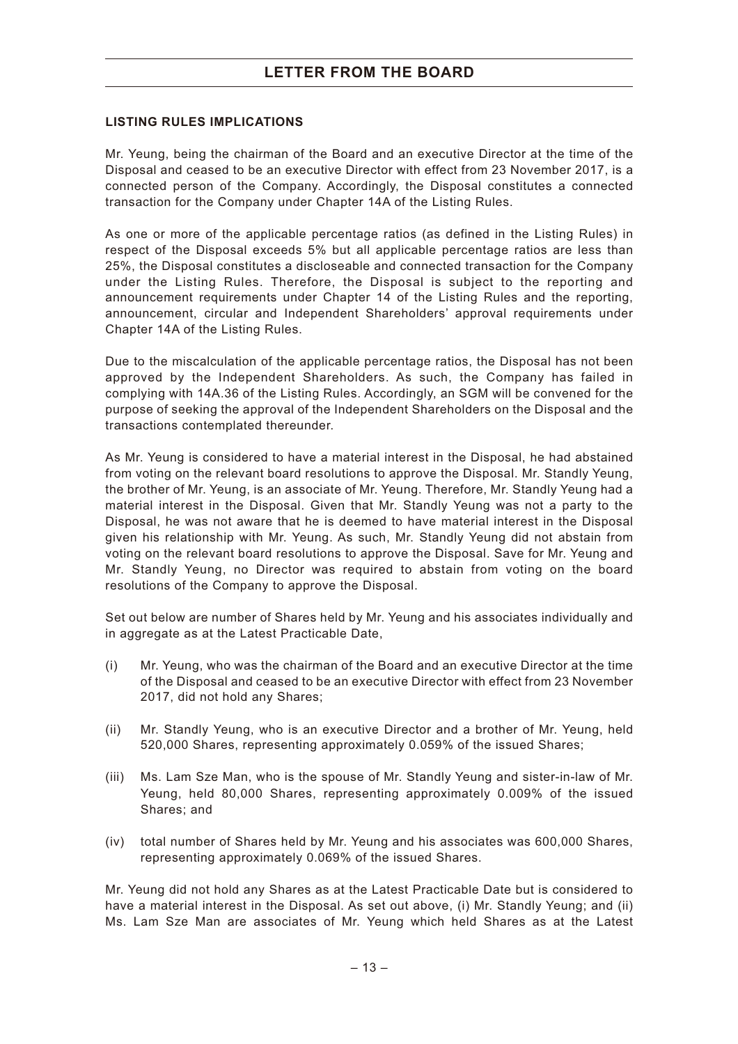**LISTING RULES IMPLICATIONS**

Mr. Yeung, being the chairman of the Board and an executive Director at the time of the Disposal and ceased to be an executive Director with effect from 23 November 2017, is a connected person of the Company. Accordingly, the Disposal constitutes a connected transaction for the Company under Chapter 14A of the Listing Rules.

As one or more of the applicable percentage ratios (as defined in the Listing Rules) in respect of the Disposal exceeds 5% but all applicable percentage ratios are less than 25%, the Disposal constitutes a discloseable and connected transaction for the Company under the Listing Rules. Therefore, the Disposal is subject to the reporting and announcement requirements under Chapter 14 of the Listing Rules and the reporting, announcement, circular and Independent Shareholders' approval requirements under Chapter 14A of the Listing Rules.

Due to the miscalculation of the applicable percentage ratios, the Disposal has not been approved by the Independent Shareholders. As such, the Company has failed in complying with 14A.36 of the Listing Rules. Accordingly, an SGM will be convened for the purpose of seeking the approval of the Independent Shareholders on the Disposal and the transactions contemplated thereunder.

As Mr. Yeung is considered to have a material interest in the Disposal, he had abstained from voting on the relevant board resolutions to approve the Disposal. Mr. Standly Yeung, the brother of Mr. Yeung, is an associate of Mr. Yeung. Therefore, Mr. Standly Yeung had a material interest in the Disposal. Given that Mr. Standly Yeung was not a party to the Disposal, he was not aware that he is deemed to have material interest in the Disposal given his relationship with Mr. Yeung. As such, Mr. Standly Yeung did not abstain from voting on the relevant board resolutions to approve the Disposal. Save for Mr. Yeung and Mr. Standly Yeung, no Director was required to abstain from voting on the board resolutions of the Company to approve the Disposal.

Set out below are number of Shares held by Mr. Yeung and his associates individually and in aggregate as at the Latest Practicable Date,

(i) Mr. Yeung, who was the chairman of the Board and an executive Director at the time of the Disposal and ceased to be an executive Director with effect from 23 November 2017, did not hold any Shares;

(ii) Mr. Standly Yeung, who is an executive Director and a brother of Mr. Yeung, held 520,000 Shares, representing approximately 0.059% of the issued Shares;

(iii) Ms. Lam Sze Man, who is the spouse of Mr. Standly Yeung and sister-in-law of Mr. Yeung, held 80,000 Shares, representing approximately 0.009% of the issued Shares; and

(iv) total number of Shares held by Mr. Yeung and his associates was 600,000 Shares, representing approximately 0.069% of the issued Shares.

Mr. Yeung did not hold any Shares as at the Latest Practicable Date but is considered to have a material interest in the Disposal. As set out above, (i) Mr. Standly Yeung; and (ii) Ms. Lam Sze Man are associates of Mr. Yeung which held Shares as at the Latest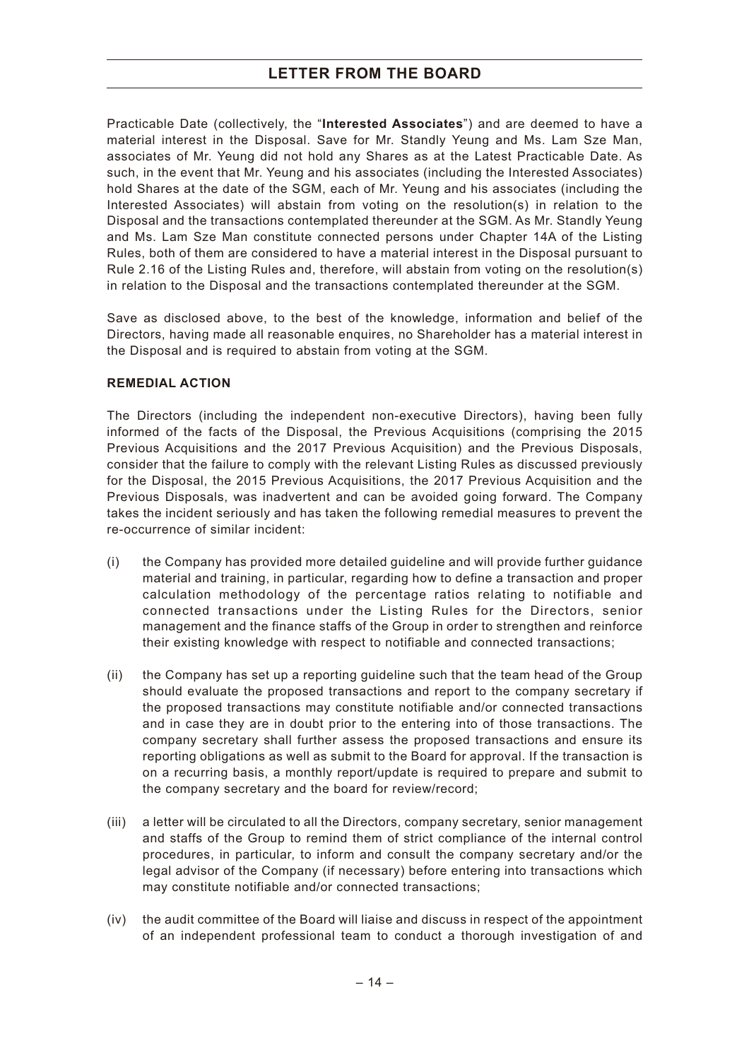Practicable Date (collectively, the "**Interested Associates**") and are deemed to have a material interest in the Disposal. Save for Mr. Standly Yeung and Ms. Lam Sze Man, associates of Mr. Yeung did not hold any Shares as at the Latest Practicable Date. As such, in the event that Mr. Yeung and his associates (including the Interested Associates) hold Shares at the date of the SGM, each of Mr. Yeung and his associates (including the Interested Associates) will abstain from voting on the resolution(s) in relation to the Disposal and the transactions contemplated thereunder at the SGM. As Mr. Standly Yeung and Ms. Lam Sze Man constitute connected persons under Chapter 14A of the Listing Rules, both of them are considered to have a material interest in the Disposal pursuant to Rule 2.16 of the Listing Rules and, therefore, will abstain from voting on the resolution(s) in relation to the Disposal and the transactions contemplated thereunder at the SGM.

Save as disclosed above, to the best of the knowledge, information and belief of the Directors, having made all reasonable enquires, no Shareholder has a material interest in the Disposal and is required to abstain from voting at the SGM.

**REMEDIAL ACTION**

The Directors (including the independent non-executive Directors), having been fully informed of the facts of the Disposal, the Previous Acquisitions (comprising the 2015 Previous Acquisitions and the 2017 Previous Acquisition) and the Previous Disposals, consider that the failure to comply with the relevant Listing Rules as discussed previously for the Disposal, the 2015 Previous Acquisitions, the 2017 Previous Acquisition and the Previous Disposals, was inadvertent and can be avoided going forward. The Company takes the incident seriously and has taken the following remedial measures to prevent the re-occurrence of similar incident:

(i) the Company has provided more detailed guideline and will provide further guidance material and training, in particular, regarding how to define a transaction and proper calculation methodology of the percentage ratios relating to notifiable and connected transactions under the Listing Rules for the Directors, senior management and the finance staffs of the Group in order to strengthen and reinforce their existing knowledge with respect to notifiable and connected transactions;

(ii) the Company has set up a reporting guideline such that the team head of the Group should evaluate the proposed transactions and report to the company secretary if the proposed transactions may constitute notifiable and/or connected transactions and in case they are in doubt prior to the entering into of those transactions. The company secretary shall further assess the proposed transactions and ensure its reporting obligations as well as submit to the Board for approval. If the transaction is on a recurring basis, a monthly report/update is required to prepare and submit to the company secretary and the board for review/record;

(iii) a letter will be circulated to all the Directors, company secretary, senior management and staffs of the Group to remind them of strict compliance of the internal control procedures, in particular, to inform and consult the company secretary and/or the legal advisor of the Company (if necessary) before entering into transactions which may constitute notifiable and/or connected transactions;

(iv) the audit committee of the Board will liaise and discuss in respect of the appointment of an independent professional team to conduct a thorough investigation of and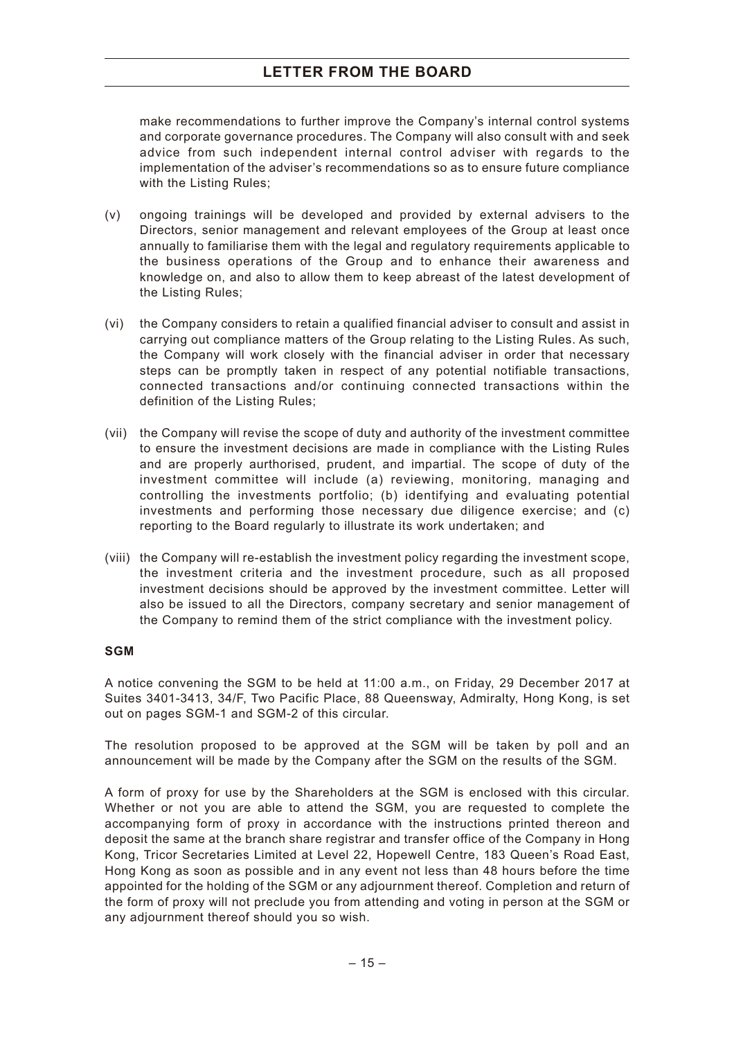make recommendations to further improve the Company's internal control systems and corporate governance procedures. The Company will also consult with and seek advice from such independent internal control adviser with regards to the implementation of the adviser's recommendations so as to ensure future compliance with the Listing Rules;

(v) ongoing trainings will be developed and provided by external advisers to the Directors, senior management and relevant employees of the Group at least once annually to familiarise them with the legal and regulatory requirements applicable to the business operations of the Group and to enhance their awareness and knowledge on, and also to allow them to keep abreast of the latest development of the Listing Rules;

(vi) the Company considers to retain a qualified financial adviser to consult and assist in carrying out compliance matters of the Group relating to the Listing Rules. As such, the Company will work closely with the financial adviser in order that necessary steps can be promptly taken in respect of any potential notifiable transactions, connected transactions and/or continuing connected transactions within the definition of the Listing Rules;

(vii) the Company will revise the scope of duty and authority of the investment committee to ensure the investment decisions are made in compliance with the Listing Rules and are properly aurthorised, prudent, and impartial. The scope of duty of the investment committee will include (a) reviewing, monitoring, managing and controlling the investments portfolio; (b) identifying and evaluating potential investments and performing those necessary due diligence exercise; and (c) reporting to the Board regularly to illustrate its work undertaken; and

(viii) the Company will re-establish the investment policy regarding the investment scope, the investment criteria and the investment procedure, such as all proposed investment decisions should be approved by the investment committee. Letter will also be issued to all the Directors, company secretary and senior management of the Company to remind them of the strict compliance with the investment policy.

**SGM**

A notice convening the SGM to be held at 11:00 a.m., on Friday, 29 December 2017 at Suites 3401-3413, 34/F, Two Pacific Place, 88 Queensway, Admiralty, Hong Kong, is set out on pages SGM-1 and SGM-2 of this circular.

The resolution proposed to be approved at the SGM will be taken by poll and an announcement will be made by the Company after the SGM on the results of the SGM.

A form of proxy for use by the Shareholders at the SGM is enclosed with this circular. Whether or not you are able to attend the SGM, you are requested to complete the accompanying form of proxy in accordance with the instructions printed thereon and deposit the same at the branch share registrar and transfer office of the Company in Hong Kong, Tricor Secretaries Limited at Level 22, Hopewell Centre, 183 Queen's Road East, Hong Kong as soon as possible and in any event not less than 48 hours before the time appointed for the holding of the SGM or any adjournment thereof. Completion and return of the form of proxy will not preclude you from attending and voting in person at the SGM or any adjournment thereof should you so wish.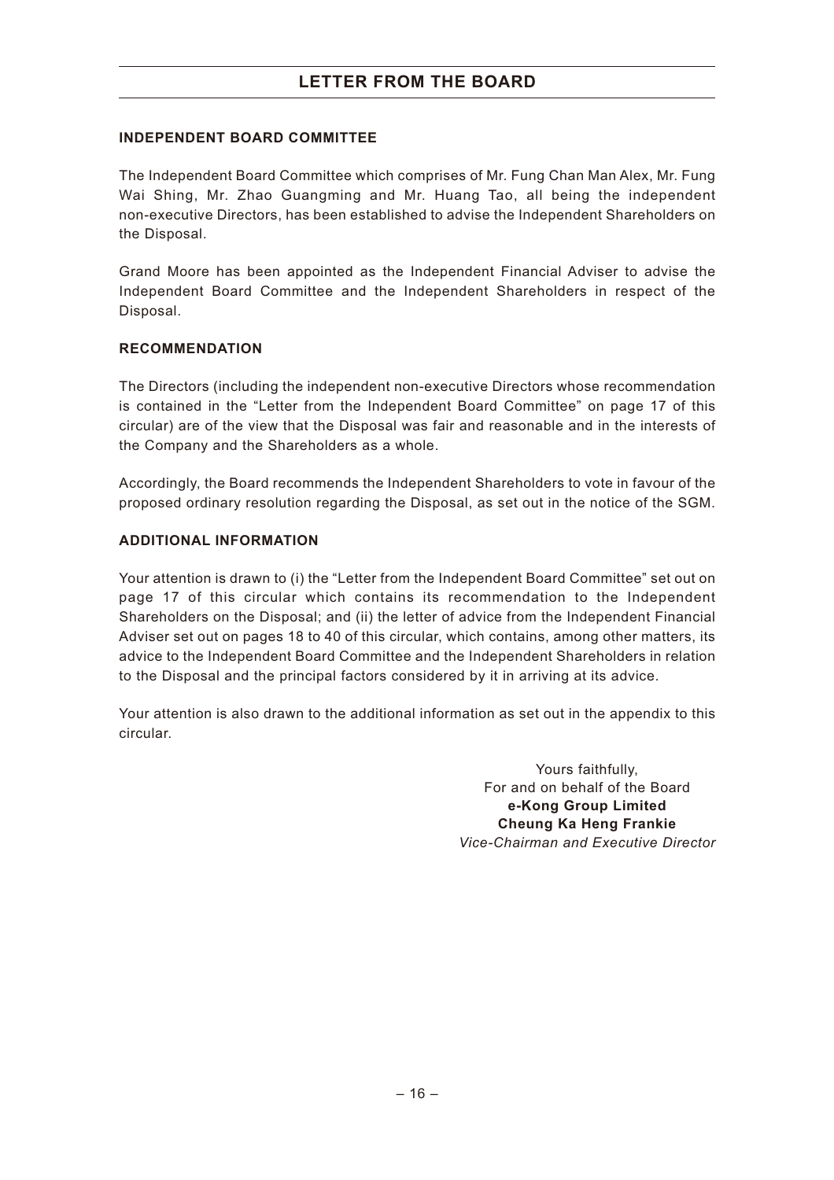# LETTER FROM THE BOARD

### INDEPENDENT BOARD COMMITTEE

The Independent Board Committee which comprises of Mr. Fung Chan Man Alex, Mr. Fung Wai Shing, Mr. Zhao Guangming and Mr. Huang Tao, all being the independent non-executive Directors, has been established to advise the Independent Shareholders on the Disposal.

Grand Moore has been appointed as the Independent Financial Adviser to advise the Independent Board Committee and the Independent Shareholders in respect of the Disposal.

### RECOMMENDATION

The Directors (including the independent non-executive Directors whose recommendation is contained in the "Letter from the Independent Board Committee" on page 17 of this circular) are of the view that the Disposal was fair and reasonable and in the interests of the Company and the Shareholders as a whole.

Accordingly, the Board recommends the Independent Shareholders to vote in favour of the proposed ordinary resolution regarding the Disposal, as set out in the notice of the SGM.

### ADDITIONAL INFORMATION

Your attention is drawn to (i) the "Letter from the Independent Board Committee" set out on page 17 of this circular which contains its recommendation to the Independent Shareholders on the Disposal; and (ii) the letter of advice from the Independent Financial Adviser set out on pages 18 to 40 of this circular, which contains, among other matters, its advice to the Independent Board Committee and the Independent Shareholders in relation to the Disposal and the principal factors considered by it in arriving at its advice.

Your attention is also drawn to the additional information as set out in the appendix to this circular.

Yours faithfully,
For and on behalf of the Board
**e-Kong Group Limited**
**Cheung Ka Heng Frankie**
*Vice-Chairman and Executive Director*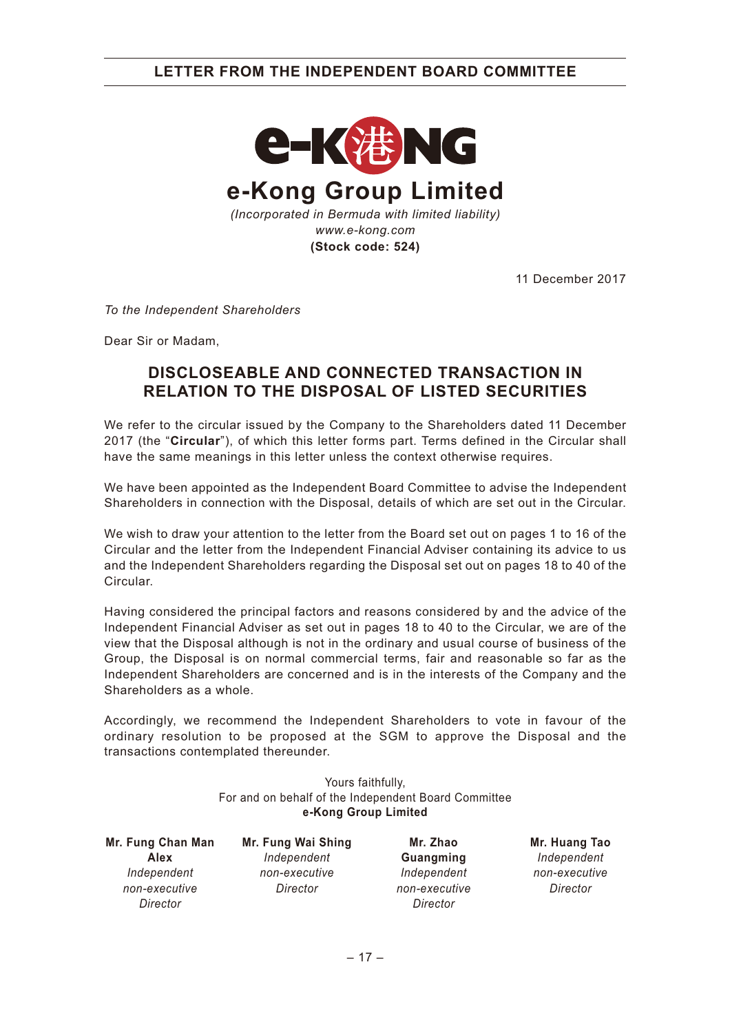# e-Kong Group Limited

*(Incorporated in Bermuda with limited liability)*
*www.e-kong.com*
**(Stock code: 524)**

11 December 2017

*To the Independent Shareholders*

Dear Sir or Madam,

## DISCLOSEABLE AND CONNECTED TRANSACTION IN RELATION TO THE DISPOSAL OF LISTED SECURITIES

We refer to the circular issued by the Company to the Shareholders dated 11 December 2017 (the "**Circular**"), of which this letter forms part. Terms defined in the Circular shall have the same meanings in this letter unless the context otherwise requires.

We have been appointed as the Independent Board Committee to advise the Independent Shareholders in connection with the Disposal, details of which are set out in the Circular.

We wish to draw your attention to the letter from the Board set out on pages 1 to 16 of the Circular and the letter from the Independent Financial Adviser containing its advice to us and the Independent Shareholders regarding the Disposal set out on pages 18 to 40 of the Circular.

Having considered the principal factors and reasons considered by and the advice of the Independent Financial Adviser as set out in pages 18 to 40 to the Circular, we are of the view that the Disposal although is not in the ordinary and usual course of business of the Group, the Disposal is on normal commercial terms, fair and reasonable so far as the Independent Shareholders are concerned and is in the interests of the Company and the Shareholders as a whole.

Accordingly, we recommend the Independent Shareholders to vote in favour of the ordinary resolution to be proposed at the SGM to approve the Disposal and the transactions contemplated thereunder.

Yours faithfully,
For and on behalf of the Independent Board Committee
**e-Kong Group Limited**

| **Mr. Fung Chan Man Alex** | **Mr. Fung Wai Shing** | **Mr. Zhao Guangming** | **Mr. Huang Tao** |
|---|---|---|---|
| *Independent non-executive Director* | *Independent non-executive Director* | *Independent non-executive Director* | *Independent non-executive Director* |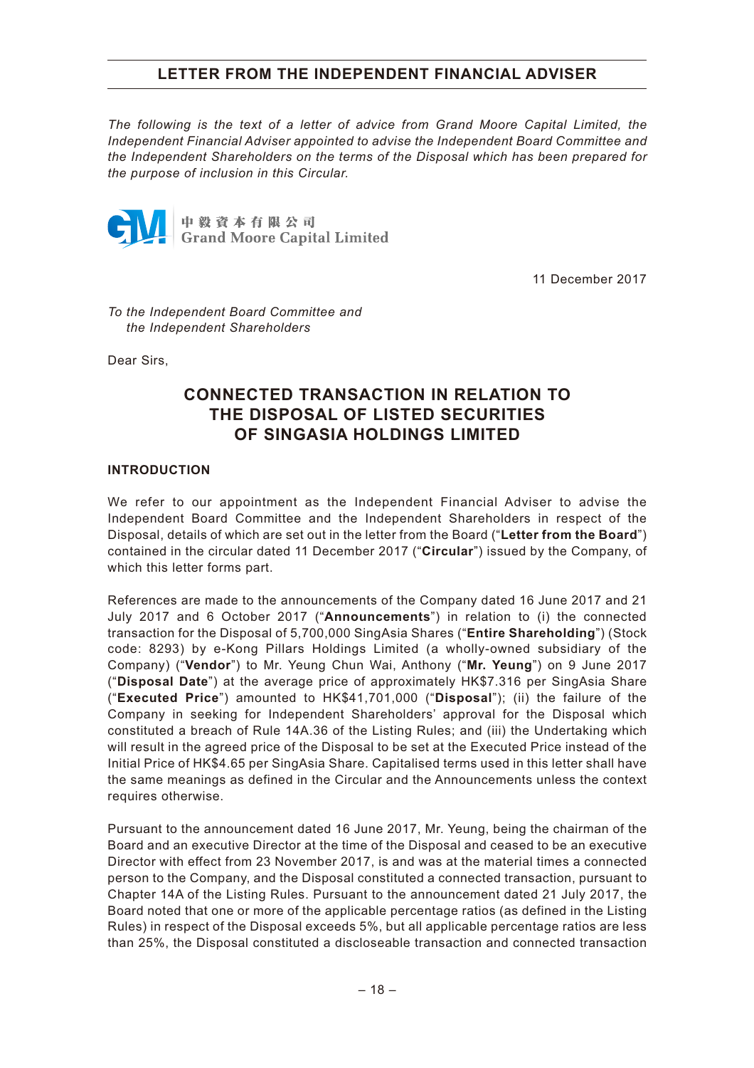# LETTER FROM THE INDEPENDENT FINANCIAL ADVISER

*The following is the text of a letter of advice from Grand Moore Capital Limited, the Independent Financial Adviser appointed to advise the Independent Board Committee and the Independent Shareholders on the terms of the Disposal which has been prepared for the purpose of inclusion in this Circular.*

中毅資本有限公司
Grand Moore Capital Limited

11 December 2017

*To the Independent Board Committee and*
*the Independent Shareholders*

Dear Sirs,

## CONNECTED TRANSACTION IN RELATION TO THE DISPOSAL OF LISTED SECURITIES OF SINGASIA HOLDINGS LIMITED

### INTRODUCTION

We refer to our appointment as the Independent Financial Adviser to advise the Independent Board Committee and the Independent Shareholders in respect of the Disposal, details of which are set out in the letter from the Board ("**Letter from the Board**") contained in the circular dated 11 December 2017 ("**Circular**") issued by the Company, of which this letter forms part.

References are made to the announcements of the Company dated 16 June 2017 and 21 July 2017 and 6 October 2017 ("**Announcements**") in relation to (i) the connected transaction for the Disposal of 5,700,000 SingAsia Shares ("**Entire Shareholding**") (Stock code: 8293) by e-Kong Pillars Holdings Limited (a wholly-owned subsidiary of the Company) ("**Vendor**") to Mr. Yeung Chun Wai, Anthony ("**Mr. Yeung**") on 9 June 2017 ("**Disposal Date**") at the average price of approximately HK$7.316 per SingAsia Share ("**Executed Price**") amounted to HK$41,701,000 ("**Disposal**"); (ii) the failure of the Company in seeking for Independent Shareholders' approval for the Disposal which constituted a breach of Rule 14A.36 of the Listing Rules; and (iii) the Undertaking which will result in the agreed price of the Disposal to be set at the Executed Price instead of the Initial Price of HK$4.65 per SingAsia Share. Capitalised terms used in this letter shall have the same meanings as defined in the Circular and the Announcements unless the context requires otherwise.

Pursuant to the announcement dated 16 June 2017, Mr. Yeung, being the chairman of the Board and an executive Director at the time of the Disposal and ceased to be an executive Director with effect from 23 November 2017, is and was at the material times a connected person to the Company, and the Disposal constituted a connected transaction, pursuant to Chapter 14A of the Listing Rules. Pursuant to the announcement dated 21 July 2017, the Board noted that one or more of the applicable percentage ratios (as defined in the Listing Rules) in respect of the Disposal exceeds 5%, but all applicable percentage ratios are less than 25%, the Disposal constituted a discloseable transaction and connected transaction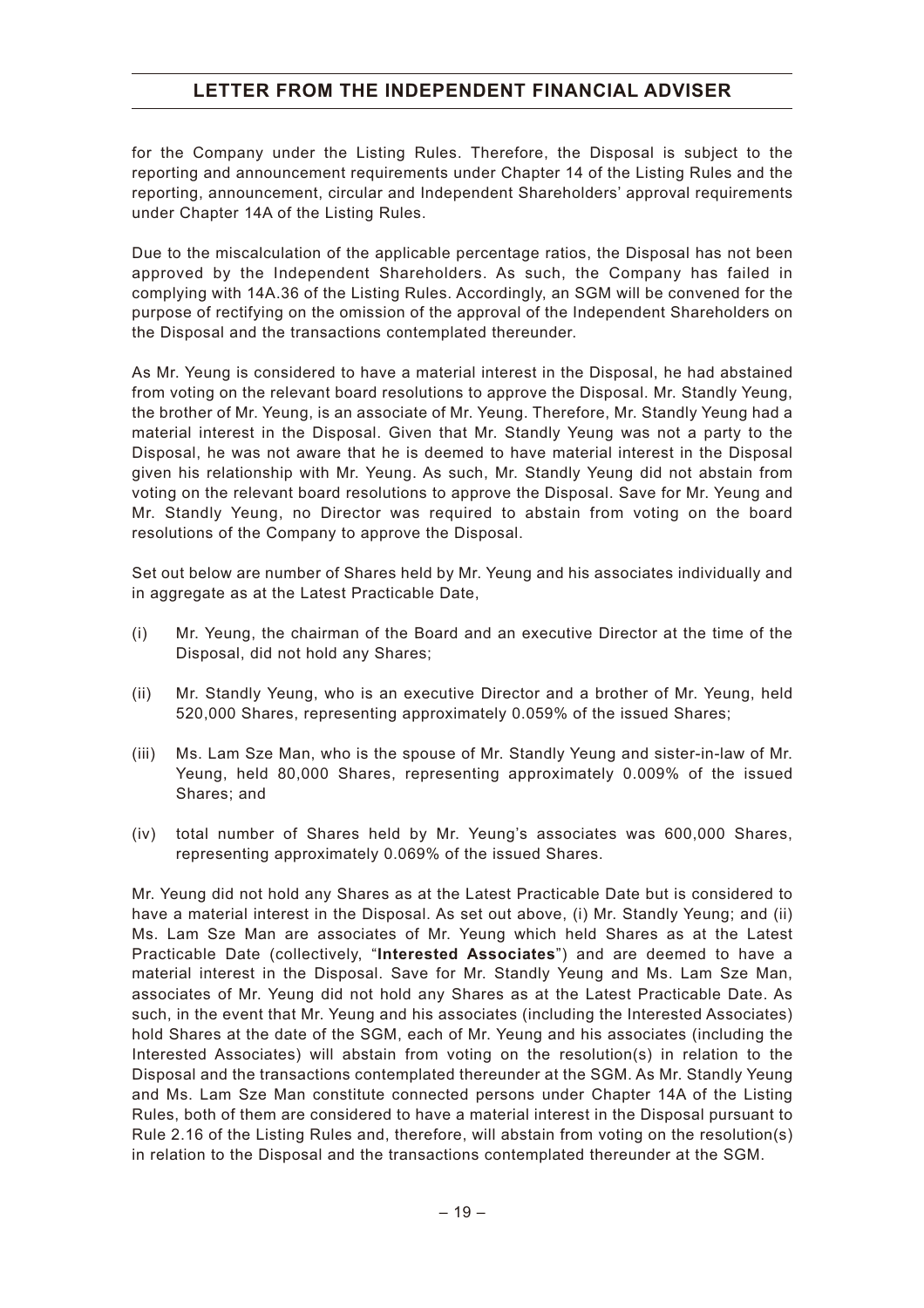for the Company under the Listing Rules. Therefore, the Disposal is subject to the reporting and announcement requirements under Chapter 14 of the Listing Rules and the reporting, announcement, circular and Independent Shareholders' approval requirements under Chapter 14A of the Listing Rules.

Due to the miscalculation of the applicable percentage ratios, the Disposal has not been approved by the Independent Shareholders. As such, the Company has failed in complying with 14A.36 of the Listing Rules. Accordingly, an SGM will be convened for the purpose of rectifying on the omission of the approval of the Independent Shareholders on the Disposal and the transactions contemplated thereunder.

As Mr. Yeung is considered to have a material interest in the Disposal, he had abstained from voting on the relevant board resolutions to approve the Disposal. Mr. Standly Yeung, the brother of Mr. Yeung, is an associate of Mr. Yeung. Therefore, Mr. Standly Yeung had a material interest in the Disposal. Given that Mr. Standly Yeung was not a party to the Disposal, he was not aware that he is deemed to have material interest in the Disposal given his relationship with Mr. Yeung. As such, Mr. Standly Yeung did not abstain from voting on the relevant board resolutions to approve the Disposal. Save for Mr. Yeung and Mr. Standly Yeung, no Director was required to abstain from voting on the board resolutions of the Company to approve the Disposal.

Set out below are number of Shares held by Mr. Yeung and his associates individually and in aggregate as at the Latest Practicable Date,

(i) Mr. Yeung, the chairman of the Board and an executive Director at the time of the Disposal, did not hold any Shares;

(ii) Mr. Standly Yeung, who is an executive Director and a brother of Mr. Yeung, held 520,000 Shares, representing approximately 0.059% of the issued Shares;

(iii) Ms. Lam Sze Man, who is the spouse of Mr. Standly Yeung and sister-in-law of Mr. Yeung, held 80,000 Shares, representing approximately 0.009% of the issued Shares; and

(iv) total number of Shares held by Mr. Yeung's associates was 600,000 Shares, representing approximately 0.069% of the issued Shares.

Mr. Yeung did not hold any Shares as at the Latest Practicable Date but is considered to have a material interest in the Disposal. As set out above, (i) Mr. Standly Yeung; and (ii) Ms. Lam Sze Man are associates of Mr. Yeung which held Shares as at the Latest Practicable Date (collectively, "**Interested Associates**") and are deemed to have a material interest in the Disposal. Save for Mr. Standly Yeung and Ms. Lam Sze Man, associates of Mr. Yeung did not hold any Shares as at the Latest Practicable Date. As such, in the event that Mr. Yeung and his associates (including the Interested Associates) hold Shares at the date of the SGM, each of Mr. Yeung and his associates (including the Interested Associates) will abstain from voting on the resolution(s) in relation to the Disposal and the transactions contemplated thereunder at the SGM. As Mr. Standly Yeung and Ms. Lam Sze Man constitute connected persons under Chapter 14A of the Listing Rules, both of them are considered to have a material interest in the Disposal pursuant to Rule 2.16 of the Listing Rules and, therefore, will abstain from voting on the resolution(s) in relation to the Disposal and the transactions contemplated thereunder at the SGM.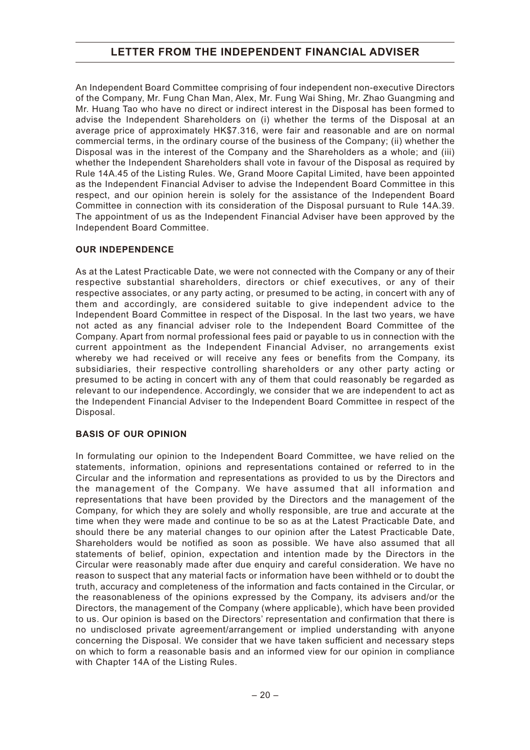An Independent Board Committee comprising of four independent non-executive Directors of the Company, Mr. Fung Chan Man, Alex, Mr. Fung Wai Shing, Mr. Zhao Guangming and Mr. Huang Tao who have no direct or indirect interest in the Disposal has been formed to advise the Independent Shareholders on (i) whether the terms of the Disposal at an average price of approximately HK$7.316, were fair and reasonable and are on normal commercial terms, in the ordinary course of the business of the Company; (ii) whether the Disposal was in the interest of the Company and the Shareholders as a whole; and (iii) whether the Independent Shareholders shall vote in favour of the Disposal as required by Rule 14A.45 of the Listing Rules. We, Grand Moore Capital Limited, have been appointed as the Independent Financial Adviser to advise the Independent Board Committee in this respect, and our opinion herein is solely for the assistance of the Independent Board Committee in connection with its consideration of the Disposal pursuant to Rule 14A.39. The appointment of us as the Independent Financial Adviser have been approved by the Independent Board Committee.

## OUR INDEPENDENCE

As at the Latest Practicable Date, we were not connected with the Company or any of their respective substantial shareholders, directors or chief executives, or any of their respective associates, or any party acting, or presumed to be acting, in concert with any of them and accordingly, are considered suitable to give independent advice to the Independent Board Committee in respect of the Disposal. In the last two years, we have not acted as any financial adviser role to the Independent Board Committee of the Company. Apart from normal professional fees paid or payable to us in connection with the current appointment as the Independent Financial Adviser, no arrangements exist whereby we had received or will receive any fees or benefits from the Company, its subsidiaries, their respective controlling shareholders or any other party acting or presumed to be acting in concert with any of them that could reasonably be regarded as relevant to our independence. Accordingly, we consider that we are independent to act as the Independent Financial Adviser to the Independent Board Committee in respect of the Disposal.

## BASIS OF OUR OPINION

In formulating our opinion to the Independent Board Committee, we have relied on the statements, information, opinions and representations contained or referred to in the Circular and the information and representations as provided to us by the Directors and the management of the Company. We have assumed that all information and representations that have been provided by the Directors and the management of the Company, for which they are solely and wholly responsible, are true and accurate at the time when they were made and continue to be so as at the Latest Practicable Date, and should there be any material changes to our opinion after the Latest Practicable Date, Shareholders would be notified as soon as possible. We have also assumed that all statements of belief, opinion, expectation and intention made by the Directors in the Circular were reasonably made after due enquiry and careful consideration. We have no reason to suspect that any material facts or information have been withheld or to doubt the truth, accuracy and completeness of the information and facts contained in the Circular, or the reasonableness of the opinions expressed by the Company, its advisers and/or the Directors, the management of the Company (where applicable), which have been provided to us. Our opinion is based on the Directors' representation and confirmation that there is no undisclosed private agreement/arrangement or implied understanding with anyone concerning the Disposal. We consider that we have taken sufficient and necessary steps on which to form a reasonable basis and an informed view for our opinion in compliance with Chapter 14A of the Listing Rules.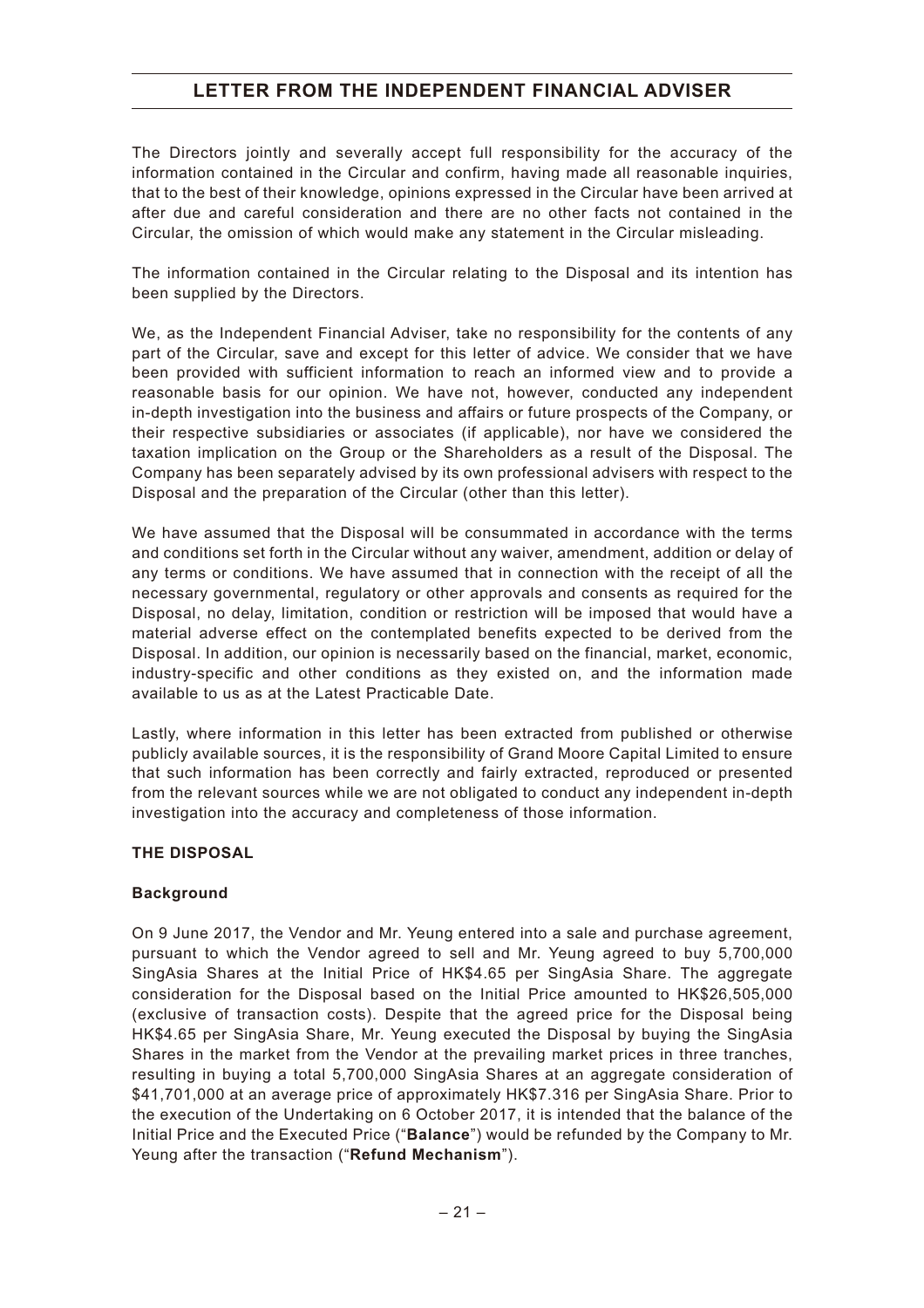The Directors jointly and severally accept full responsibility for the accuracy of the information contained in the Circular and confirm, having made all reasonable inquiries, that to the best of their knowledge, opinions expressed in the Circular have been arrived at after due and careful consideration and there are no other facts not contained in the Circular, the omission of which would make any statement in the Circular misleading.

The information contained in the Circular relating to the Disposal and its intention has been supplied by the Directors.

We, as the Independent Financial Adviser, take no responsibility for the contents of any part of the Circular, save and except for this letter of advice. We consider that we have been provided with sufficient information to reach an informed view and to provide a reasonable basis for our opinion. We have not, however, conducted any independent in-depth investigation into the business and affairs or future prospects of the Company, or their respective subsidiaries or associates (if applicable), nor have we considered the taxation implication on the Group or the Shareholders as a result of the Disposal. The Company has been separately advised by its own professional advisers with respect to the Disposal and the preparation of the Circular (other than this letter).

We have assumed that the Disposal will be consummated in accordance with the terms and conditions set forth in the Circular without any waiver, amendment, addition or delay of any terms or conditions. We have assumed that in connection with the receipt of all the necessary governmental, regulatory or other approvals and consents as required for the Disposal, no delay, limitation, condition or restriction will be imposed that would have a material adverse effect on the contemplated benefits expected to be derived from the Disposal. In addition, our opinion is necessarily based on the financial, market, economic, industry-specific and other conditions as they existed on, and the information made available to us as at the Latest Practicable Date.

Lastly, where information in this letter has been extracted from published or otherwise publicly available sources, it is the responsibility of Grand Moore Capital Limited to ensure that such information has been correctly and fairly extracted, reproduced or presented from the relevant sources while we are not obligated to conduct any independent in-depth investigation into the accuracy and completeness of those information.

## THE DISPOSAL

### Background

On 9 June 2017, the Vendor and Mr. Yeung entered into a sale and purchase agreement, pursuant to which the Vendor agreed to sell and Mr. Yeung agreed to buy 5,700,000 SingAsia Shares at the Initial Price of HK$4.65 per SingAsia Share. The aggregate consideration for the Disposal based on the Initial Price amounted to HK$26,505,000 (exclusive of transaction costs). Despite that the agreed price for the Disposal being HK$4.65 per SingAsia Share, Mr. Yeung executed the Disposal by buying the SingAsia Shares in the market from the Vendor at the prevailing market prices in three tranches, resulting in buying a total 5,700,000 SingAsia Shares at an aggregate consideration of $41,701,000 at an average price of approximately HK$7.316 per SingAsia Share. Prior to the execution of the Undertaking on 6 October 2017, it is intended that the balance of the Initial Price and the Executed Price ("**Balance**") would be refunded by the Company to Mr. Yeung after the transaction ("**Refund Mechanism**").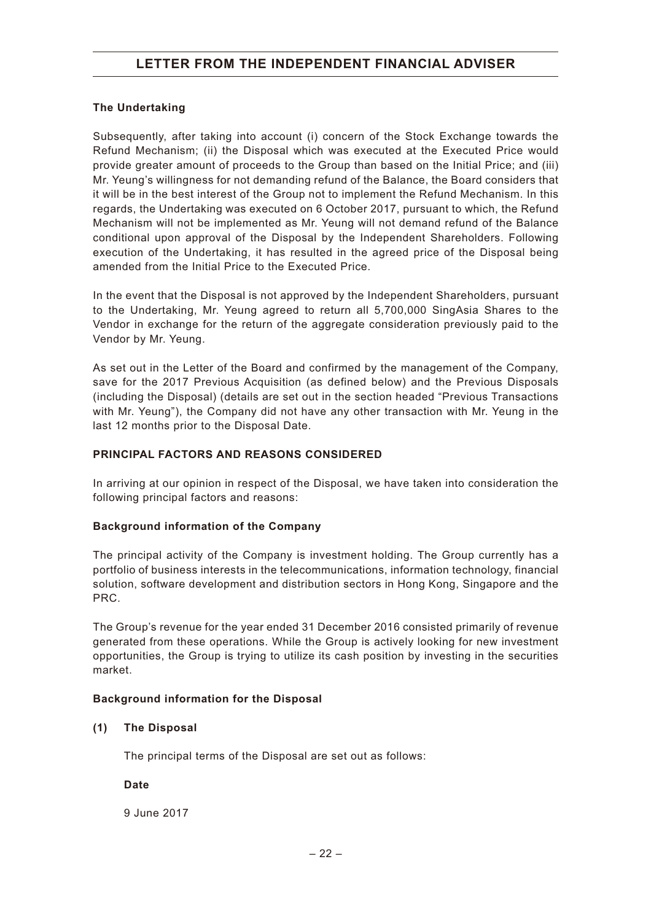**The Undertaking**

Subsequently, after taking into account (i) concern of the Stock Exchange towards the Refund Mechanism; (ii) the Disposal which was executed at the Executed Price would provide greater amount of proceeds to the Group than based on the Initial Price; and (iii) Mr. Yeung's willingness for not demanding refund of the Balance, the Board considers that it will be in the best interest of the Group not to implement the Refund Mechanism. In this regards, the Undertaking was executed on 6 October 2017, pursuant to which, the Refund Mechanism will not be implemented as Mr. Yeung will not demand refund of the Balance conditional upon approval of the Disposal by the Independent Shareholders. Following execution of the Undertaking, it has resulted in the agreed price of the Disposal being amended from the Initial Price to the Executed Price.

In the event that the Disposal is not approved by the Independent Shareholders, pursuant to the Undertaking, Mr. Yeung agreed to return all 5,700,000 SingAsia Shares to the Vendor in exchange for the return of the aggregate consideration previously paid to the Vendor by Mr. Yeung.

As set out in the Letter of the Board and confirmed by the management of the Company, save for the 2017 Previous Acquisition (as defined below) and the Previous Disposals (including the Disposal) (details are set out in the section headed "Previous Transactions with Mr. Yeung"), the Company did not have any other transaction with Mr. Yeung in the last 12 months prior to the Disposal Date.

## PRINCIPAL FACTORS AND REASONS CONSIDERED

In arriving at our opinion in respect of the Disposal, we have taken into consideration the following principal factors and reasons:

**Background information of the Company**

The principal activity of the Company is investment holding. The Group currently has a portfolio of business interests in the telecommunications, information technology, financial solution, software development and distribution sectors in Hong Kong, Singapore and the PRC.

The Group's revenue for the year ended 31 December 2016 consisted primarily of revenue generated from these operations. While the Group is actively looking for new investment opportunities, the Group is trying to utilize its cash position by investing in the securities market.

**Background information for the Disposal**

**(1) The Disposal**

The principal terms of the Disposal are set out as follows:

**Date**

9 June 2017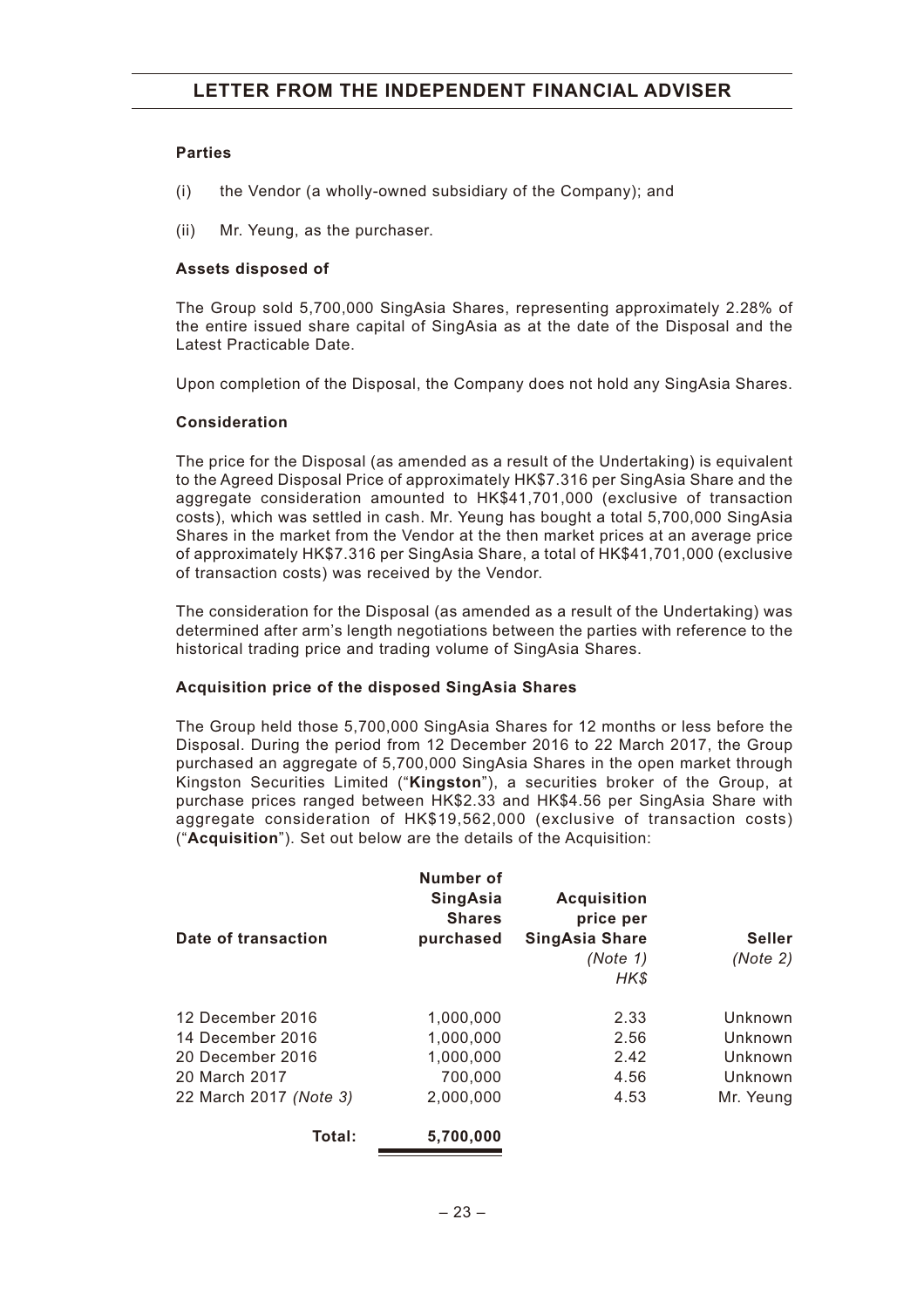**Parties**

(i) the Vendor (a wholly-owned subsidiary of the Company); and

(ii) Mr. Yeung, as the purchaser.

**Assets disposed of**

The Group sold 5,700,000 SingAsia Shares, representing approximately 2.28% of the entire issued share capital of SingAsia as at the date of the Disposal and the Latest Practicable Date.

Upon completion of the Disposal, the Company does not hold any SingAsia Shares.

**Consideration**

The price for the Disposal (as amended as a result of the Undertaking) is equivalent to the Agreed Disposal Price of approximately HK$7.316 per SingAsia Share and the aggregate consideration amounted to HK$41,701,000 (exclusive of transaction costs), which was settled in cash. Mr. Yeung has bought a total 5,700,000 SingAsia Shares in the market from the Vendor at the then market prices at an average price of approximately HK$7.316 per SingAsia Share, a total of HK$41,701,000 (exclusive of transaction costs) was received by the Vendor.

The consideration for the Disposal (as amended as a result of the Undertaking) was determined after arm's length negotiations between the parties with reference to the historical trading price and trading volume of SingAsia Shares.

**Acquisition price of the disposed SingAsia Shares**

The Group held those 5,700,000 SingAsia Shares for 12 months or less before the Disposal. During the period from 12 December 2016 to 22 March 2017, the Group purchased an aggregate of 5,700,000 SingAsia Shares in the open market through Kingston Securities Limited ("**Kingston**"), a securities broker of the Group, at purchase prices ranged between HK$2.33 and HK$4.56 per SingAsia Share with aggregate consideration of HK$19,562,000 (exclusive of transaction costs) ("**Acquisition**"). Set out below are the details of the Acquisition:

| Date of transaction | Number of SingAsia Shares purchased | Acquisition price per SingAsia Share *(Note 1)* *HK$* | Seller *(Note 2)* |
|---|---|---|---|
| 12 December 2016 | 1,000,000 | 2.33 | Unknown |
| 14 December 2016 | 1,000,000 | 2.56 | Unknown |
| 20 December 2016 | 1,000,000 | 2.42 | Unknown |
| 20 March 2017 | 700,000 | 4.56 | Unknown |
| 22 March 2017 *(Note 3)* | 2,000,000 | 4.53 | Mr. Yeung |
| **Total:** | **5,700,000** | | |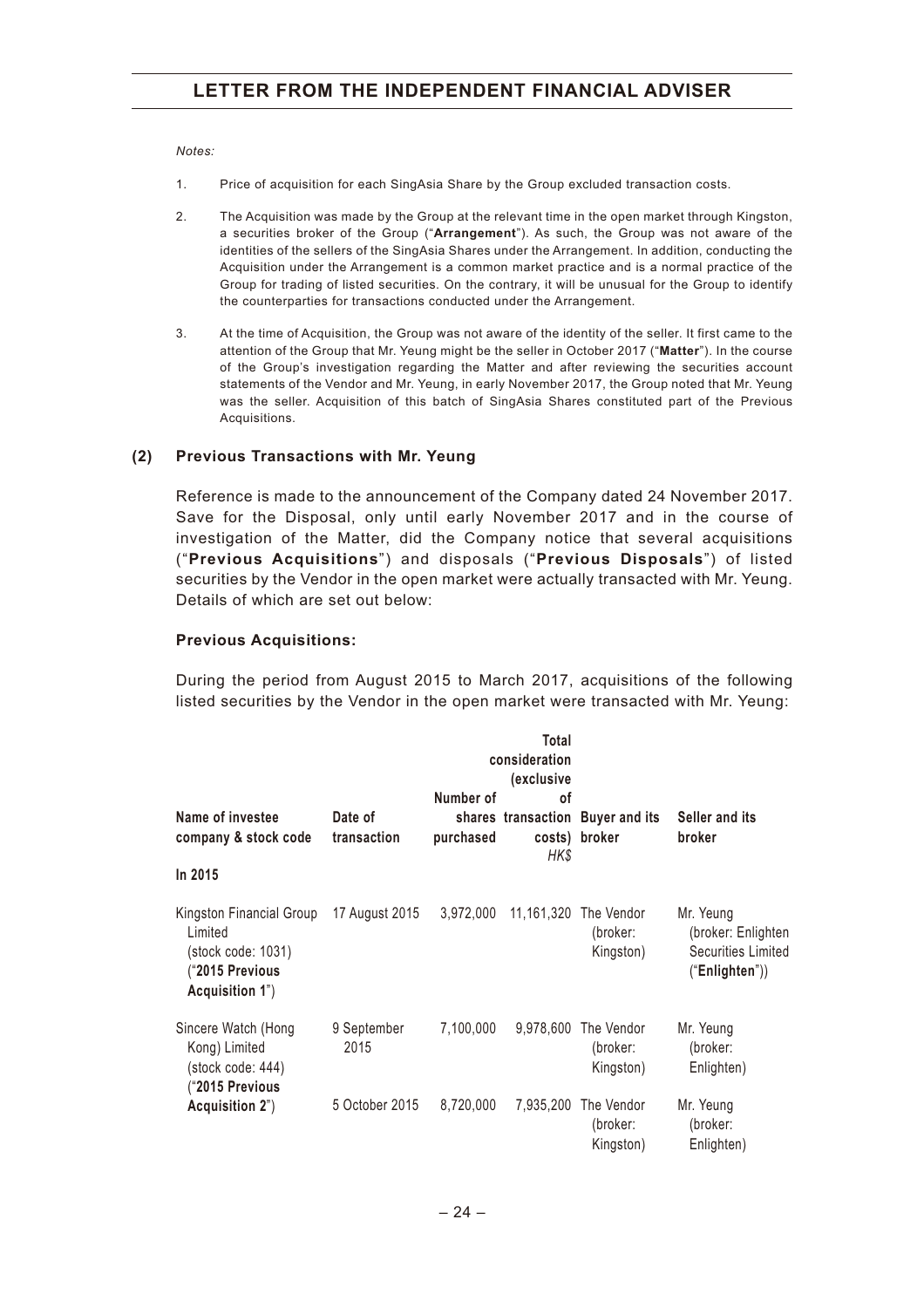*Notes:*

1. Price of acquisition for each SingAsia Share by the Group excluded transaction costs.

2. The Acquisition was made by the Group at the relevant time in the open market through Kingston, a securities broker of the Group ("**Arrangement**"). As such, the Group was not aware of the identities of the sellers of the SingAsia Shares under the Arrangement. In addition, conducting the Acquisition under the Arrangement is a common market practice and is a normal practice of the Group for trading of listed securities. On the contrary, it will be unusual for the Group to identify the counterparties for transactions conducted under the Arrangement.

3. At the time of Acquisition, the Group was not aware of the identity of the seller. It first came to the attention of the Group that Mr. Yeung might be the seller in October 2017 ("**Matter**"). In the course of the Group's investigation regarding the Matter and after reviewing the securities account statements of the Vendor and Mr. Yeung, in early November 2017, the Group noted that Mr. Yeung was the seller. Acquisition of this batch of SingAsia Shares constituted part of the Previous Acquisitions.

## (2) Previous Transactions with Mr. Yeung

Reference is made to the announcement of the Company dated 24 November 2017. Save for the Disposal, only until early November 2017 and in the course of investigation of the Matter, did the Company notice that several acquisitions ("**Previous Acquisitions**") and disposals ("**Previous Disposals**") of listed securities by the Vendor in the open market were actually transacted with Mr. Yeung. Details of which are set out below:

### Previous Acquisitions:

During the period from August 2015 to March 2017, acquisitions of the following listed securities by the Vendor in the open market were transacted with Mr. Yeung:

| Name of investee company & stock code | Date of transaction | Number of shares purchased | Total consideration (exclusive of transaction costs) *HK$* | Buyer and its broker | Seller and its broker |
|---|---|---|---|---|---|
| **In 2015** | | | | | |
| Kingston Financial Group Limited (stock code: 1031) ("**2015 Previous Acquisition 1**") | 17 August 2015 | 3,972,000 | 11,161,320 | The Vendor (broker: Kingston) | Mr. Yeung (broker: Enlighten Securities Limited ("**Enlighten**")) |
| Sincere Watch (Hong Kong) Limited (stock code: 444) ("**2015 Previous Acquisition 2**") | 9 September 2015 | 7,100,000 | 9,978,600 | The Vendor (broker: Kingston) | Mr. Yeung (broker: Enlighten) |
| | 5 October 2015 | 8,720,000 | 7,935,200 | The Vendor (broker: Kingston) | Mr. Yeung (broker: Enlighten) |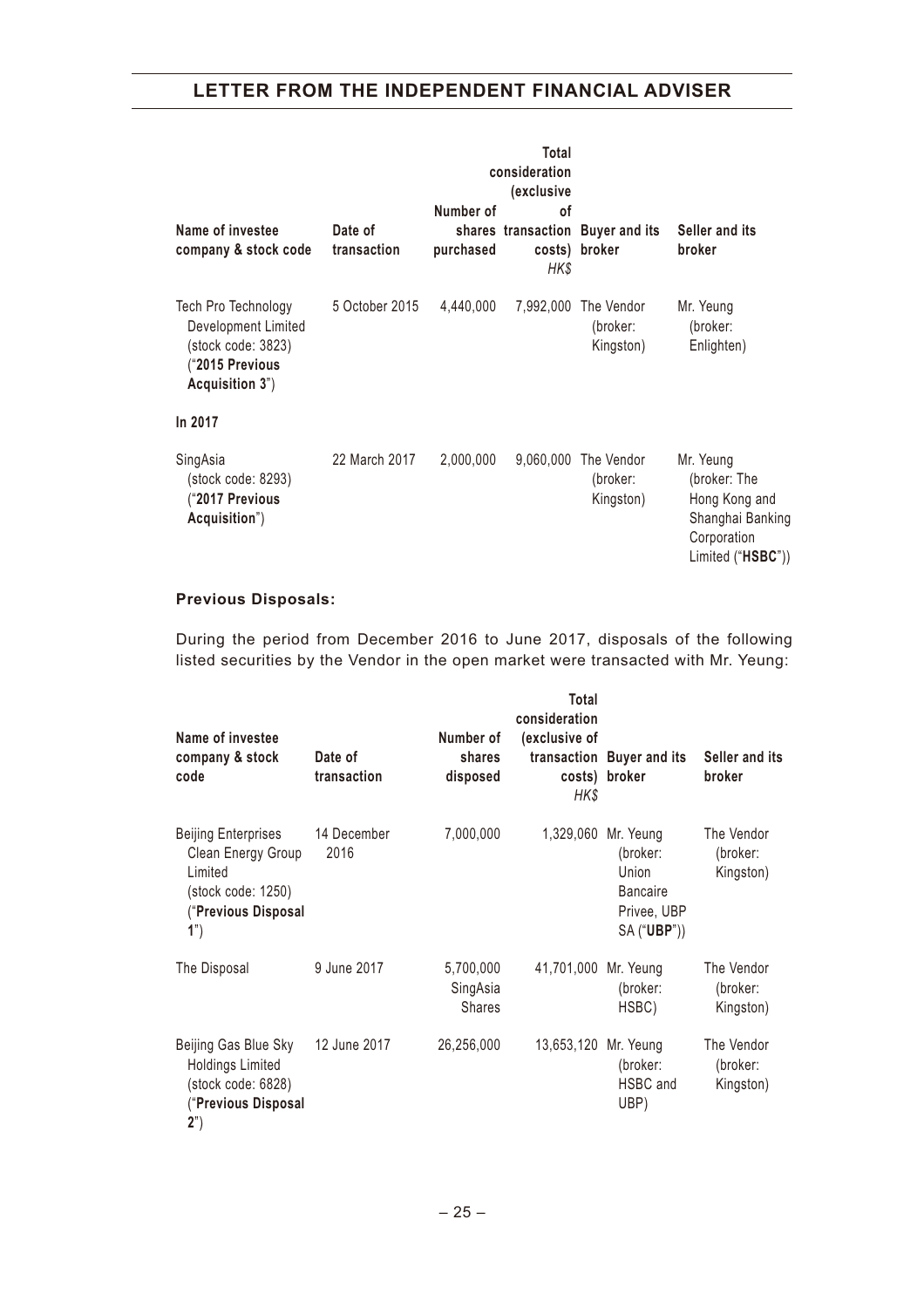| Name of investee company & stock code | Date of transaction | Number of shares purchased | Total consideration (exclusive of transaction costs) *HK$* | Buyer and its broker | Seller and its broker |
|---|---|---|---|---|---|
| Tech Pro Technology Development Limited (stock code: 3823) ("**2015 Previous Acquisition 3**") | 5 October 2015 | 4,440,000 | 7,992,000 | The Vendor (broker: Kingston) | Mr. Yeung (broker: Enlighten) |
| **In 2017** | | | | | |
| SingAsia (stock code: 8293) ("**2017 Previous Acquisition**") | 22 March 2017 | 2,000,000 | 9,060,000 | The Vendor (broker: Kingston) | Mr. Yeung (broker: The Hong Kong and Shanghai Banking Corporation Limited ("**HSBC**")) |

**Previous Disposals:**

During the period from December 2016 to June 2017, disposals of the following listed securities by the Vendor in the open market were transacted with Mr. Yeung:

| Name of investee company & stock code | Date of transaction | Number of shares disposed | Total consideration (exclusive of transaction costs) *HK$* | Buyer and its broker | Seller and its broker |
|---|---|---|---|---|---|
| Beijing Enterprises Clean Energy Group Limited (stock code: 1250) ("**Previous Disposal 1**") | 14 December 2016 | 7,000,000 | 1,329,060 | Mr. Yeung (broker: Union Bancaire Privee, UBP SA ("**UBP**")) | The Vendor (broker: Kingston) |
| The Disposal | 9 June 2017 | 5,700,000 SingAsia Shares | 41,701,000 | Mr. Yeung (broker: HSBC) | The Vendor (broker: Kingston) |
| Beijing Gas Blue Sky Holdings Limited (stock code: 6828) ("**Previous Disposal 2**") | 12 June 2017 | 26,256,000 | 13,653,120 | Mr. Yeung (broker: HSBC and UBP) | The Vendor (broker: Kingston) |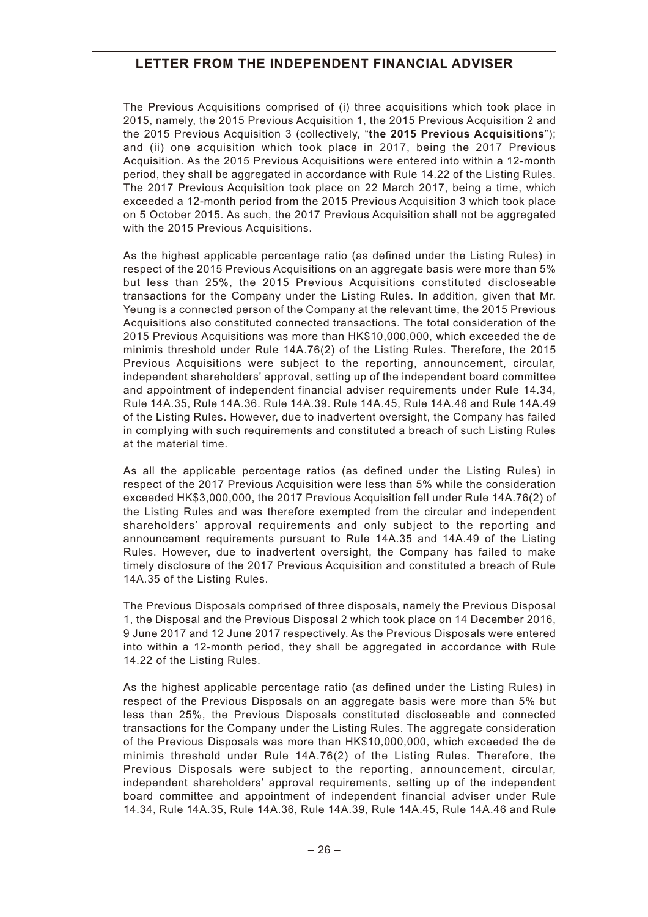The Previous Acquisitions comprised of (i) three acquisitions which took place in 2015, namely, the 2015 Previous Acquisition 1, the 2015 Previous Acquisition 2 and the 2015 Previous Acquisition 3 (collectively, "**the 2015 Previous Acquisitions**"); and (ii) one acquisition which took place in 2017, being the 2017 Previous Acquisition. As the 2015 Previous Acquisitions were entered into within a 12-month period, they shall be aggregated in accordance with Rule 14.22 of the Listing Rules. The 2017 Previous Acquisition took place on 22 March 2017, being a time, which exceeded a 12-month period from the 2015 Previous Acquisition 3 which took place on 5 October 2015. As such, the 2017 Previous Acquisition shall not be aggregated with the 2015 Previous Acquisitions.

As the highest applicable percentage ratio (as defined under the Listing Rules) in respect of the 2015 Previous Acquisitions on an aggregate basis were more than 5% but less than 25%, the 2015 Previous Acquisitions constituted discloseable transactions for the Company under the Listing Rules. In addition, given that Mr. Yeung is a connected person of the Company at the relevant time, the 2015 Previous Acquisitions also constituted connected transactions. The total consideration of the 2015 Previous Acquisitions was more than HK$10,000,000, which exceeded the de minimis threshold under Rule 14A.76(2) of the Listing Rules. Therefore, the 2015 Previous Acquisitions were subject to the reporting, announcement, circular, independent shareholders' approval, setting up of the independent board committee and appointment of independent financial adviser requirements under Rule 14.34, Rule 14A.35, Rule 14A.36. Rule 14A.39. Rule 14A.45, Rule 14A.46 and Rule 14A.49 of the Listing Rules. However, due to inadvertent oversight, the Company has failed in complying with such requirements and constituted a breach of such Listing Rules at the material time.

As all the applicable percentage ratios (as defined under the Listing Rules) in respect of the 2017 Previous Acquisition were less than 5% while the consideration exceeded HK$3,000,000, the 2017 Previous Acquisition fell under Rule 14A.76(2) of the Listing Rules and was therefore exempted from the circular and independent shareholders' approval requirements and only subject to the reporting and announcement requirements pursuant to Rule 14A.35 and 14A.49 of the Listing Rules. However, due to inadvertent oversight, the Company has failed to make timely disclosure of the 2017 Previous Acquisition and constituted a breach of Rule 14A.35 of the Listing Rules.

The Previous Disposals comprised of three disposals, namely the Previous Disposal 1, the Disposal and the Previous Disposal 2 which took place on 14 December 2016, 9 June 2017 and 12 June 2017 respectively. As the Previous Disposals were entered into within a 12-month period, they shall be aggregated in accordance with Rule 14.22 of the Listing Rules.

As the highest applicable percentage ratio (as defined under the Listing Rules) in respect of the Previous Disposals on an aggregate basis were more than 5% but less than 25%, the Previous Disposals constituted discloseable and connected transactions for the Company under the Listing Rules. The aggregate consideration of the Previous Disposals was more than HK$10,000,000, which exceeded the de minimis threshold under Rule 14A.76(2) of the Listing Rules. Therefore, the Previous Disposals were subject to the reporting, announcement, circular, independent shareholders' approval requirements, setting up of the independent board committee and appointment of independent financial adviser under Rule 14.34, Rule 14A.35, Rule 14A.36, Rule 14A.39, Rule 14A.45, Rule 14A.46 and Rule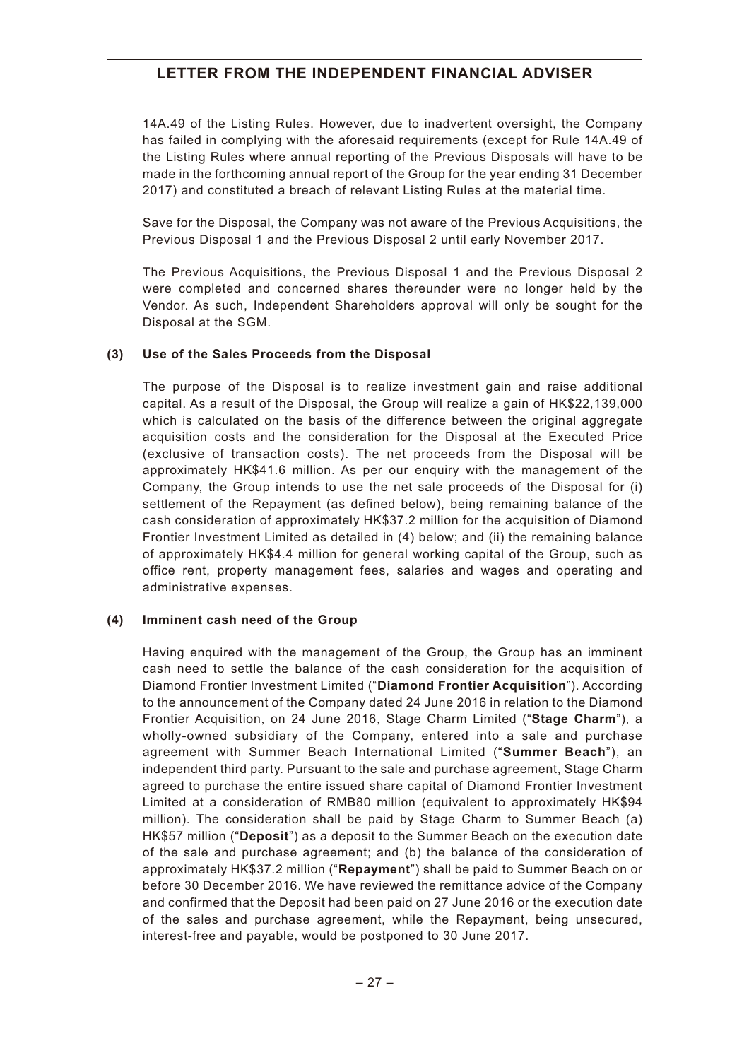14A.49 of the Listing Rules. However, due to inadvertent oversight, the Company has failed in complying with the aforesaid requirements (except for Rule 14A.49 of the Listing Rules where annual reporting of the Previous Disposals will have to be made in the forthcoming annual report of the Group for the year ending 31 December 2017) and constituted a breach of relevant Listing Rules at the material time.

Save for the Disposal, the Company was not aware of the Previous Acquisitions, the Previous Disposal 1 and the Previous Disposal 2 until early November 2017.

The Previous Acquisitions, the Previous Disposal 1 and the Previous Disposal 2 were completed and concerned shares thereunder were no longer held by the Vendor. As such, Independent Shareholders approval will only be sought for the Disposal at the SGM.

#### (3) Use of the Sales Proceeds from the Disposal

The purpose of the Disposal is to realize investment gain and raise additional capital. As a result of the Disposal, the Group will realize a gain of HK$22,139,000 which is calculated on the basis of the difference between the original aggregate acquisition costs and the consideration for the Disposal at the Executed Price (exclusive of transaction costs). The net proceeds from the Disposal will be approximately HK$41.6 million. As per our enquiry with the management of the Company, the Group intends to use the net sale proceeds of the Disposal for (i) settlement of the Repayment (as defined below), being remaining balance of the cash consideration of approximately HK$37.2 million for the acquisition of Diamond Frontier Investment Limited as detailed in (4) below; and (ii) the remaining balance of approximately HK$4.4 million for general working capital of the Group, such as office rent, property management fees, salaries and wages and operating and administrative expenses.

#### (4) Imminent cash need of the Group

Having enquired with the management of the Group, the Group has an imminent cash need to settle the balance of the cash consideration for the acquisition of Diamond Frontier Investment Limited ("**Diamond Frontier Acquisition**"). According to the announcement of the Company dated 24 June 2016 in relation to the Diamond Frontier Acquisition, on 24 June 2016, Stage Charm Limited ("**Stage Charm**"), a wholly-owned subsidiary of the Company, entered into a sale and purchase agreement with Summer Beach International Limited ("**Summer Beach**"), an independent third party. Pursuant to the sale and purchase agreement, Stage Charm agreed to purchase the entire issued share capital of Diamond Frontier Investment Limited at a consideration of RMB80 million (equivalent to approximately HK$94 million). The consideration shall be paid by Stage Charm to Summer Beach (a) HK$57 million ("**Deposit**") as a deposit to the Summer Beach on the execution date of the sale and purchase agreement; and (b) the balance of the consideration of approximately HK$37.2 million ("**Repayment**") shall be paid to Summer Beach on or before 30 December 2016. We have reviewed the remittance advice of the Company and confirmed that the Deposit had been paid on 27 June 2016 or the execution date of the sales and purchase agreement, while the Repayment, being unsecured, interest-free and payable, would be postponed to 30 June 2017.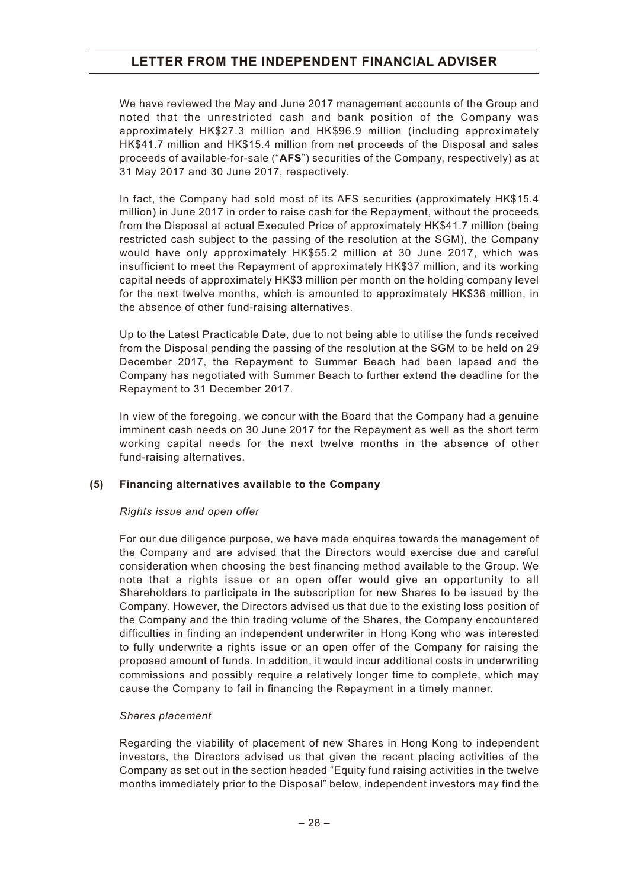We have reviewed the May and June 2017 management accounts of the Group and noted that the unrestricted cash and bank position of the Company was approximately HK$27.3 million and HK$96.9 million (including approximately HK$41.7 million and HK$15.4 million from net proceeds of the Disposal and sales proceeds of available-for-sale ("**AFS**") securities of the Company, respectively) as at 31 May 2017 and 30 June 2017, respectively.

In fact, the Company had sold most of its AFS securities (approximately HK$15.4 million) in June 2017 in order to raise cash for the Repayment, without the proceeds from the Disposal at actual Executed Price of approximately HK$41.7 million (being restricted cash subject to the passing of the resolution at the SGM), the Company would have only approximately HK$55.2 million at 30 June 2017, which was insufficient to meet the Repayment of approximately HK$37 million, and its working capital needs of approximately HK$3 million per month on the holding company level for the next twelve months, which is amounted to approximately HK$36 million, in the absence of other fund-raising alternatives.

Up to the Latest Practicable Date, due to not being able to utilise the funds received from the Disposal pending the passing of the resolution at the SGM to be held on 29 December 2017, the Repayment to Summer Beach had been lapsed and the Company has negotiated with Summer Beach to further extend the deadline for the Repayment to 31 December 2017.

In view of the foregoing, we concur with the Board that the Company had a genuine imminent cash needs on 30 June 2017 for the Repayment as well as the short term working capital needs for the next twelve months in the absence of other fund-raising alternatives.

**(5) Financing alternatives available to the Company**

*Rights issue and open offer*

For our due diligence purpose, we have made enquires towards the management of the Company and are advised that the Directors would exercise due and careful consideration when choosing the best financing method available to the Group. We note that a rights issue or an open offer would give an opportunity to all Shareholders to participate in the subscription for new Shares to be issued by the Company. However, the Directors advised us that due to the existing loss position of the Company and the thin trading volume of the Shares, the Company encountered difficulties in finding an independent underwriter in Hong Kong who was interested to fully underwrite a rights issue or an open offer of the Company for raising the proposed amount of funds. In addition, it would incur additional costs in underwriting commissions and possibly require a relatively longer time to complete, which may cause the Company to fail in financing the Repayment in a timely manner.

*Shares placement*

Regarding the viability of placement of new Shares in Hong Kong to independent investors, the Directors advised us that given the recent placing activities of the Company as set out in the section headed "Equity fund raising activities in the twelve months immediately prior to the Disposal" below, independent investors may find the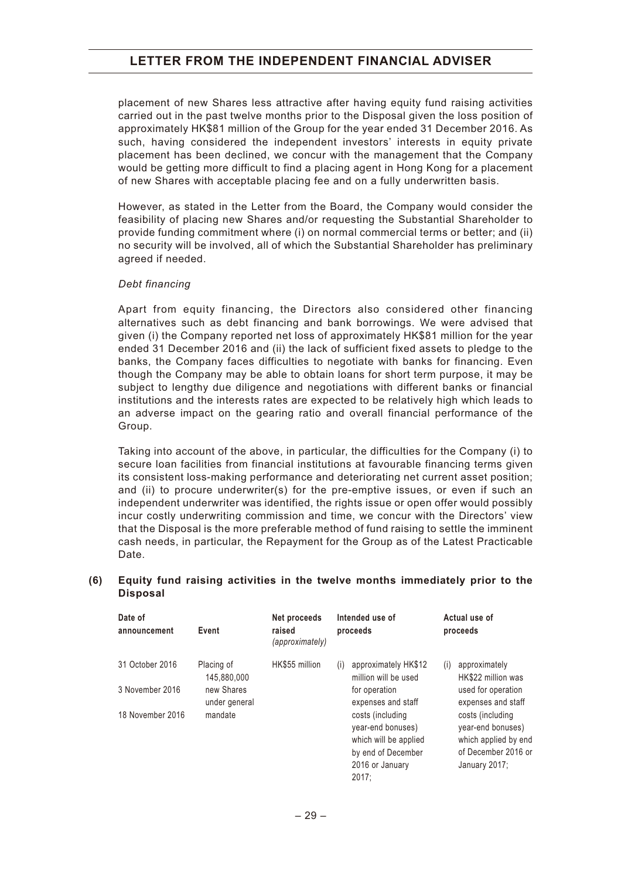placement of new Shares less attractive after having equity fund raising activities carried out in the past twelve months prior to the Disposal given the loss position of approximately HK$81 million of the Group for the year ended 31 December 2016. As such, having considered the independent investors' interests in equity private placement has been declined, we concur with the management that the Company would be getting more difficult to find a placing agent in Hong Kong for a placement of new Shares with acceptable placing fee and on a fully underwritten basis.

However, as stated in the Letter from the Board, the Company would consider the feasibility of placing new Shares and/or requesting the Substantial Shareholder to provide funding commitment where (i) on normal commercial terms or better; and (ii) no security will be involved, all of which the Substantial Shareholder has preliminary agreed if needed.

*Debt financing*

Apart from equity financing, the Directors also considered other financing alternatives such as debt financing and bank borrowings. We were advised that given (i) the Company reported net loss of approximately HK$81 million for the year ended 31 December 2016 and (ii) the lack of sufficient fixed assets to pledge to the banks, the Company faces difficulties to negotiate with banks for financing. Even though the Company may be able to obtain loans for short term purpose, it may be subject to lengthy due diligence and negotiations with different banks or financial institutions and the interests rates are expected to be relatively high which leads to an adverse impact on the gearing ratio and overall financial performance of the Group.

Taking into account of the above, in particular, the difficulties for the Company (i) to secure loan facilities from financial institutions at favourable financing terms given its consistent loss-making performance and deteriorating net current asset position; and (ii) to procure underwriter(s) for the pre-emptive issues, or even if such an independent underwriter was identified, the rights issue or open offer would possibly incur costly underwriting commission and time, we concur with the Directors' view that the Disposal is the more preferable method of fund raising to settle the imminent cash needs, in particular, the Repayment for the Group as of the Latest Practicable Date.

**(6) Equity fund raising activities in the twelve months immediately prior to the Disposal**

| Date of announcement | Event | Net proceeds raised *(approximately)* | Intended use of proceeds | Actual use of proceeds |
|---|---|---|---|---|
| 31 October 2016<br>3 November 2016<br>18 November 2016 | Placing of 145,880,000 new Shares under general mandate | HK$55 million | (i) approximately HK$12 million will be used for operation expenses and staff costs (including year-end bonuses) which will be applied by end of December 2016 or January 2017; | (i) approximately HK$22 million was used for operation expenses and staff costs (including year-end bonuses) which applied by end of December 2016 or January 2017; |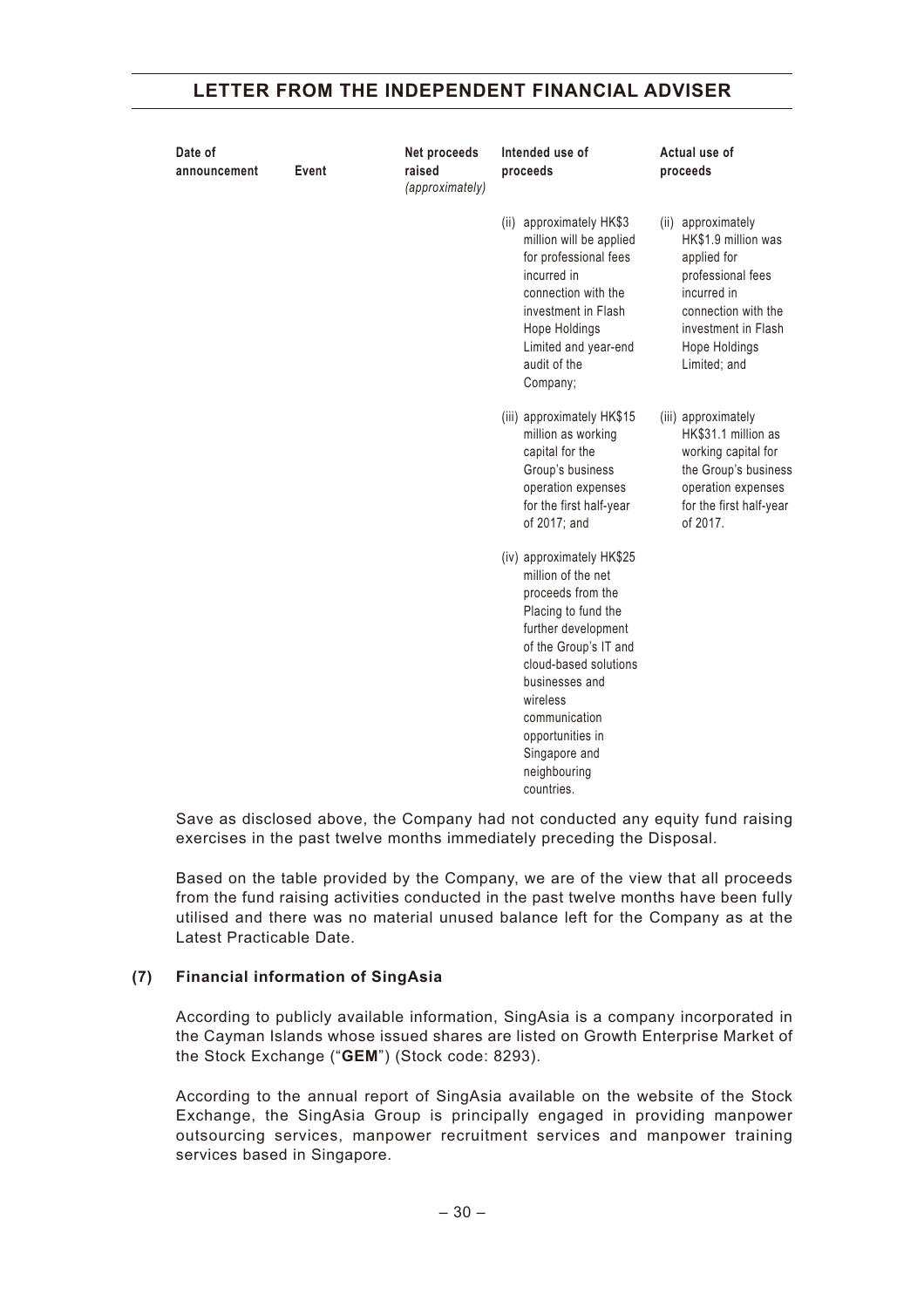| Date of announcement | Event | Net proceeds raised *(approximately)* | Intended use of proceeds | Actual use of proceeds |
|---|---|---|---|---|
| | | | (ii) approximately HK$3 million will be applied for professional fees incurred in connection with the investment in Flash Hope Holdings Limited and year-end audit of the Company; | (ii) approximately HK$1.9 million was applied for professional fees incurred in connection with the investment in Flash Hope Holdings Limited; and |
| | | | (iii) approximately HK$15 million as working capital for the Group's business operation expenses for the first half-year of 2017; and | (iii) approximately HK$31.1 million as working capital for the Group's business operation expenses for the first half-year of 2017. |
| | | | (iv) approximately HK$25 million of the net proceeds from the Placing to fund the further development of the Group's IT and cloud-based solutions businesses and wireless communication opportunities in Singapore and neighbouring countries. | |

Save as disclosed above, the Company had not conducted any equity fund raising exercises in the past twelve months immediately preceding the Disposal.

Based on the table provided by the Company, we are of the view that all proceeds from the fund raising activities conducted in the past twelve months have been fully utilised and there was no material unused balance left for the Company as at the Latest Practicable Date.

### (7) Financial information of SingAsia

According to publicly available information, SingAsia is a company incorporated in the Cayman Islands whose issued shares are listed on Growth Enterprise Market of the Stock Exchange ("**GEM**") (Stock code: 8293).

According to the annual report of SingAsia available on the website of the Stock Exchange, the SingAsia Group is principally engaged in providing manpower outsourcing services, manpower recruitment services and manpower training services based in Singapore.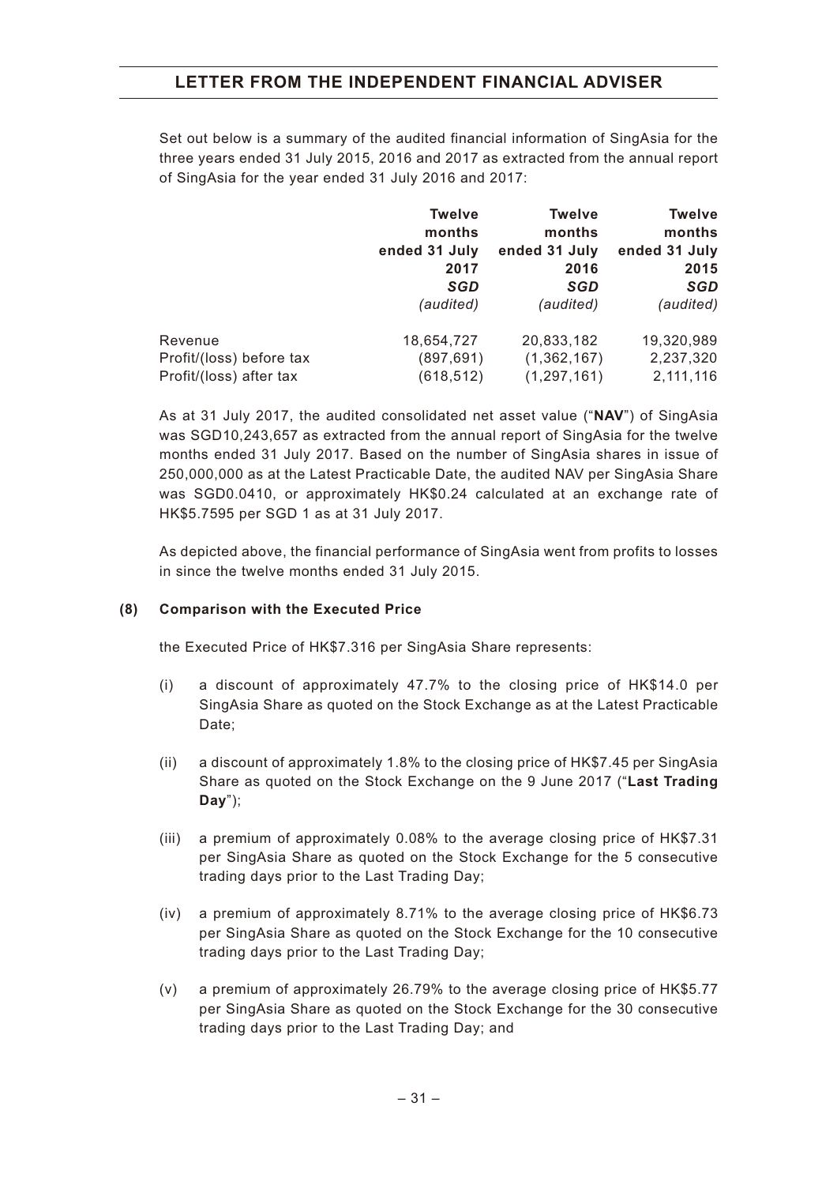Set out below is a summary of the audited financial information of SingAsia for the three years ended 31 July 2015, 2016 and 2017 as extracted from the annual report of SingAsia for the year ended 31 July 2016 and 2017:

| | Twelve months ended 31 July 2017 *SGD* *(audited)* | Twelve months ended 31 July 2016 *SGD* *(audited)* | Twelve months ended 31 July 2015 *SGD* *(audited)* |
|---|---|---|---|
| Revenue | 18,654,727 | 20,833,182 | 19,320,989 |
| Profit/(loss) before tax | (897,691) | (1,362,167) | 2,237,320 |
| Profit/(loss) after tax | (618,512) | (1,297,161) | 2,111,116 |

As at 31 July 2017, the audited consolidated net asset value ("**NAV**") of SingAsia was SGD10,243,657 as extracted from the annual report of SingAsia for the twelve months ended 31 July 2017. Based on the number of SingAsia shares in issue of 250,000,000 as at the Latest Practicable Date, the audited NAV per SingAsia Share was SGD0.0410, or approximately HK$0.24 calculated at an exchange rate of HK$5.7595 per SGD 1 as at 31 July 2017.

As depicted above, the financial performance of SingAsia went from profits to losses in since the twelve months ended 31 July 2015.

**(8) Comparison with the Executed Price**

the Executed Price of HK$7.316 per SingAsia Share represents:

(i) a discount of approximately 47.7% to the closing price of HK$14.0 per SingAsia Share as quoted on the Stock Exchange as at the Latest Practicable Date;

(ii) a discount of approximately 1.8% to the closing price of HK$7.45 per SingAsia Share as quoted on the Stock Exchange on the 9 June 2017 ("**Last Trading Day**");

(iii) a premium of approximately 0.08% to the average closing price of HK$7.31 per SingAsia Share as quoted on the Stock Exchange for the 5 consecutive trading days prior to the Last Trading Day;

(iv) a premium of approximately 8.71% to the average closing price of HK$6.73 per SingAsia Share as quoted on the Stock Exchange for the 10 consecutive trading days prior to the Last Trading Day;

(v) a premium of approximately 26.79% to the average closing price of HK$5.77 per SingAsia Share as quoted on the Stock Exchange for the 30 consecutive trading days prior to the Last Trading Day; and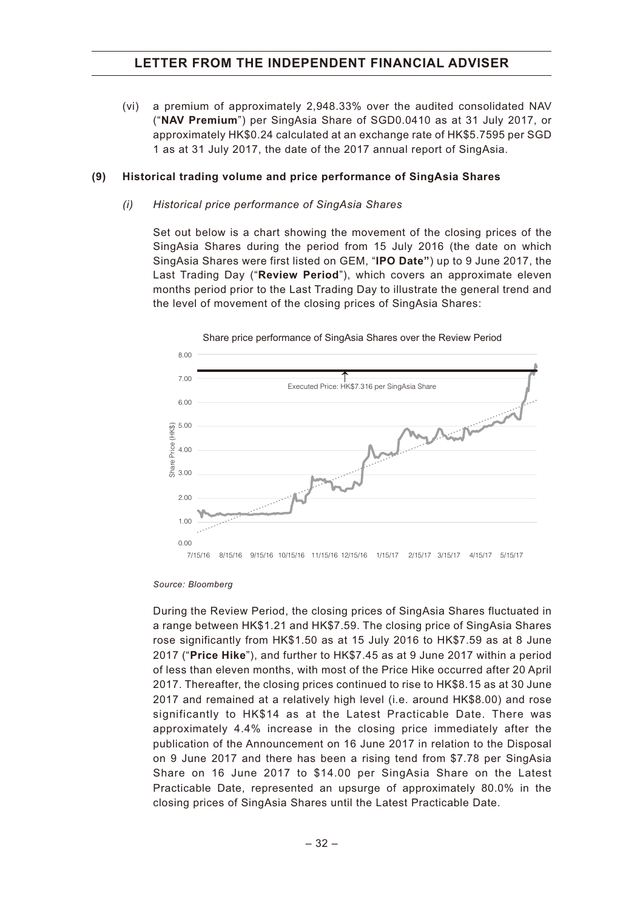(vi) a premium of approximately 2,948.33% over the audited consolidated NAV ("**NAV Premium**") per SingAsia Share of SGD0.0410 as at 31 July 2017, or approximately HK$0.24 calculated at an exchange rate of HK$5.7595 per SGD 1 as at 31 July 2017, the date of the 2017 annual report of SingAsia.

**(9) Historical trading volume and price performance of SingAsia Shares**

*(i) Historical price performance of SingAsia Shares*

Set out below is a chart showing the movement of the closing prices of the SingAsia Shares during the period from 15 July 2016 (the date on which SingAsia Shares were first listed on GEM, "**IPO Date**") up to 9 June 2017, the Last Trading Day ("**Review Period**"), which covers an approximate eleven months period prior to the Last Trading Day to illustrate the general trend and the level of movement of the closing prices of SingAsia Shares:

Share price performance of SingAsia Shares over the Review Period

*Source: Bloomberg*

During the Review Period, the closing prices of SingAsia Shares fluctuated in a range between HK$1.21 and HK$7.59. The closing price of SingAsia Shares rose significantly from HK$1.50 as at 15 July 2016 to HK$7.59 as at 8 June 2017 ("**Price Hike**"), and further to HK$7.45 as at 9 June 2017 within a period of less than eleven months, with most of the Price Hike occurred after 20 April 2017. Thereafter, the closing prices continued to rise to HK$8.15 as at 30 June 2017 and remained at a relatively high level (i.e. around HK$8.00) and rose significantly to HK$14 as at the Latest Practicable Date. There was approximately 4.4% increase in the closing price immediately after the publication of the Announcement on 16 June 2017 in relation to the Disposal on 9 June 2017 and there has been a rising tend from $7.78 per SingAsia Share on 16 June 2017 to $14.00 per SingAsia Share on the Latest Practicable Date, represented an upsurge of approximately 80.0% in the closing prices of SingAsia Shares until the Latest Practicable Date.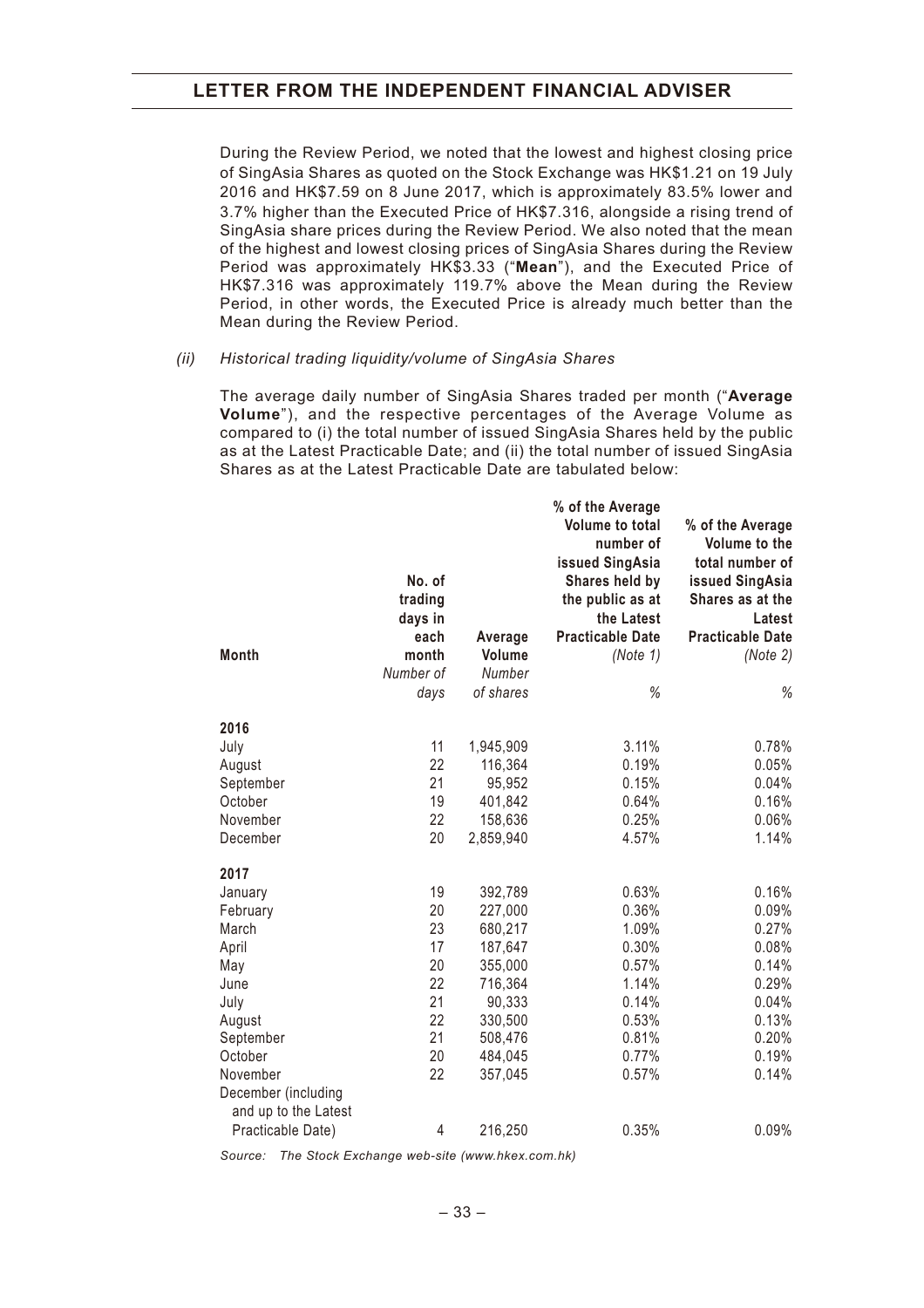During the Review Period, we noted that the lowest and highest closing price of SingAsia Shares as quoted on the Stock Exchange was HK$1.21 on 19 July 2016 and HK$7.59 on 8 June 2017, which is approximately 83.5% lower and 3.7% higher than the Executed Price of HK$7.316, alongside a rising trend of SingAsia share prices during the Review Period. We also noted that the mean of the highest and lowest closing prices of SingAsia Shares during the Review Period was approximately HK$3.33 ("**Mean**"), and the Executed Price of HK$7.316 was approximately 119.7% above the Mean during the Review Period, in other words, the Executed Price is already much better than the Mean during the Review Period.

*(ii) Historical trading liquidity/volume of SingAsia Shares*

The average daily number of SingAsia Shares traded per month ("**Average Volume**"), and the respective percentages of the Average Volume as compared to (i) the total number of issued SingAsia Shares held by the public as at the Latest Practicable Date; and (ii) the total number of issued SingAsia Shares as at the Latest Practicable Date are tabulated below:

| Month | No. of trading days in each month | Average Volume | % of the Average Volume to total number of issued SingAsia Shares held by the public as at the Latest Practicable Date *(Note 1)* | % of the Average Volume to the total number of issued SingAsia Shares as at the Latest Practicable Date *(Note 2)* |
|---|---|---|---|---|
| | *Number of days* | *Number of shares* | *%* | *%* |
| **2016** | | | | |
| July | 11 | 1,945,909 | 3.11% | 0.78% |
| August | 22 | 116,364 | 0.19% | 0.05% |
| September | 21 | 95,952 | 0.15% | 0.04% |
| October | 19 | 401,842 | 0.64% | 0.16% |
| November | 22 | 158,636 | 0.25% | 0.06% |
| December | 20 | 2,859,940 | 4.57% | 1.14% |
| **2017** | | | | |
| January | 19 | 392,789 | 0.63% | 0.16% |
| February | 20 | 227,000 | 0.36% | 0.09% |
| March | 23 | 680,217 | 1.09% | 0.27% |
| April | 17 | 187,647 | 0.30% | 0.08% |
| May | 20 | 355,000 | 0.57% | 0.14% |
| June | 22 | 716,364 | 1.14% | 0.29% |
| July | 21 | 90,333 | 0.14% | 0.04% |
| August | 22 | 330,500 | 0.53% | 0.13% |
| September | 21 | 508,476 | 0.81% | 0.20% |
| October | 20 | 484,045 | 0.77% | 0.19% |
| November | 22 | 357,045 | 0.57% | 0.14% |
| December (including and up to the Latest Practicable Date) | 4 | 216,250 | 0.35% | 0.09% |

*Source: The Stock Exchange web-site (www.hkex.com.hk)*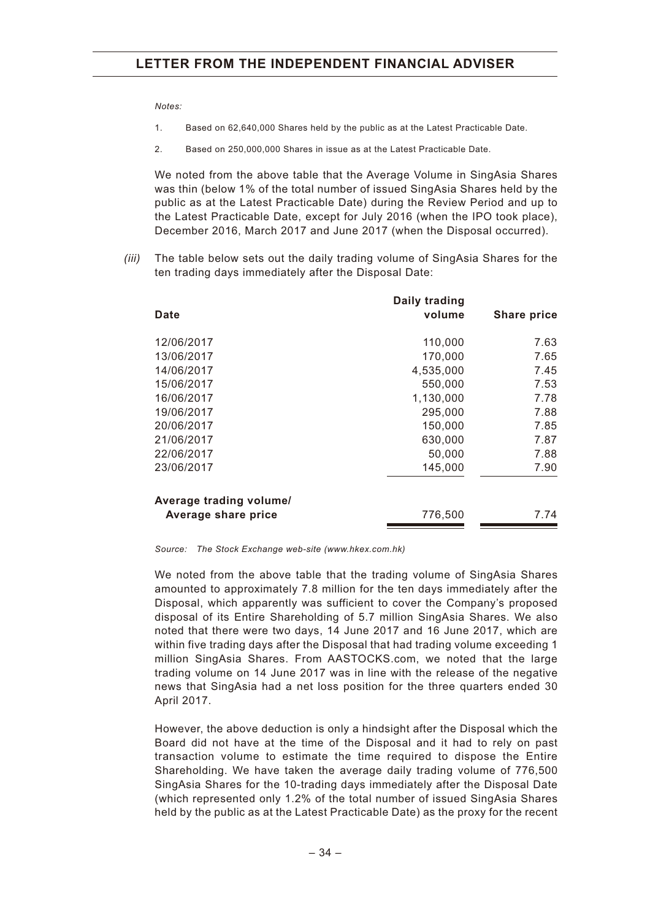*Notes:*

1. Based on 62,640,000 Shares held by the public as at the Latest Practicable Date.

2. Based on 250,000,000 Shares in issue as at the Latest Practicable Date.

We noted from the above table that the Average Volume in SingAsia Shares was thin (below 1% of the total number of issued SingAsia Shares held by the public as at the Latest Practicable Date) during the Review Period and up to the Latest Practicable Date, except for July 2016 (when the IPO took place), December 2016, March 2017 and June 2017 (when the Disposal occurred).

*(iii)* The table below sets out the daily trading volume of SingAsia Shares for the ten trading days immediately after the Disposal Date:

| Date | Daily trading volume | Share price |
|---|---|---|
| 12/06/2017 | 110,000 | 7.63 |
| 13/06/2017 | 170,000 | 7.65 |
| 14/06/2017 | 4,535,000 | 7.45 |
| 15/06/2017 | 550,000 | 7.53 |
| 16/06/2017 | 1,130,000 | 7.78 |
| 19/06/2017 | 295,000 | 7.88 |
| 20/06/2017 | 150,000 | 7.85 |
| 21/06/2017 | 630,000 | 7.87 |
| 22/06/2017 | 50,000 | 7.88 |
| 23/06/2017 | 145,000 | 7.90 |
| **Average trading volume/ Average share price** | 776,500 | 7.74 |

*Source: The Stock Exchange web-site (www.hkex.com.hk)*

We noted from the above table that the trading volume of SingAsia Shares amounted to approximately 7.8 million for the ten days immediately after the Disposal, which apparently was sufficient to cover the Company's proposed disposal of its Entire Shareholding of 5.7 million SingAsia Shares. We also noted that there were two days, 14 June 2017 and 16 June 2017, which are within five trading days after the Disposal that had trading volume exceeding 1 million SingAsia Shares. From AASTOCKS.com, we noted that the large trading volume on 14 June 2017 was in line with the release of the negative news that SingAsia had a net loss position for the three quarters ended 30 April 2017.

However, the above deduction is only a hindsight after the Disposal which the Board did not have at the time of the Disposal and it had to rely on past transaction volume to estimate the time required to dispose the Entire Shareholding. We have taken the average daily trading volume of 776,500 SingAsia Shares for the 10-trading days immediately after the Disposal Date (which represented only 1.2% of the total number of issued SingAsia Shares held by the public as at the Latest Practicable Date) as the proxy for the recent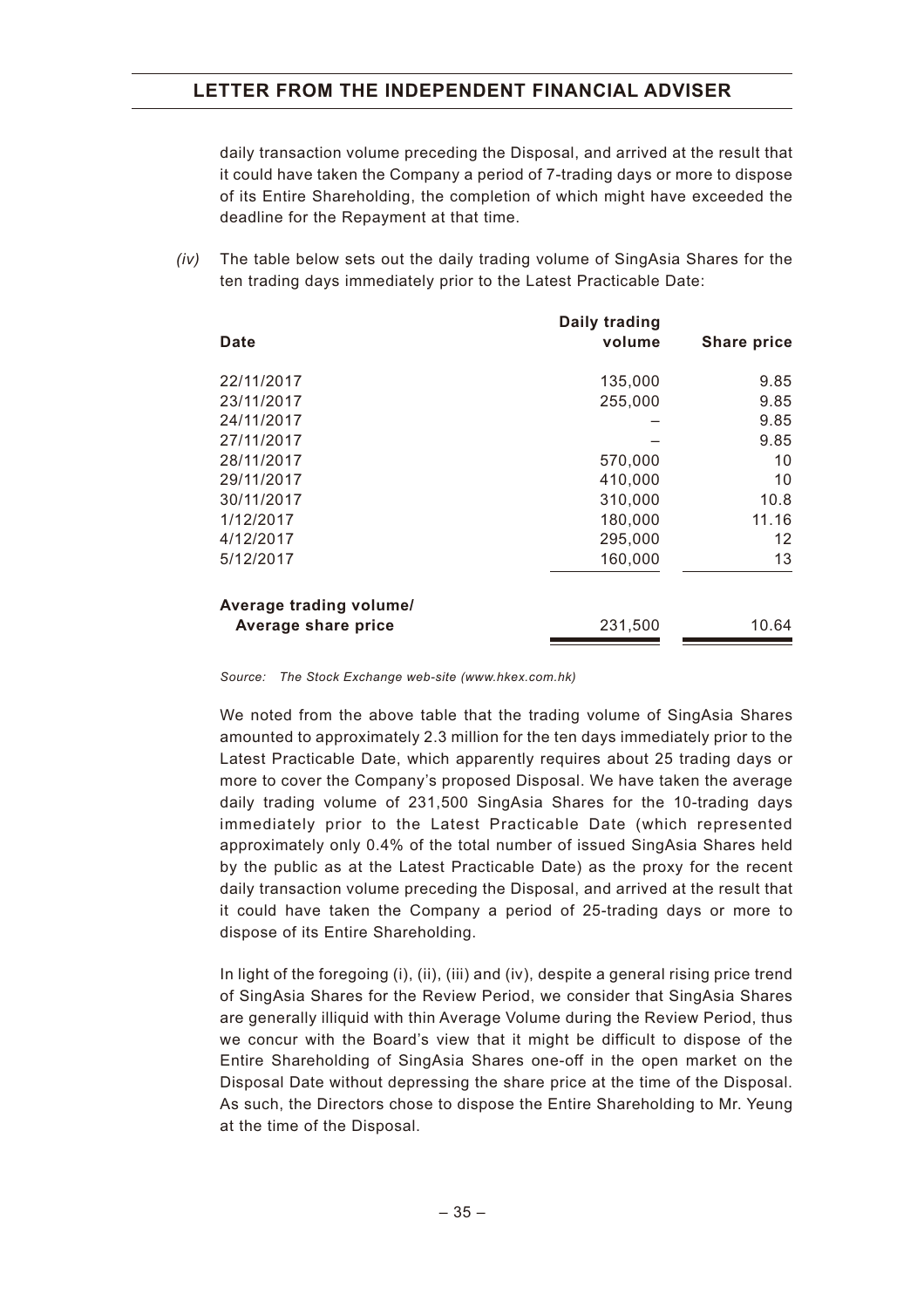daily transaction volume preceding the Disposal, and arrived at the result that it could have taken the Company a period of 7-trading days or more to dispose of its Entire Shareholding, the completion of which might have exceeded the deadline for the Repayment at that time.

*(iv)* The table below sets out the daily trading volume of SingAsia Shares for the ten trading days immediately prior to the Latest Practicable Date:

| Date | Daily trading volume | Share price |
|---|---|---|
| 22/11/2017 | 135,000 | 9.85 |
| 23/11/2017 | 255,000 | 9.85 |
| 24/11/2017 | – | 9.85 |
| 27/11/2017 | – | 9.85 |
| 28/11/2017 | 570,000 | 10 |
| 29/11/2017 | 410,000 | 10 |
| 30/11/2017 | 310,000 | 10.8 |
| 1/12/2017 | 180,000 | 11.16 |
| 4/12/2017 | 295,000 | 12 |
| 5/12/2017 | 160,000 | 13 |
| **Average trading volume/ Average share price** | 231,500 | 10.64 |

*Source: The Stock Exchange web-site (www.hkex.com.hk)*

We noted from the above table that the trading volume of SingAsia Shares amounted to approximately 2.3 million for the ten days immediately prior to the Latest Practicable Date, which apparently requires about 25 trading days or more to cover the Company's proposed Disposal. We have taken the average daily trading volume of 231,500 SingAsia Shares for the 10-trading days immediately prior to the Latest Practicable Date (which represented approximately only 0.4% of the total number of issued SingAsia Shares held by the public as at the Latest Practicable Date) as the proxy for the recent daily transaction volume preceding the Disposal, and arrived at the result that it could have taken the Company a period of 25-trading days or more to dispose of its Entire Shareholding.

In light of the foregoing (i), (ii), (iii) and (iv), despite a general rising price trend of SingAsia Shares for the Review Period, we consider that SingAsia Shares are generally illiquid with thin Average Volume during the Review Period, thus we concur with the Board's view that it might be difficult to dispose of the Entire Shareholding of SingAsia Shares one-off in the open market on the Disposal Date without depressing the share price at the time of the Disposal. As such, the Directors chose to dispose the Entire Shareholding to Mr. Yeung at the time of the Disposal.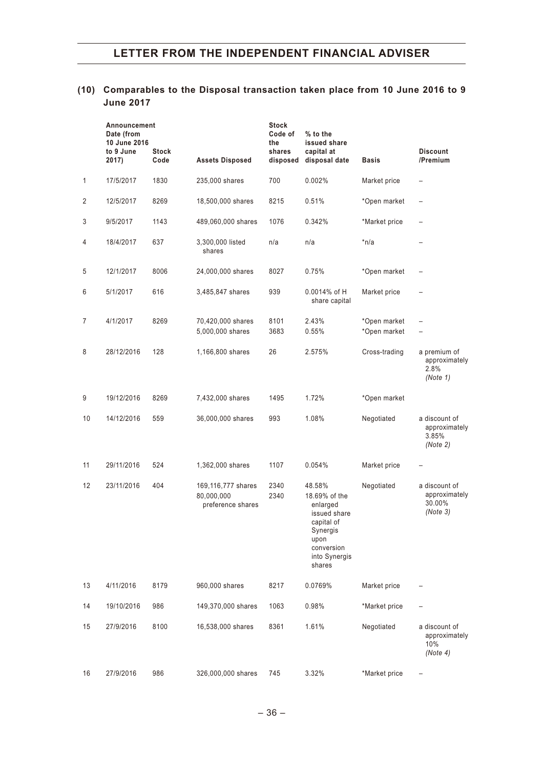### (10) Comparables to the Disposal transaction taken place from 10 June 2016 to 9 June 2017

| | Announcement Date (from 10 June 2016 to 9 June 2017) | Stock Code | Assets Disposed | Stock Code of the shares disposed | % to the issued share capital at disposal date | Basis | Discount /Premium |
|---|---|---|---|---|---|---|---|
| 1 | 17/5/2017 | 1830 | 235,000 shares | 700 | 0.002% | Market price | – |
| 2 | 12/5/2017 | 8269 | 18,500,000 shares | 8215 | 0.51% | *Open market | – |
| 3 | 9/5/2017 | 1143 | 489,060,000 shares | 1076 | 0.342% | *Market price | – |
| 4 | 18/4/2017 | 637 | 3,300,000 listed shares | n/a | n/a | *n/a | – |
| 5 | 12/1/2017 | 8006 | 24,000,000 shares | 8027 | 0.75% | *Open market | – |
| 6 | 5/1/2017 | 616 | 3,485,847 shares | 939 | 0.0014% of H share capital | Market price | – |
| 7 | 4/1/2017 | 8269 | 70,420,000 shares | 8101 | 2.43% | *Open market | – |
| | | | 5,000,000 shares | 3683 | 0.55% | *Open market | – |
| 8 | 28/12/2016 | 128 | 1,166,800 shares | 26 | 2.575% | Cross-trading | a premium of approximately 2.8% *(Note 1)* |
| 9 | 19/12/2016 | 8269 | 7,432,000 shares | 1495 | 1.72% | *Open market | |
| 10 | 14/12/2016 | 559 | 36,000,000 shares | 993 | 1.08% | Negotiated | a discount of approximately 3.85% *(Note 2)* |
| 11 | 29/11/2016 | 524 | 1,362,000 shares | 1107 | 0.054% | Market price | – |
| 12 | 23/11/2016 | 404 | 169,116,777 shares | 2340 | 48.58% | Negotiated | a discount of approximately 30.00% *(Note 3)* |
| | | | 80,000,000 preference shares | 2340 | 18.69% of the enlarged issued share capital of Synergis upon conversion into Synergis shares | | |
| 13 | 4/11/2016 | 8179 | 960,000 shares | 8217 | 0.0769% | Market price | – |
| 14 | 19/10/2016 | 986 | 149,370,000 shares | 1063 | 0.98% | *Market price | – |
| 15 | 27/9/2016 | 8100 | 16,538,000 shares | 8361 | 1.61% | Negotiated | a discount of approximately 10% *(Note 4)* |
| 16 | 27/9/2016 | 986 | 326,000,000 shares | 745 | 3.32% | *Market price | – |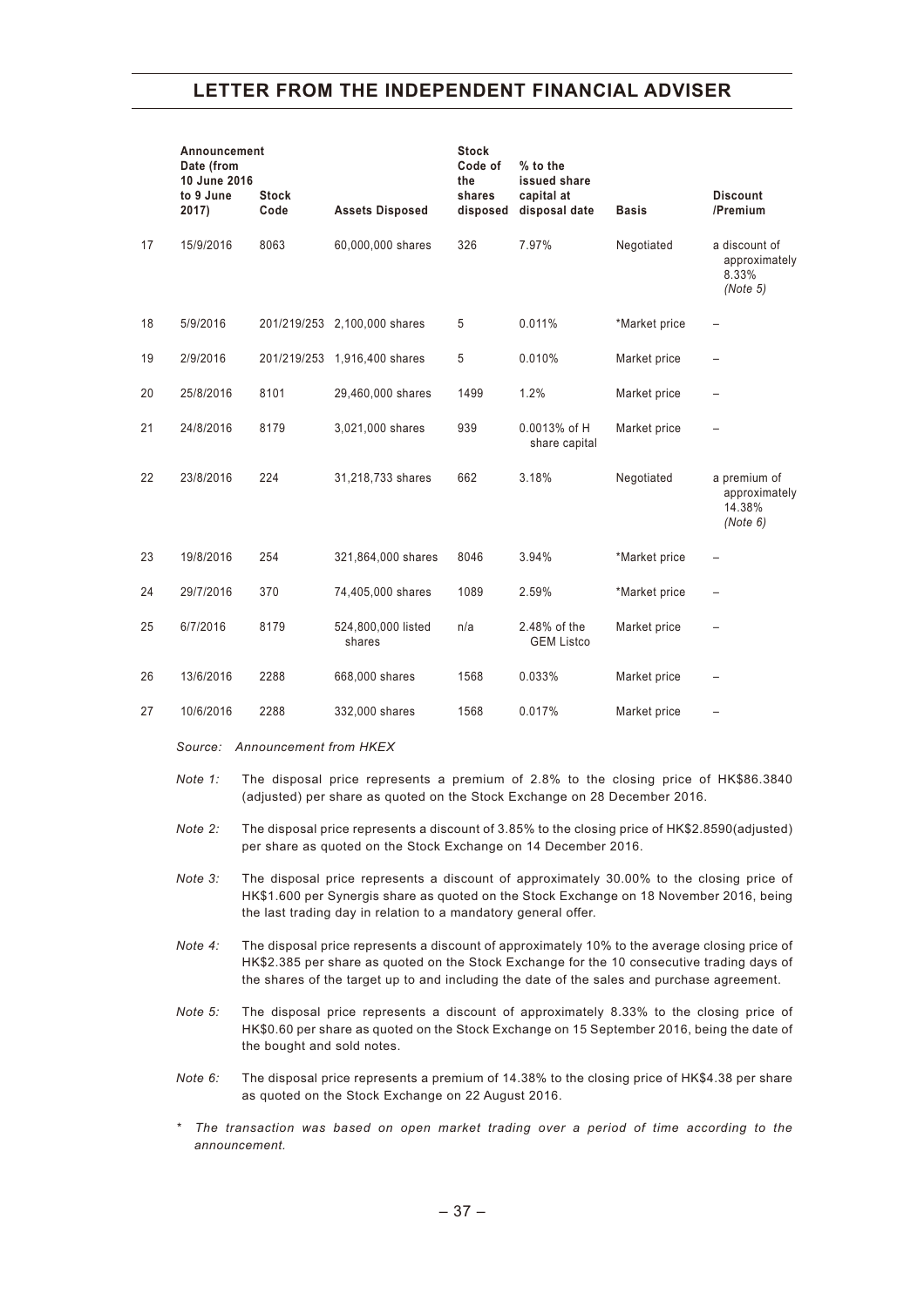| | Announcement Date (from 10 June 2016 to 9 June 2017) | Stock Code | Assets Disposed | Stock Code of the shares disposed | % to the issued share capital at disposal date | Basis | Discount /Premium |
|---|---|---|---|---|---|---|---|
| 17 | 15/9/2016 | 8063 | 60,000,000 shares | 326 | 7.97% | Negotiated | a discount of approximately 8.33% *(Note 5)* |
| 18 | 5/9/2016 | 201/219/253 | 2,100,000 shares | 5 | 0.011% | *Market price | – |
| 19 | 2/9/2016 | 201/219/253 | 1,916,400 shares | 5 | 0.010% | Market price | – |
| 20 | 25/8/2016 | 8101 | 29,460,000 shares | 1499 | 1.2% | Market price | – |
| 21 | 24/8/2016 | 8179 | 3,021,000 shares | 939 | 0.0013% of H share capital | Market price | – |
| 22 | 23/8/2016 | 224 | 31,218,733 shares | 662 | 3.18% | Negotiated | a premium of approximately 14.38% *(Note 6)* |
| 23 | 19/8/2016 | 254 | 321,864,000 shares | 8046 | 3.94% | *Market price | – |
| 24 | 29/7/2016 | 370 | 74,405,000 shares | 1089 | 2.59% | *Market price | – |
| 25 | 6/7/2016 | 8179 | 524,800,000 listed shares | n/a | 2.48% of the GEM Listco | Market price | – |
| 26 | 13/6/2016 | 2288 | 668,000 shares | 1568 | 0.033% | Market price | – |
| 27 | 10/6/2016 | 2288 | 332,000 shares | 1568 | 0.017% | Market price | – |

*Source: Announcement from HKEX*

*Note 1:* The disposal price represents a premium of 2.8% to the closing price of HK$86.3840 (adjusted) per share as quoted on the Stock Exchange on 28 December 2016.

*Note 2:* The disposal price represents a discount of 3.85% to the closing price of HK$2.8590(adjusted) per share as quoted on the Stock Exchange on 14 December 2016.

*Note 3:* The disposal price represents a discount of approximately 30.00% to the closing price of HK$1.600 per Synergis share as quoted on the Stock Exchange on 18 November 2016, being the last trading day in relation to a mandatory general offer.

*Note 4:* The disposal price represents a discount of approximately 10% to the average closing price of HK$2.385 per share as quoted on the Stock Exchange for the 10 consecutive trading days of the shares of the target up to and including the date of the sales and purchase agreement.

*Note 5:* The disposal price represents a discount of approximately 8.33% to the closing price of HK$0.60 per share as quoted on the Stock Exchange on 15 September 2016, being the date of the bought and sold notes.

*Note 6:* The disposal price represents a premium of 14.38% to the closing price of HK$4.38 per share as quoted on the Stock Exchange on 22 August 2016.

\* *The transaction was based on open market trading over a period of time according to the announcement.*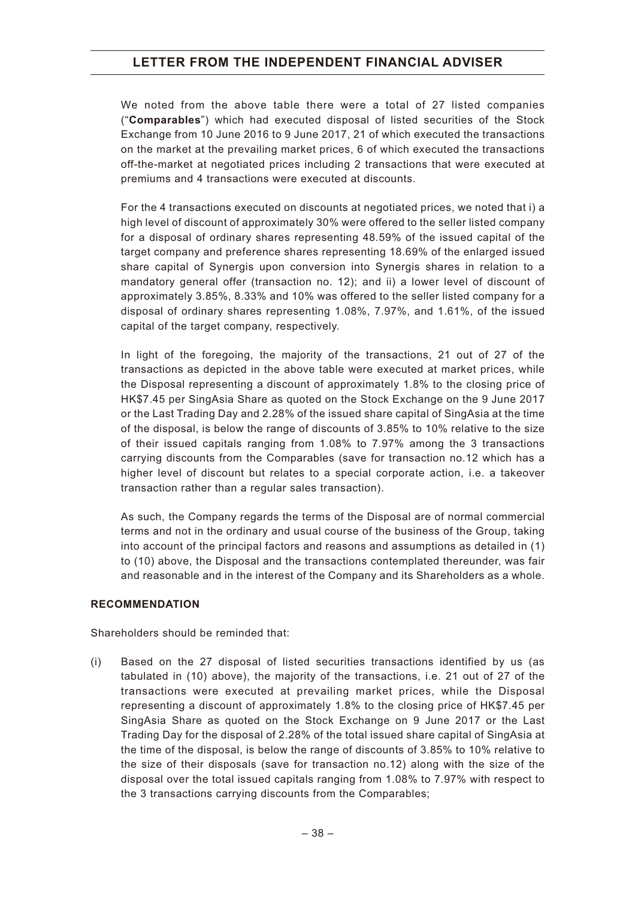We noted from the above table there were a total of 27 listed companies ("**Comparables**") which had executed disposal of listed securities of the Stock Exchange from 10 June 2016 to 9 June 2017, 21 of which executed the transactions on the market at the prevailing market prices, 6 of which executed the transactions off-the-market at negotiated prices including 2 transactions that were executed at premiums and 4 transactions were executed at discounts.

For the 4 transactions executed on discounts at negotiated prices, we noted that i) a high level of discount of approximately 30% were offered to the seller listed company for a disposal of ordinary shares representing 48.59% of the issued capital of the target company and preference shares representing 18.69% of the enlarged issued share capital of Synergis upon conversion into Synergis shares in relation to a mandatory general offer (transaction no. 12); and ii) a lower level of discount of approximately 3.85%, 8.33% and 10% was offered to the seller listed company for a disposal of ordinary shares representing 1.08%, 7.97%, and 1.61%, of the issued capital of the target company, respectively.

In light of the foregoing, the majority of the transactions, 21 out of 27 of the transactions as depicted in the above table were executed at market prices, while the Disposal representing a discount of approximately 1.8% to the closing price of HK$7.45 per SingAsia Share as quoted on the Stock Exchange on the 9 June 2017 or the Last Trading Day and 2.28% of the issued share capital of SingAsia at the time of the disposal, is below the range of discounts of 3.85% to 10% relative to the size of their issued capitals ranging from 1.08% to 7.97% among the 3 transactions carrying discounts from the Comparables (save for transaction no.12 which has a higher level of discount but relates to a special corporate action, i.e. a takeover transaction rather than a regular sales transaction).

As such, the Company regards the terms of the Disposal are of normal commercial terms and not in the ordinary and usual course of the business of the Group, taking into account of the principal factors and reasons and assumptions as detailed in (1) to (10) above, the Disposal and the transactions contemplated thereunder, was fair and reasonable and in the interest of the Company and its Shareholders as a whole.

**RECOMMENDATION**

Shareholders should be reminded that:

(i) Based on the 27 disposal of listed securities transactions identified by us (as tabulated in (10) above), the majority of the transactions, i.e. 21 out of 27 of the transactions were executed at prevailing market prices, while the Disposal representing a discount of approximately 1.8% to the closing price of HK$7.45 per SingAsia Share as quoted on the Stock Exchange on 9 June 2017 or the Last Trading Day for the disposal of 2.28% of the total issued share capital of SingAsia at the time of the disposal, is below the range of discounts of 3.85% to 10% relative to the size of their disposals (save for transaction no.12) along with the size of the disposal over the total issued capitals ranging from 1.08% to 7.97% with respect to the 3 transactions carrying discounts from the Comparables;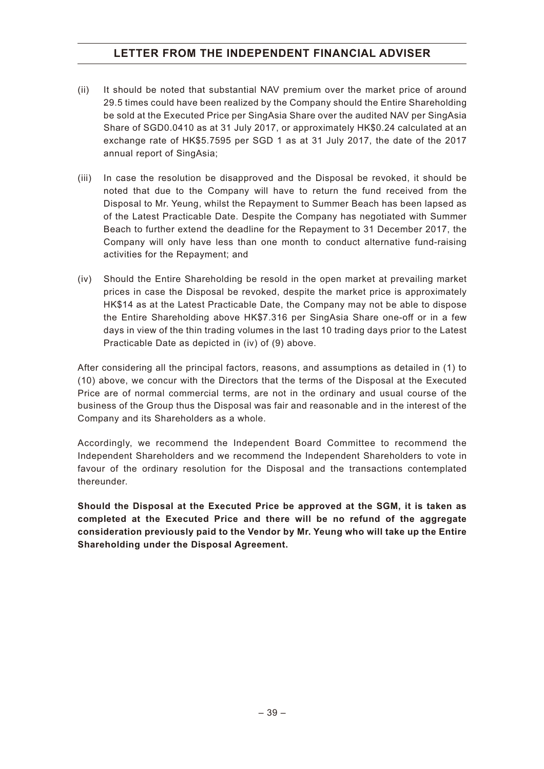(ii) It should be noted that substantial NAV premium over the market price of around 29.5 times could have been realized by the Company should the Entire Shareholding be sold at the Executed Price per SingAsia Share over the audited NAV per SingAsia Share of SGD0.0410 as at 31 July 2017, or approximately HK$0.24 calculated at an exchange rate of HK$5.7595 per SGD 1 as at 31 July 2017, the date of the 2017 annual report of SingAsia;

(iii) In case the resolution be disapproved and the Disposal be revoked, it should be noted that due to the Company will have to return the fund received from the Disposal to Mr. Yeung, whilst the Repayment to Summer Beach has been lapsed as of the Latest Practicable Date. Despite the Company has negotiated with Summer Beach to further extend the deadline for the Repayment to 31 December 2017, the Company will only have less than one month to conduct alternative fund-raising activities for the Repayment; and

(iv) Should the Entire Shareholding be resold in the open market at prevailing market prices in case the Disposal be revoked, despite the market price is approximately HK$14 as at the Latest Practicable Date, the Company may not be able to dispose the Entire Shareholding above HK$7.316 per SingAsia Share one-off or in a few days in view of the thin trading volumes in the last 10 trading days prior to the Latest Practicable Date as depicted in (iv) of (9) above.

After considering all the principal factors, reasons, and assumptions as detailed in (1) to (10) above, we concur with the Directors that the terms of the Disposal at the Executed Price are of normal commercial terms, are not in the ordinary and usual course of the business of the Group thus the Disposal was fair and reasonable and in the interest of the Company and its Shareholders as a whole.

Accordingly, we recommend the Independent Board Committee to recommend the Independent Shareholders and we recommend the Independent Shareholders to vote in favour of the ordinary resolution for the Disposal and the transactions contemplated thereunder.

**Should the Disposal at the Executed Price be approved at the SGM, it is taken as completed at the Executed Price and there will be no refund of the aggregate consideration previously paid to the Vendor by Mr. Yeung who will take up the Entire Shareholding under the Disposal Agreement.**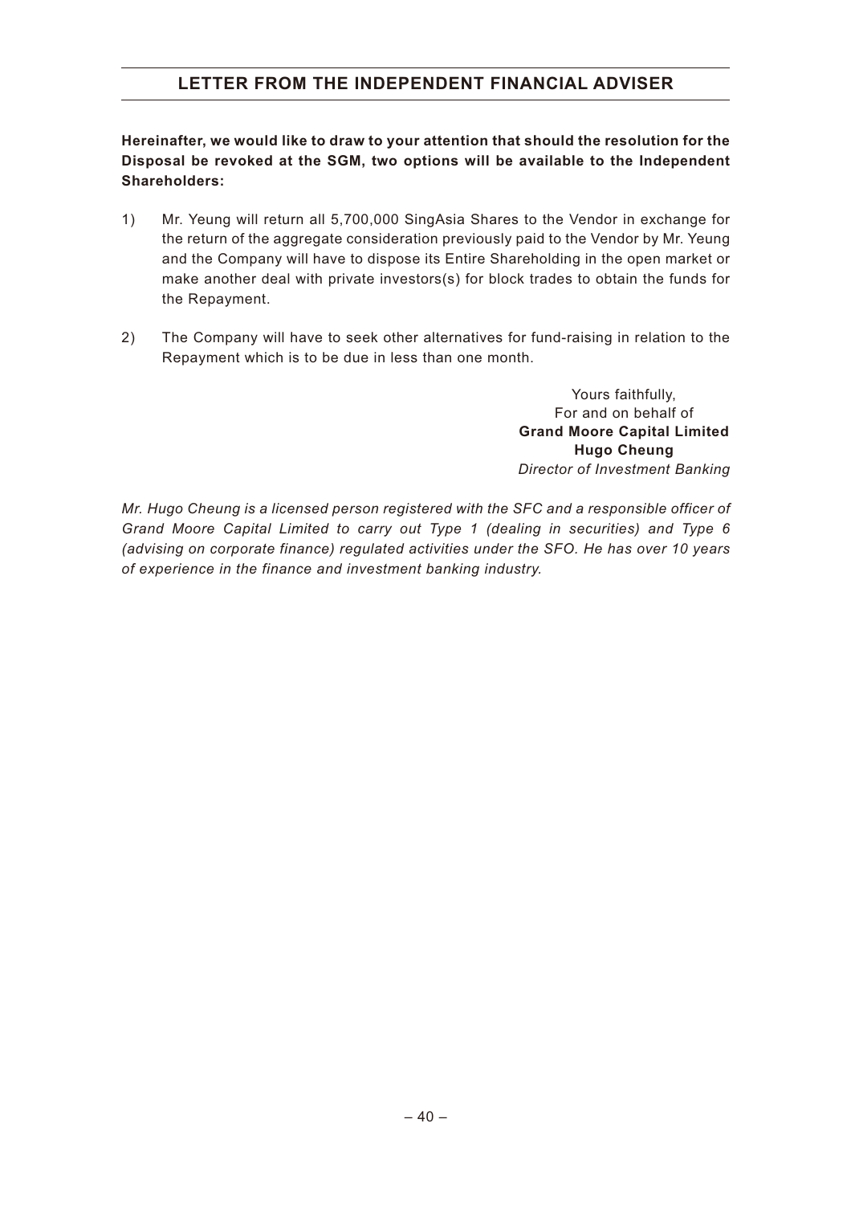**Hereinafter, we would like to draw to your attention that should the resolution for the Disposal be revoked at the SGM, two options will be available to the Independent Shareholders:**

1) Mr. Yeung will return all 5,700,000 SingAsia Shares to the Vendor in exchange for the return of the aggregate consideration previously paid to the Vendor by Mr. Yeung and the Company will have to dispose its Entire Shareholding in the open market or make another deal with private investors(s) for block trades to obtain the funds for the Repayment.

2) The Company will have to seek other alternatives for fund-raising in relation to the Repayment which is to be due in less than one month.

Yours faithfully,
For and on behalf of
**Grand Moore Capital Limited**
**Hugo Cheung**
*Director of Investment Banking*

*Mr. Hugo Cheung is a licensed person registered with the SFC and a responsible officer of Grand Moore Capital Limited to carry out Type 1 (dealing in securities) and Type 6 (advising on corporate finance) regulated activities under the SFO. He has over 10 years of experience in the finance and investment banking industry.*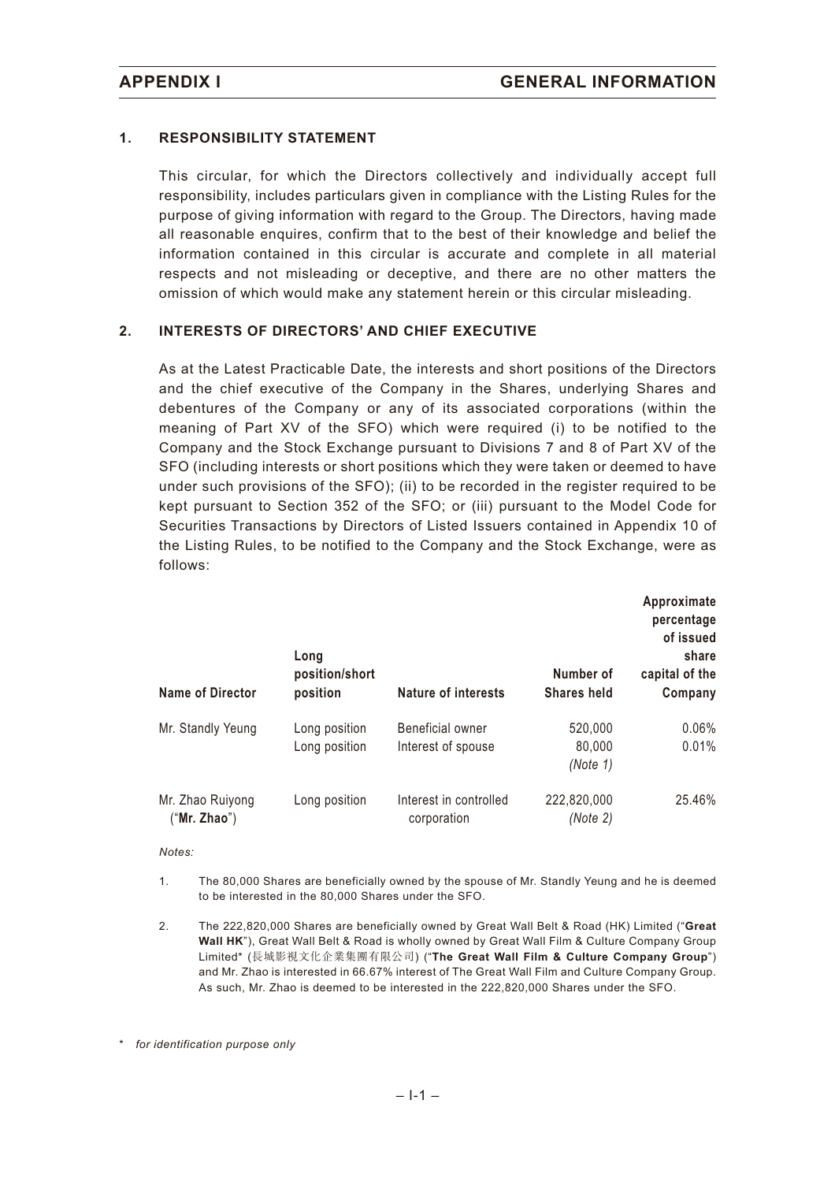## 1. RESPONSIBILITY STATEMENT

This circular, for which the Directors collectively and individually accept full responsibility, includes particulars given in compliance with the Listing Rules for the purpose of giving information with regard to the Group. The Directors, having made all reasonable enquires, confirm that to the best of their knowledge and belief the information contained in this circular is accurate and complete in all material respects and not misleading or deceptive, and there are no other matters the omission of which would make any statement herein or this circular misleading.

## 2. INTERESTS OF DIRECTORS' AND CHIEF EXECUTIVE

As at the Latest Practicable Date, the interests and short positions of the Directors and the chief executive of the Company in the Shares, underlying Shares and debentures of the Company or any of its associated corporations (within the meaning of Part XV of the SFO) which were required (i) to be notified to the Company and the Stock Exchange pursuant to Divisions 7 and 8 of Part XV of the SFO (including interests or short positions which they were taken or deemed to have under such provisions of the SFO); (ii) to be recorded in the register required to be kept pursuant to Section 352 of the SFO; or (iii) pursuant to the Model Code for Securities Transactions by Directors of Listed Issuers contained in Appendix 10 of the Listing Rules, to be notified to the Company and the Stock Exchange, were as follows:

| Name of Director | Long position/short position | Nature of interests | Number of Shares held | Approximate percentage of issued share capital of the Company |
|---|---|---|---|---|
| Mr. Standly Yeung | Long position | Beneficial owner | 520,000 | 0.06% |
| | Long position | Interest of spouse | 80,000 *(Note 1)* | 0.01% |
| Mr. Zhao Ruiyong ("**Mr. Zhao**") | Long position | Interest in controlled corporation | 222,820,000 *(Note 2)* | 25.46% |

*Notes:*

1. The 80,000 Shares are beneficially owned by the spouse of Mr. Standly Yeung and he is deemed to be interested in the 80,000 Shares under the SFO.

2. The 222,820,000 Shares are beneficially owned by Great Wall Belt & Road (HK) Limited ("**Great Wall HK**"), Great Wall Belt & Road is wholly owned by Great Wall Film & Culture Company Group Limited* (長城影視文化企業集團有限公司) ("**The Great Wall Film & Culture Company Group**") and Mr. Zhao is interested in 66.67% interest of The Great Wall Film and Culture Company Group. As such, Mr. Zhao is deemed to be interested in the 222,820,000 Shares under the SFO.

\* *for identification purpose only*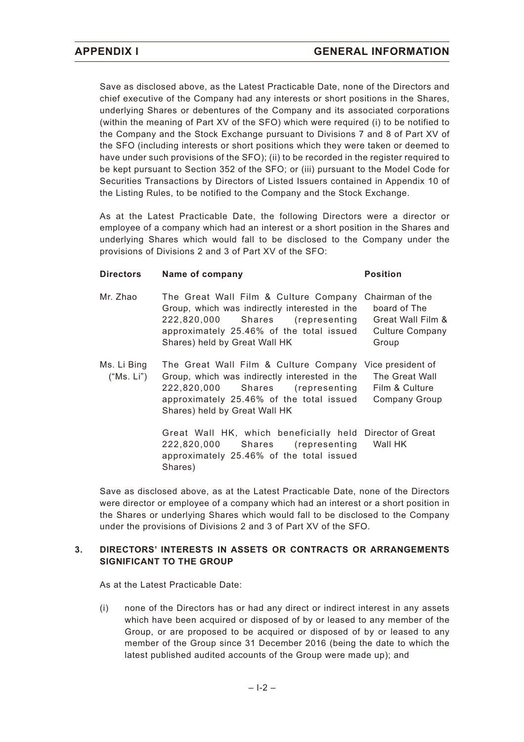Save as disclosed above, as the Latest Practicable Date, none of the Directors and chief executive of the Company had any interests or short positions in the Shares, underlying Shares or debentures of the Company and its associated corporations (within the meaning of Part XV of the SFO) which were required (i) to be notified to the Company and the Stock Exchange pursuant to Divisions 7 and 8 of Part XV of the SFO (including interests or short positions which they were taken or deemed to have under such provisions of the SFO); (ii) to be recorded in the register required to be kept pursuant to Section 352 of the SFO; or (iii) pursuant to the Model Code for Securities Transactions by Directors of Listed Issuers contained in Appendix 10 of the Listing Rules, to be notified to the Company and the Stock Exchange.

As at the Latest Practicable Date, the following Directors were a director or employee of a company which had an interest or a short position in the Shares and underlying Shares which would fall to be disclosed to the Company under the provisions of Divisions 2 and 3 of Part XV of the SFO:

| Directors | Name of company | Position |
|---|---|---|
| Mr. Zhao | The Great Wall Film & Culture Company Group, which was indirectly interested in the 222,820,000 Shares (representing approximately 25.46% of the total issued Shares) held by Great Wall HK | Chairman of the board of The Great Wall Film & Culture Company Group |
| Ms. Li Bing ("Ms. Li") | The Great Wall Film & Culture Company Group, which was indirectly interested in the 222,820,000 Shares (representing approximately 25.46% of the total issued Shares) held by Great Wall HK | Vice president of The Great Wall Film & Culture Company Group |
| | Great Wall HK, which beneficially held 222,820,000 Shares (representing approximately 25.46% of the total issued Shares) | Director of Great Wall HK |

Save as disclosed above, as at the Latest Practicable Date, none of the Directors were director or employee of a company which had an interest or a short position in the Shares or underlying Shares which would fall to be disclosed to the Company under the provisions of Divisions 2 and 3 of Part XV of the SFO.

## 3. DIRECTORS' INTERESTS IN ASSETS OR CONTRACTS OR ARRANGEMENTS SIGNIFICANT TO THE GROUP

As at the Latest Practicable Date:

(i) none of the Directors has or had any direct or indirect interest in any assets which have been acquired or disposed of by or leased to any member of the Group, or are proposed to be acquired or disposed of by or leased to any member of the Group since 31 December 2016 (being the date to which the latest published audited accounts of the Group were made up); and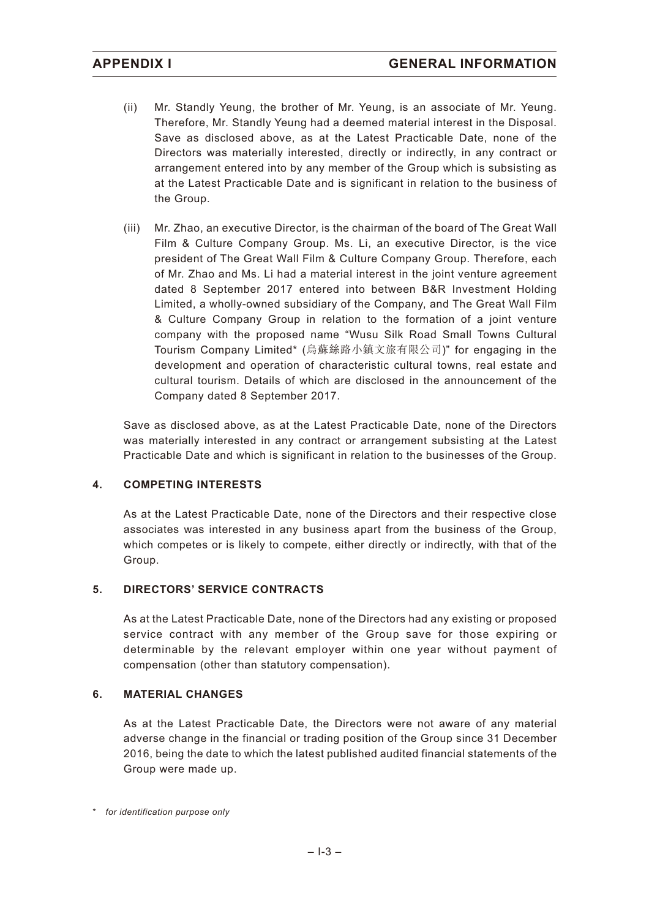(ii) Mr. Standly Yeung, the brother of Mr. Yeung, is an associate of Mr. Yeung. Therefore, Mr. Standly Yeung had a deemed material interest in the Disposal. Save as disclosed above, as at the Latest Practicable Date, none of the Directors was materially interested, directly or indirectly, in any contract or arrangement entered into by any member of the Group which is subsisting as at the Latest Practicable Date and is significant in relation to the business of the Group.

(iii) Mr. Zhao, an executive Director, is the chairman of the board of The Great Wall Film & Culture Company Group. Ms. Li, an executive Director, is the vice president of The Great Wall Film & Culture Company Group. Therefore, each of Mr. Zhao and Ms. Li had a material interest in the joint venture agreement dated 8 September 2017 entered into between B&R Investment Holding Limited, a wholly-owned subsidiary of the Company, and The Great Wall Film & Culture Company Group in relation to the formation of a joint venture company with the proposed name "Wusu Silk Road Small Towns Cultural Tourism Company Limited* (烏蘇絲路小鎮文旅有限公司)" for engaging in the development and operation of characteristic cultural towns, real estate and cultural tourism. Details of which are disclosed in the announcement of the Company dated 8 September 2017.

Save as disclosed above, as at the Latest Practicable Date, none of the Directors was materially interested in any contract or arrangement subsisting at the Latest Practicable Date and which is significant in relation to the businesses of the Group.

## 4. COMPETING INTERESTS

As at the Latest Practicable Date, none of the Directors and their respective close associates was interested in any business apart from the business of the Group, which competes or is likely to compete, either directly or indirectly, with that of the Group.

## 5. DIRECTORS' SERVICE CONTRACTS

As at the Latest Practicable Date, none of the Directors had any existing or proposed service contract with any member of the Group save for those expiring or determinable by the relevant employer within one year without payment of compensation (other than statutory compensation).

## 6. MATERIAL CHANGES

As at the Latest Practicable Date, the Directors were not aware of any material adverse change in the financial or trading position of the Group since 31 December 2016, being the date to which the latest published audited financial statements of the Group were made up.

\* *for identification purpose only*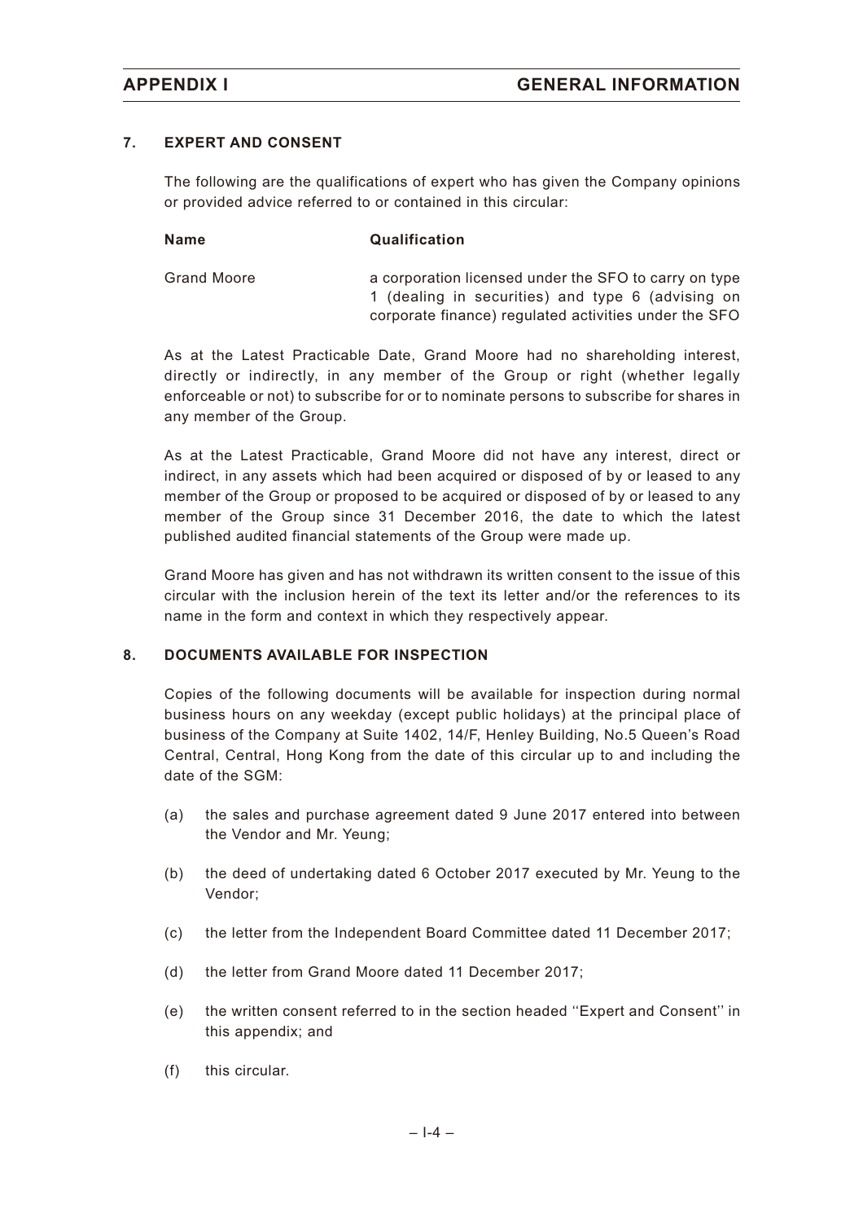## 7. EXPERT AND CONSENT

The following are the qualifications of expert who has given the Company opinions or provided advice referred to or contained in this circular:

| Name | Qualification |
|---|---|
| Grand Moore | a corporation licensed under the SFO to carry on type 1 (dealing in securities) and type 6 (advising on corporate finance) regulated activities under the SFO |

As at the Latest Practicable Date, Grand Moore had no shareholding interest, directly or indirectly, in any member of the Group or right (whether legally enforceable or not) to subscribe for or to nominate persons to subscribe for shares in any member of the Group.

As at the Latest Practicable, Grand Moore did not have any interest, direct or indirect, in any assets which had been acquired or disposed of by or leased to any member of the Group or proposed to be acquired or disposed of by or leased to any member of the Group since 31 December 2016, the date to which the latest published audited financial statements of the Group were made up.

Grand Moore has given and has not withdrawn its written consent to the issue of this circular with the inclusion herein of the text its letter and/or the references to its name in the form and context in which they respectively appear.

## 8. DOCUMENTS AVAILABLE FOR INSPECTION

Copies of the following documents will be available for inspection during normal business hours on any weekday (except public holidays) at the principal place of business of the Company at Suite 1402, 14/F, Henley Building, No.5 Queen's Road Central, Central, Hong Kong from the date of this circular up to and including the date of the SGM:

(a) the sales and purchase agreement dated 9 June 2017 entered into between the Vendor and Mr. Yeung;

(b) the deed of undertaking dated 6 October 2017 executed by Mr. Yeung to the Vendor;

(c) the letter from the Independent Board Committee dated 11 December 2017;

(d) the letter from Grand Moore dated 11 December 2017;

(e) the written consent referred to in the section headed ''Expert and Consent'' in this appendix; and

(f) this circular.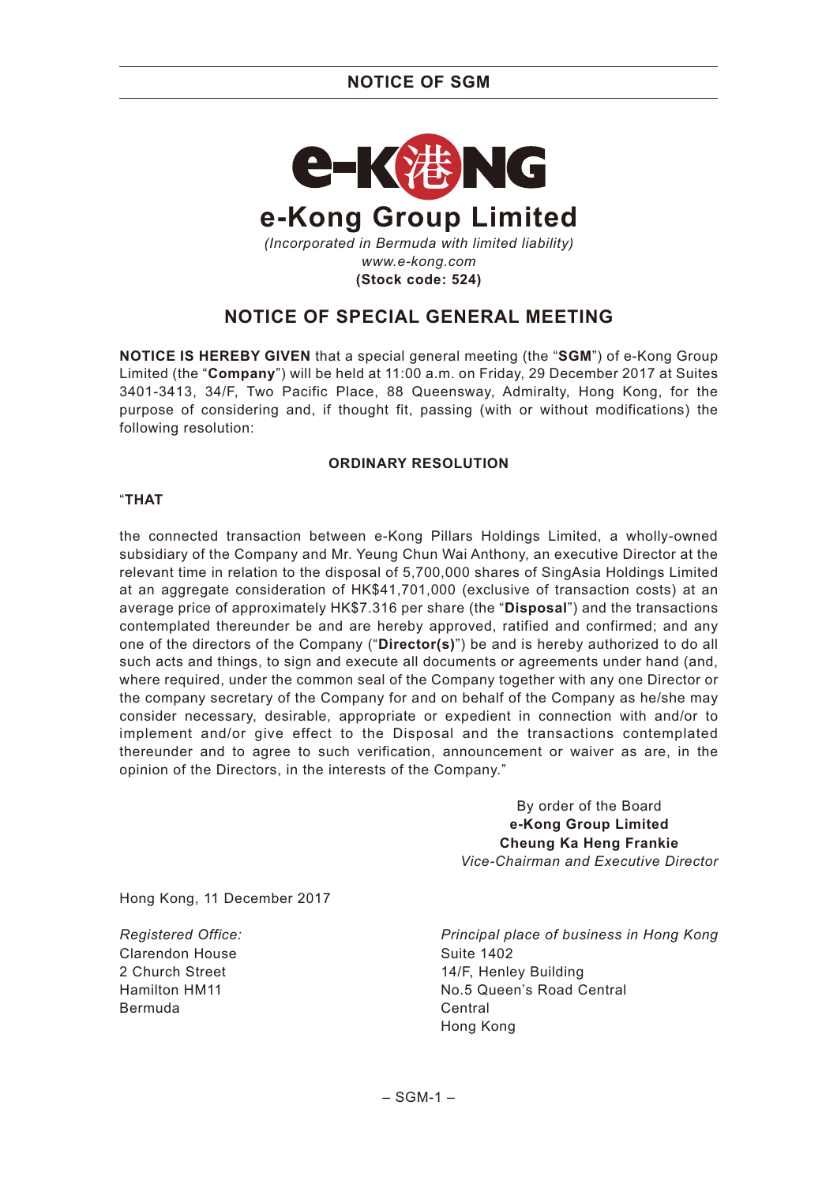# e-Kong Group Limited

*(Incorporated in Bermuda with limited liability)*
*www.e-kong.com*
**(Stock code: 524)**

## NOTICE OF SPECIAL GENERAL MEETING

**NOTICE IS HEREBY GIVEN** that a special general meeting (the "**SGM**") of e-Kong Group Limited (the "**Company**") will be held at 11:00 a.m. on Friday, 29 December 2017 at Suites 3401-3413, 34/F, Two Pacific Place, 88 Queensway, Admiralty, Hong Kong, for the purpose of considering and, if thought fit, passing (with or without modifications) the following resolution:

### ORDINARY RESOLUTION

"**THAT**

the connected transaction between e-Kong Pillars Holdings Limited, a wholly-owned subsidiary of the Company and Mr. Yeung Chun Wai Anthony, an executive Director at the relevant time in relation to the disposal of 5,700,000 shares of SingAsia Holdings Limited at an aggregate consideration of HK$41,701,000 (exclusive of transaction costs) at an average price of approximately HK$7.316 per share (the "**Disposal**") and the transactions contemplated thereunder be and are hereby approved, ratified and confirmed; and any one of the directors of the Company ("**Director(s)**") be and is hereby authorized to do all such acts and things, to sign and execute all documents or agreements under hand (and, where required, under the common seal of the Company together with any one Director or the company secretary of the Company for and on behalf of the Company as he/she may consider necessary, desirable, appropriate or expedient in connection with and/or to implement and/or give effect to the Disposal and the transactions contemplated thereunder and to agree to such verification, announcement or waiver as are, in the opinion of the Directors, in the interests of the Company."

By order of the Board
**e-Kong Group Limited**
**Cheung Ka Heng Frankie**
*Vice-Chairman and Executive Director*

Hong Kong, 11 December 2017

*Registered Office:*
Clarendon House
2 Church Street
Hamilton HM11
Bermuda

*Principal place of business in Hong Kong*
Suite 1402
14/F, Henley Building
No.5 Queen's Road Central
Central
Hong Kong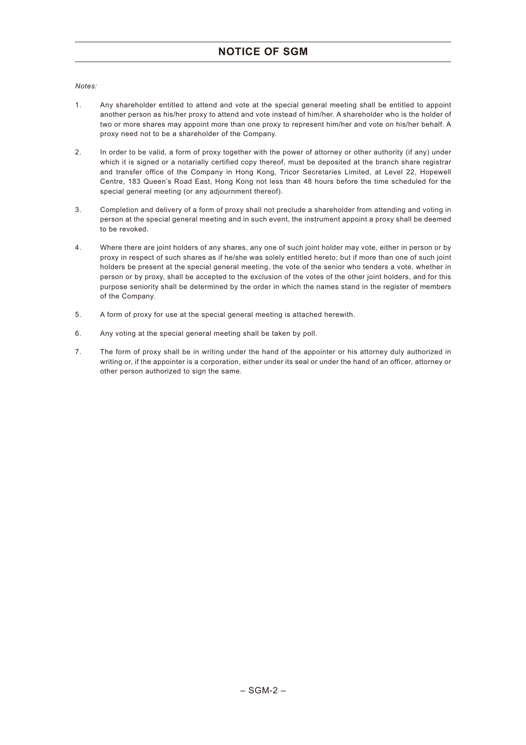# NOTICE OF SGM

*Notes:*

1. Any shareholder entitled to attend and vote at the special general meeting shall be entitled to appoint another person as his/her proxy to attend and vote instead of him/her. A shareholder who is the holder of two or more shares may appoint more than one proxy to represent him/her and vote on his/her behalf. A proxy need not to be a shareholder of the Company.

2. In order to be valid, a form of proxy together with the power of attorney or other authority (if any) under which it is signed or a notarially certified copy thereof, must be deposited at the branch share registrar and transfer office of the Company in Hong Kong, Tricor Secretaries Limited, at Level 22, Hopewell Centre, 183 Queen's Road East, Hong Kong not less than 48 hours before the time scheduled for the special general meeting (or any adjournment thereof).

3. Completion and delivery of a form of proxy shall not preclude a shareholder from attending and voting in person at the special general meeting and in such event, the instrument appoint a proxy shall be deemed to be revoked.

4. Where there are joint holders of any shares, any one of such joint holder may vote, either in person or by proxy in respect of such shares as if he/she was solely entitled hereto; but if more than one of such joint holders be present at the special general meeting, the vote of the senior who tenders a vote, whether in person or by proxy, shall be accepted to the exclusion of the votes of the other joint holders, and for this purpose seniority shall be determined by the order in which the names stand in the register of members of the Company.

5. A form of proxy for use at the special general meeting is attached herewith.

6. Any voting at the special general meeting shall be taken by poll.

7. The form of proxy shall be in writing under the hand of the appointer or his attorney duly authorized in writing or, if the appointer is a corporation, either under its seal or under the hand of an officer, attorney or other person authorized to sign the same.